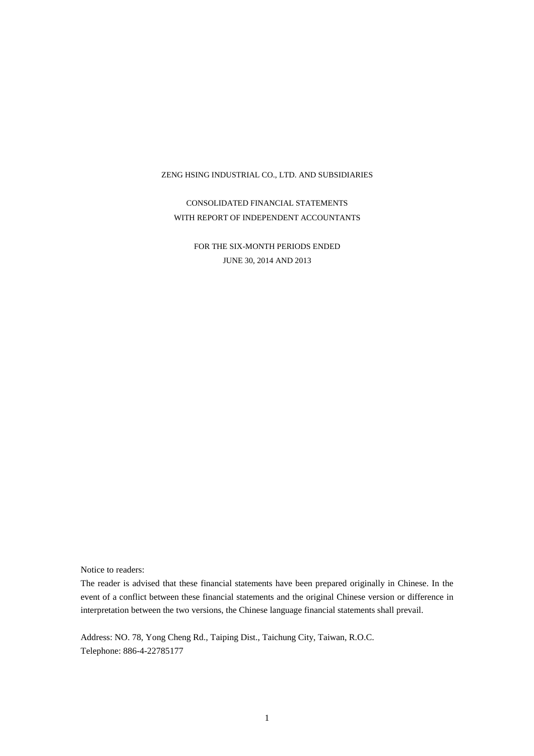ZENG HSING INDUSTRIAL CO., LTD. AND SUBSIDIARIES

CONSOLIDATED FINANCIAL STATEMENTS
WITH REPORT OF INDEPENDENT ACCOUNTANTS

FOR THE SIX-MONTH PERIODS ENDED
JUNE 30, 2014 AND 2013

Notice to readers:

The reader is advised that these financial statements have been prepared originally in Chinese. In the event of a conflict between these financial statements and the original Chinese version or difference in interpretation between the two versions, the Chinese language financial statements shall prevail.

Address: NO. 78, Yong Cheng Rd., Taiping Dist., Taichung City, Taiwan, R.O.C.
Telephone: 886-4-22785177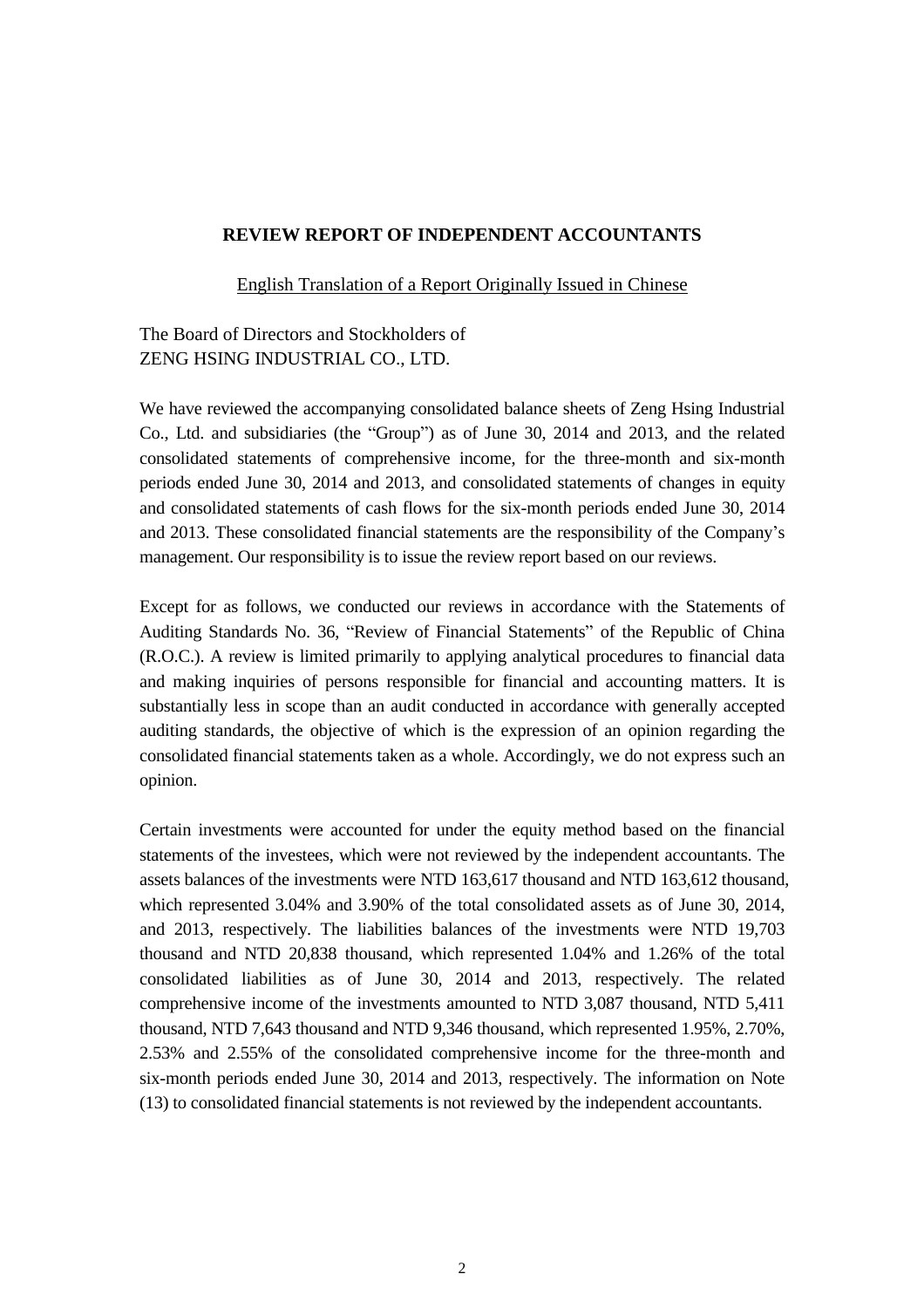# REVIEW REPORT OF INDEPENDENT ACCOUNTANTS

English Translation of a Report Originally Issued in Chinese

The Board of Directors and Stockholders of
ZENG HSING INDUSTRIAL CO., LTD.

We have reviewed the accompanying consolidated balance sheets of Zeng Hsing Industrial Co., Ltd. and subsidiaries (the "Group") as of June 30, 2014 and 2013, and the related consolidated statements of comprehensive income, for the three-month and six-month periods ended June 30, 2014 and 2013, and consolidated statements of changes in equity and consolidated statements of cash flows for the six-month periods ended June 30, 2014 and 2013. These consolidated financial statements are the responsibility of the Company's management. Our responsibility is to issue the review report based on our reviews.

Except for as follows, we conducted our reviews in accordance with the Statements of Auditing Standards No. 36, "Review of Financial Statements" of the Republic of China (R.O.C.). A review is limited primarily to applying analytical procedures to financial data and making inquiries of persons responsible for financial and accounting matters. It is substantially less in scope than an audit conducted in accordance with generally accepted auditing standards, the objective of which is the expression of an opinion regarding the consolidated financial statements taken as a whole. Accordingly, we do not express such an opinion.

Certain investments were accounted for under the equity method based on the financial statements of the investees, which were not reviewed by the independent accountants. The assets balances of the investments were NTD 163,617 thousand and NTD 163,612 thousand, which represented 3.04% and 3.90% of the total consolidated assets as of June 30, 2014, and 2013, respectively. The liabilities balances of the investments were NTD 19,703 thousand and NTD 20,838 thousand, which represented 1.04% and 1.26% of the total consolidated liabilities as of June 30, 2014 and 2013, respectively. The related comprehensive income of the investments amounted to NTD 3,087 thousand, NTD 5,411 thousand, NTD 7,643 thousand and NTD 9,346 thousand, which represented 1.95%, 2.70%, 2.53% and 2.55% of the consolidated comprehensive income for the three-month and six-month periods ended June 30, 2014 and 2013, respectively. The information on Note (13) to consolidated financial statements is not reviewed by the independent accountants.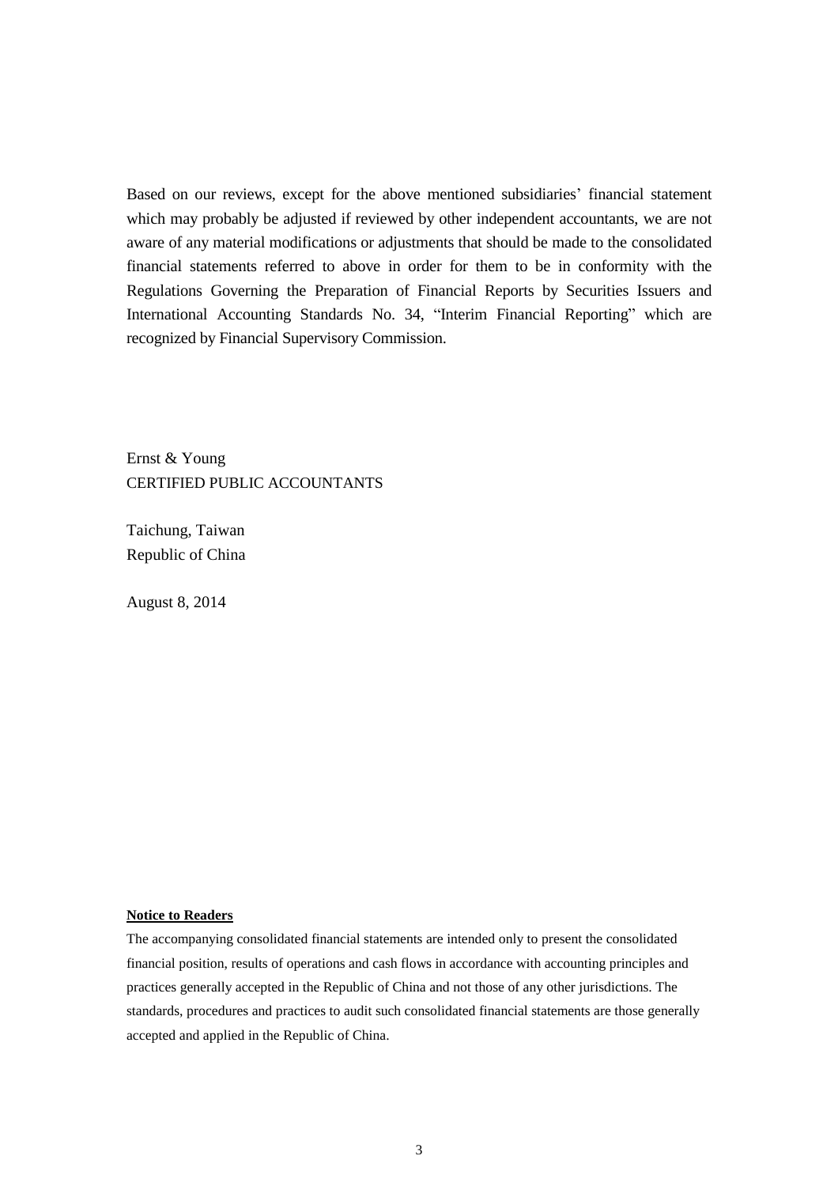Based on our reviews, except for the above mentioned subsidiaries' financial statement which may probably be adjusted if reviewed by other independent accountants, we are not aware of any material modifications or adjustments that should be made to the consolidated financial statements referred to above in order for them to be in conformity with the Regulations Governing the Preparation of Financial Reports by Securities Issuers and International Accounting Standards No. 34, "Interim Financial Reporting" which are recognized by Financial Supervisory Commission.

Ernst & Young
CERTIFIED PUBLIC ACCOUNTANTS

Taichung, Taiwan
Republic of China

August 8, 2014

**Notice to Readers**

The accompanying consolidated financial statements are intended only to present the consolidated financial position, results of operations and cash flows in accordance with accounting principles and practices generally accepted in the Republic of China and not those of any other jurisdictions. The standards, procedures and practices to audit such consolidated financial statements are those generally accepted and applied in the Republic of China.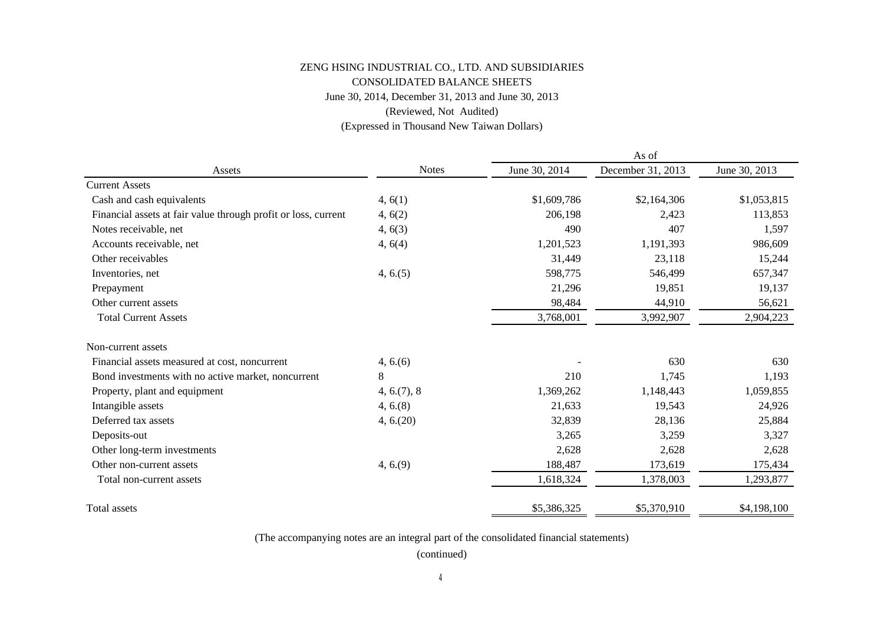# ZENG HSING INDUSTRIAL CO., LTD. AND SUBSIDIARIES

## CONSOLIDATED BALANCE SHEETS

June 30, 2014, December 31, 2013 and June 30, 2013

(Reviewed, Not Audited)

(Expressed in Thousand New Taiwan Dollars)

| Assets | Notes | As of June 30, 2014 | As of December 31, 2013 | As of June 30, 2013 |
|---|---|---|---|---|
| **Current Assets** | | | | |
| Cash and cash equivalents | 4, 6(1) | $1,609,786 | $2,164,306 | $1,053,815 |
| Financial assets at fair value through profit or loss, current | 4, 6(2) | 206,198 | 2,423 | 113,853 |
| Notes receivable, net | 4, 6(3) | 490 | 407 | 1,597 |
| Accounts receivable, net | 4, 6(4) | 1,201,523 | 1,191,393 | 986,609 |
| Other receivables | | 31,449 | 23,118 | 15,244 |
| Inventories, net | 4, 6.(5) | 598,775 | 546,499 | 657,347 |
| Prepayment | | 21,296 | 19,851 | 19,137 |
| Other current assets | | 98,484 | 44,910 | 56,621 |
| Total Current Assets | | 3,768,001 | 3,992,907 | 2,904,223 |
| | | | | |
| **Non-current assets** | | | | |
| Financial assets measured at cost, noncurrent | 4, 6.(6) | - | 630 | 630 |
| Bond investments with no active market, noncurrent | 8 | 210 | 1,745 | 1,193 |
| Property, plant and equipment | 4, 6.(7), 8 | 1,369,262 | 1,148,443 | 1,059,855 |
| Intangible assets | 4, 6.(8) | 21,633 | 19,543 | 24,926 |
| Deferred tax assets | 4, 6.(20) | 32,839 | 28,136 | 25,884 |
| Deposits-out | | 3,265 | 3,259 | 3,327 |
| Other long-term investments | | 2,628 | 2,628 | 2,628 |
| Other non-current assets | 4, 6.(9) | 188,487 | 173,619 | 175,434 |
| Total non-current assets | | 1,618,324 | 1,378,003 | 1,293,877 |
| | | | | |
| **Total assets** | | $5,386,325 | $5,370,910 | $4,198,100 |

(The accompanying notes are an integral part of the consolidated financial statements)

(continued)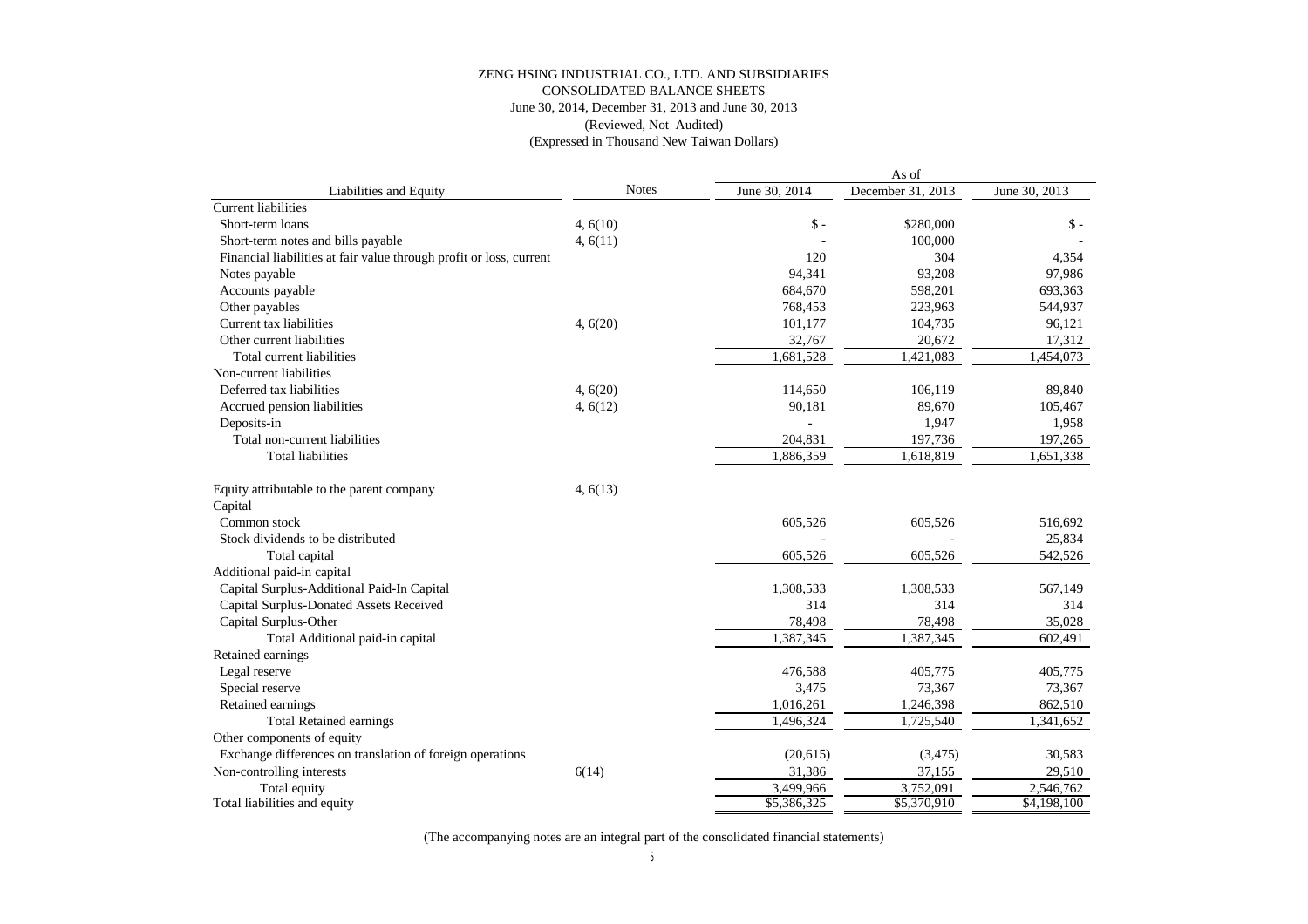ZENG HSING INDUSTRIAL CO., LTD. AND SUBSIDIARIES
CONSOLIDATED BALANCE SHEETS
June 30, 2014, December 31, 2013 and June 30, 2013
(Reviewed, Not Audited)
(Expressed in Thousand New Taiwan Dollars)

| Liabilities and Equity | Notes | As of June 30, 2014 | As of December 31, 2013 | As of June 30, 2013 |
|---|---|---|---|---|
| Current liabilities | | | | |
| Short-term loans | 4, 6(10) | $ - | $280,000 | $ - |
| Short-term notes and bills payable | 4, 6(11) | - | 100,000 | - |
| Financial liabilities at fair value through profit or loss, current | | 120 | 304 | 4,354 |
| Notes payable | | 94,341 | 93,208 | 97,986 |
| Accounts payable | | 684,670 | 598,201 | 693,363 |
| Other payables | | 768,453 | 223,963 | 544,937 |
| Current tax liabilities | 4, 6(20) | 101,177 | 104,735 | 96,121 |
| Other current liabilities | | 32,767 | 20,672 | 17,312 |
| Total current liabilities | | 1,681,528 | 1,421,083 | 1,454,073 |
| Non-current liabilities | | | | |
| Deferred tax liabilities | 4, 6(20) | 114,650 | 106,119 | 89,840 |
| Accrued pension liabilities | 4, 6(12) | 90,181 | 89,670 | 105,467 |
| Deposits-in | | - | 1,947 | 1,958 |
| Total non-current liabilities | | 204,831 | 197,736 | 197,265 |
| Total liabilities | | 1,886,359 | 1,618,819 | 1,651,338 |
| | | | | |
| Equity attributable to the parent company | 4, 6(13) | | | |
| Capital | | | | |
| Common stock | | 605,526 | 605,526 | 516,692 |
| Stock dividends to be distributed | | - | - | 25,834 |
| Total capital | | 605,526 | 605,526 | 542,526 |
| Additional paid-in capital | | | | |
| Capital Surplus-Additional Paid-In Capital | | 1,308,533 | 1,308,533 | 567,149 |
| Capital Surplus-Donated Assets Received | | 314 | 314 | 314 |
| Capital Surplus-Other | | 78,498 | 78,498 | 35,028 |
| Total Additional paid-in capital | | 1,387,345 | 1,387,345 | 602,491 |
| Retained earnings | | | | |
| Legal reserve | | 476,588 | 405,775 | 405,775 |
| Special reserve | | 3,475 | 73,367 | 73,367 |
| Retained earnings | | 1,016,261 | 1,246,398 | 862,510 |
| Total Retained earnings | | 1,496,324 | 1,725,540 | 1,341,652 |
| Other components of equity | | | | |
| Exchange differences on translation of foreign operations | | (20,615) | (3,475) | 30,583 |
| Non-controlling interests | 6(14) | 31,386 | 37,155 | 29,510 |
| Total equity | | 3,499,966 | 3,752,091 | 2,546,762 |
| Total liabilities and equity | | $5,386,325 | $5,370,910 | $4,198,100 |

(The accompanying notes are an integral part of the consolidated financial statements)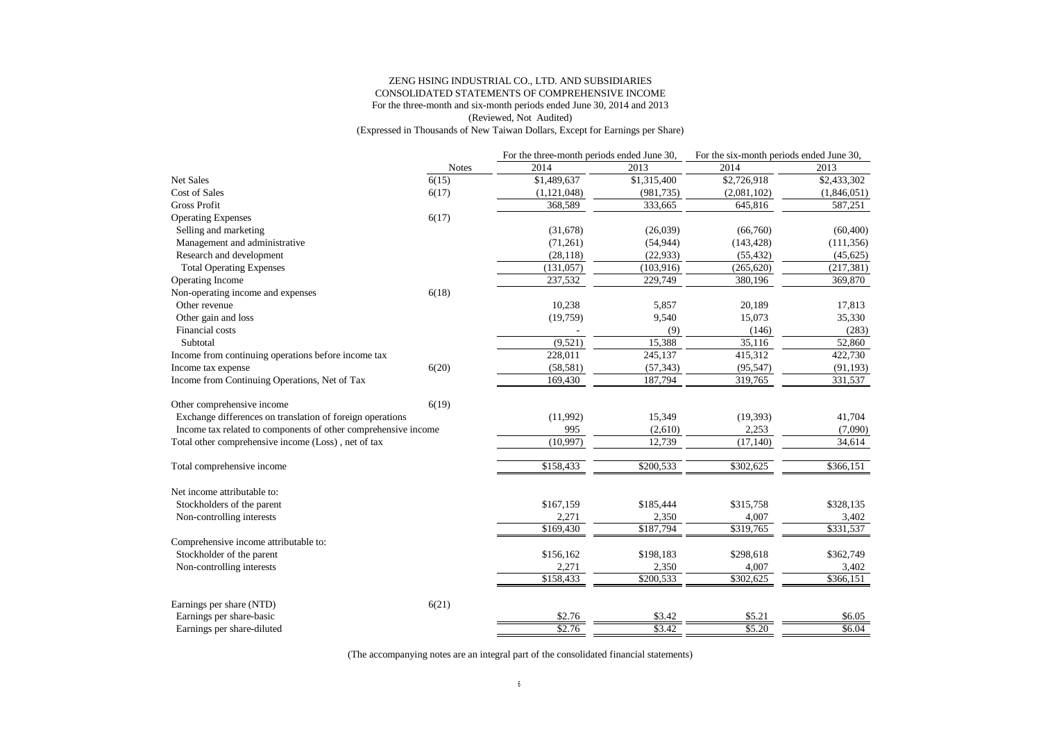ZENG HSING INDUSTRIAL CO., LTD. AND SUBSIDIARIES
CONSOLIDATED STATEMENTS OF COMPREHENSIVE INCOME
For the three-month and six-month periods ended June 30, 2014 and 2013
(Reviewed, Not Audited)
(Expressed in Thousands of New Taiwan Dollars, Except for Earnings per Share)

| | Notes | For the three-month periods ended June 30, | | For the six-month periods ended June 30, | |
|---|---|---|---|---|---|
| | | 2014 | 2013 | 2014 | 2013 |
| Net Sales | 6(15) | $1,489,637 | $1,315,400 | $2,726,918 | $2,433,302 |
| Cost of Sales | 6(17) | (1,121,048) | (981,735) | (2,081,102) | (1,846,051) |
| Gross Profit | | 368,589 | 333,665 | 645,816 | 587,251 |
| Operating Expenses | 6(17) | | | | |
| Selling and marketing | | (31,678) | (26,039) | (66,760) | (60,400) |
| Management and administrative | | (71,261) | (54,944) | (143,428) | (111,356) |
| Research and development | | (28,118) | (22,933) | (55,432) | (45,625) |
| Total Operating Expenses | | (131,057) | (103,916) | (265,620) | (217,381) |
| Operating Income | | 237,532 | 229,749 | 380,196 | 369,870 |
| Non-operating income and expenses | 6(18) | | | | |
| Other revenue | | 10,238 | 5,857 | 20,189 | 17,813 |
| Other gain and loss | | (19,759) | 9,540 | 15,073 | 35,330 |
| Financial costs | | - | (9) | (146) | (283) |
| Subtotal | | (9,521) | 15,388 | 35,116 | 52,860 |
| Income from continuing operations before income tax | | 228,011 | 245,137 | 415,312 | 422,730 |
| Income tax expense | 6(20) | (58,581) | (57,343) | (95,547) | (91,193) |
| Income from Continuing Operations, Net of Tax | | 169,430 | 187,794 | 319,765 | 331,537 |
| Other comprehensive income | 6(19) | | | | |
| Exchange differences on translation of foreign operations | | (11,992) | 15,349 | (19,393) | 41,704 |
| Income tax related to components of other comprehensive income | | 995 | (2,610) | 2,253 | (7,090) |
| Total other comprehensive income (Loss) , net of tax | | (10,997) | 12,739 | (17,140) | 34,614 |
| Total comprehensive income | | $158,433 | $200,533 | $302,625 | $366,151 |
| Net income attributable to: | | | | | |
| Stockholders of the parent | | $167,159 | $185,444 | $315,758 | $328,135 |
| Non-controlling interests | | 2,271 | 2,350 | 4,007 | 3,402 |
| | | $169,430 | $187,794 | $319,765 | $331,537 |
| Comprehensive income attributable to: | | | | | |
| Stockholder of the parent | | $156,162 | $198,183 | $298,618 | $362,749 |
| Non-controlling interests | | 2,271 | 2,350 | 4,007 | 3,402 |
| | | $158,433 | $200,533 | $302,625 | $366,151 |
| Earnings per share (NTD) | 6(21) | | | | |
| Earnings per share-basic | | $2.76 | $3.42 | $5.21 | $6.05 |
| Earnings per share-diluted | | $2.76 | $3.42 | $5.20 | $6.04 |

(The accompanying notes are an integral part of the consolidated financial statements)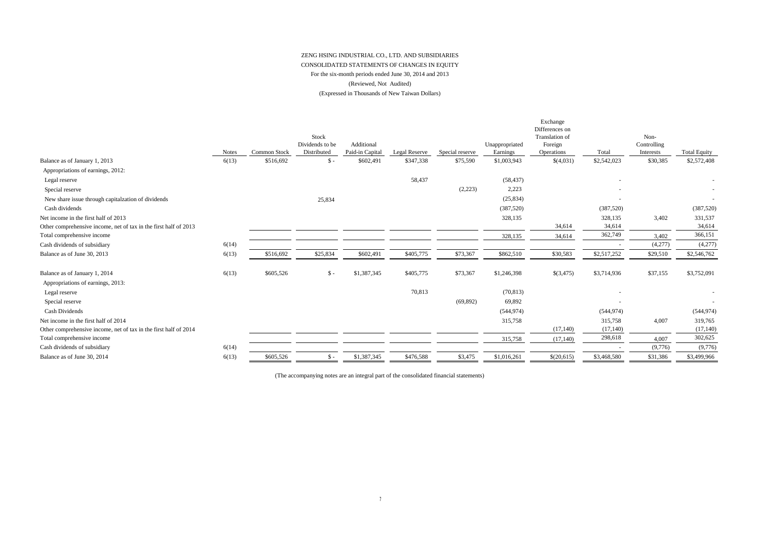ZENG HSING INDUSTRIAL CO., LTD. AND SUBSIDIARIES

CONSOLIDATED STATEMENTS OF CHANGES IN EQUITY

For the six-month periods ended June 30, 2014 and 2013

(Reviewed, Not Audited)

(Expressed in Thousands of New Taiwan Dollars)

| | Notes | Common Stock | Stock Dividends to be Distributed | Additional Paid-in Capital | Legal Reserve | Special reserve | Unappropriated Earnings | Exchange Differences on Translation of Foreign Operations | Total | Non-Controlling Interests | Total Equity |
|---|---|---|---|---|---|---|---|---|---|---|---|
| Balance as of January 1, 2013 | 6(13) | $516,692 | $ - | $602,491 | $347,338 | $75,590 | $1,003,943 | $(4,031) | $2,542,023 | $30,385 | $2,572,408 |
| Appropriations of earnings, 2012: | | | | | | | | | | | |
| Legal reserve | | | | | 58,437 | | (58,437) | | - | | - |
| Special reserve | | | | | | (2,223) | 2,223 | | - | | - |
| New share issue through capitalzation of dividends | | | 25,834 | | | | (25,834) | | - | | - |
| Cash dividends | | | | | | | (387,520) | | (387,520) | | (387,520) |
| Net income in the first half of 2013 | | | | | | | 328,135 | | 328,135 | 3,402 | 331,537 |
| Other comprehensive income, net of tax in the first half of 2013 | | | | | | | | 34,614 | 34,614 | | 34,614 |
| Total comprehensive income | | | | | | | 328,135 | 34,614 | 362,749 | 3,402 | 366,151 |
| Cash dividends of subsidiary | 6(14) | | | | | | | | - | (4,277) | (4,277) |
| Balance as of June 30, 2013 | 6(13) | $516,692 | $25,834 | $602,491 | $405,775 | $73,367 | $862,510 | $30,583 | $2,517,252 | $29,510 | $2,546,762 |
| Balance as of January 1, 2014 | 6(13) | $605,526 | $ - | $1,387,345 | $405,775 | $73,367 | $1,246,398 | $(3,475) | $3,714,936 | $37,155 | $3,752,091 |
| Appropriations of earnings, 2013: | | | | | | | | | | | |
| Legal reserve | | | | | 70,813 | | (70,813) | | - | | - |
| Special reserve | | | | | | (69,892) | 69,892 | | - | | - |
| Cash Dividends | | | | | | | (544,974) | | (544,974) | | (544,974) |
| Net income in the first half of 2014 | | | | | | | 315,758 | | 315,758 | 4,007 | 319,765 |
| Other comprehensive income, net of tax in the first half of 2014 | | | | | | | | (17,140) | (17,140) | | (17,140) |
| Total comprehensive income | | | | | | | 315,758 | (17,140) | 298,618 | 4,007 | 302,625 |
| Cash dividends of subsidiary | 6(14) | | | | | | | | - | (9,776) | (9,776) |
| Balance as of June 30, 2014 | 6(13) | $605,526 | $ - | $1,387,345 | $476,588 | $3,475 | $1,016,261 | $(20,615) | $3,468,580 | $31,386 | $3,499,966 |

(The accompanying notes are an integral part of the consolidated financial statements)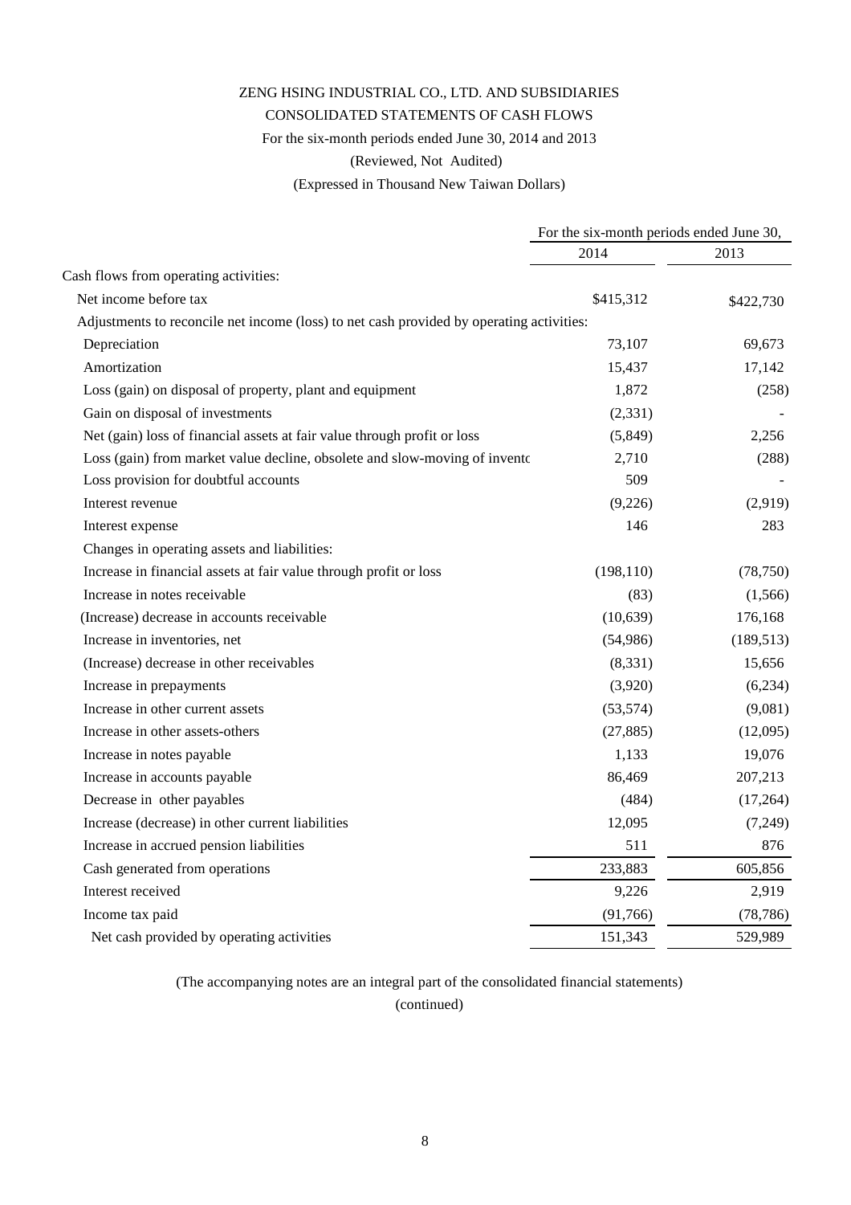ZENG HSING INDUSTRIAL CO., LTD. AND SUBSIDIARIES

CONSOLIDATED STATEMENTS OF CASH FLOWS

For the six-month periods ended June 30, 2014 and 2013

(Reviewed, Not Audited)

(Expressed in Thousand New Taiwan Dollars)

| | For the six-month periods ended June 30, | |
|---|---|---|
| | 2014 | 2013 |
| Cash flows from operating activities: | | |
| Net income before tax | $415,312 | $422,730 |
| Adjustments to reconcile net income (loss) to net cash provided by operating activities: | | |
| Depreciation | 73,107 | 69,673 |
| Amortization | 15,437 | 17,142 |
| Loss (gain) on disposal of property, plant and equipment | 1,872 | (258) |
| Gain on disposal of investments | (2,331) | - |
| Net (gain) loss of financial assets at fair value through profit or loss | (5,849) | 2,256 |
| Loss (gain) from market value decline, obsolete and slow-moving of inventc | 2,710 | (288) |
| Loss provision for doubtful accounts | 509 | - |
| Interest revenue | (9,226) | (2,919) |
| Interest expense | 146 | 283 |
| Changes in operating assets and liabilities: | | |
| Increase in financial assets at fair value through profit or loss | (198,110) | (78,750) |
| Increase in notes receivable | (83) | (1,566) |
| (Increase) decrease in accounts receivable | (10,639) | 176,168 |
| Increase in inventories, net | (54,986) | (189,513) |
| (Increase) decrease in other receivables | (8,331) | 15,656 |
| Increase in prepayments | (3,920) | (6,234) |
| Increase in other current assets | (53,574) | (9,081) |
| Increase in other assets-others | (27,885) | (12,095) |
| Increase in notes payable | 1,133 | 19,076 |
| Increase in accounts payable | 86,469 | 207,213 |
| Decrease in other payables | (484) | (17,264) |
| Increase (decrease) in other current liabilities | 12,095 | (7,249) |
| Increase in accrued pension liabilities | 511 | 876 |
| Cash generated from operations | 233,883 | 605,856 |
| Interest received | 9,226 | 2,919 |
| Income tax paid | (91,766) | (78,786) |
| Net cash provided by operating activities | 151,343 | 529,989 |

(The accompanying notes are an integral part of the consolidated financial statements)

(continued)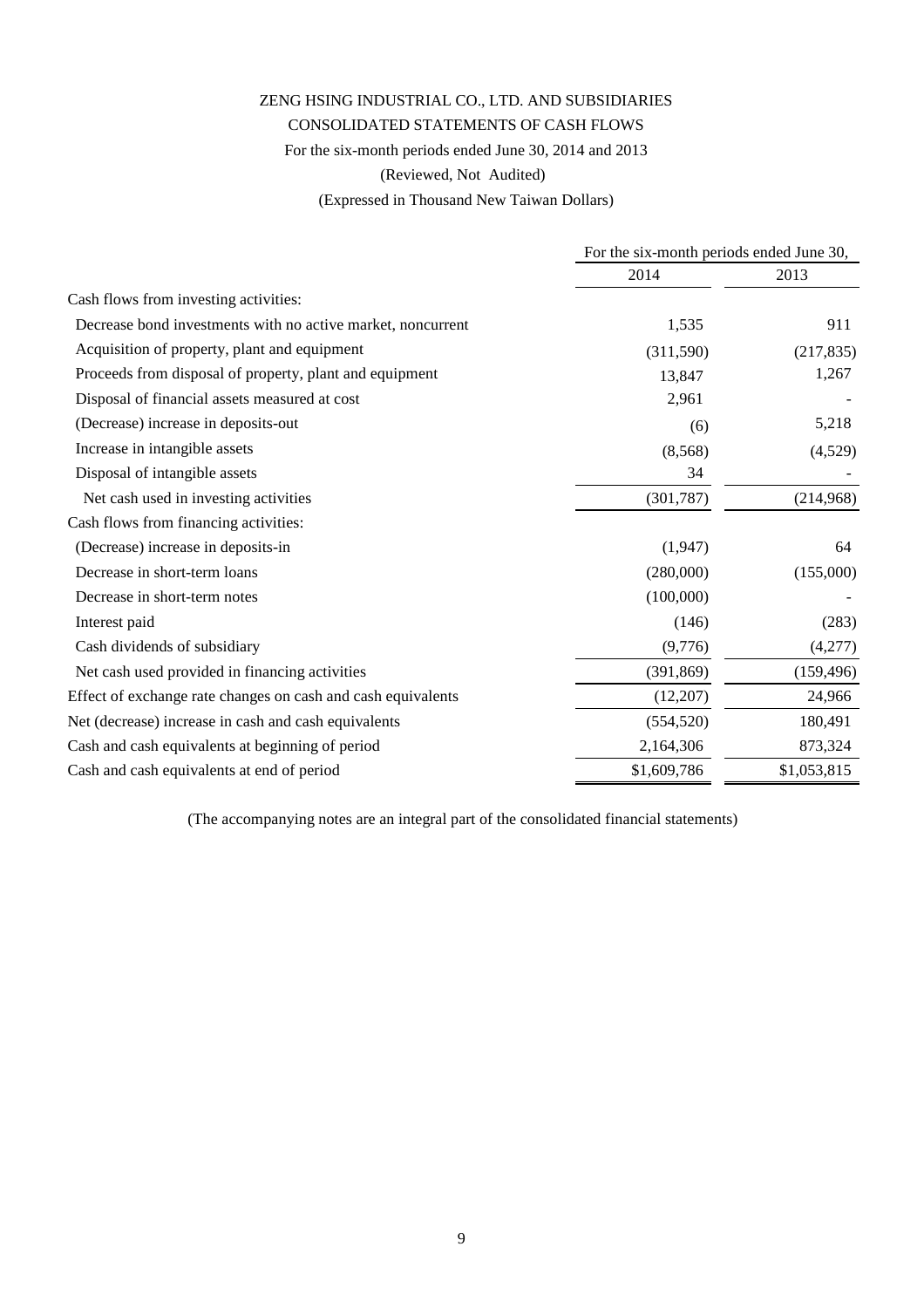ZENG HSING INDUSTRIAL CO., LTD. AND SUBSIDIARIES

CONSOLIDATED STATEMENTS OF CASH FLOWS

For the six-month periods ended June 30, 2014 and 2013

(Reviewed, Not Audited)

(Expressed in Thousand New Taiwan Dollars)

| | For the six-month periods ended June 30, | |
|---|---|---|
| | 2014 | 2013 |
| Cash flows from investing activities: | | |
| Decrease bond investments with no active market, noncurrent | 1,535 | 911 |
| Acquisition of property, plant and equipment | (311,590) | (217,835) |
| Proceeds from disposal of property, plant and equipment | 13,847 | 1,267 |
| Disposal of financial assets measured at cost | 2,961 | - |
| (Decrease) increase in deposits-out | (6) | 5,218 |
| Increase in intangible assets | (8,568) | (4,529) |
| Disposal of intangible assets | 34 | - |
| Net cash used in investing activities | (301,787) | (214,968) |
| Cash flows from financing activities: | | |
| (Decrease) increase in deposits-in | (1,947) | 64 |
| Decrease in short-term loans | (280,000) | (155,000) |
| Decrease in short-term notes | (100,000) | - |
| Interest paid | (146) | (283) |
| Cash dividends of subsidiary | (9,776) | (4,277) |
| Net cash used provided in financing activities | (391,869) | (159,496) |
| Effect of exchange rate changes on cash and cash equivalents | (12,207) | 24,966 |
| Net (decrease) increase in cash and cash equivalents | (554,520) | 180,491 |
| Cash and cash equivalents at beginning of period | 2,164,306 | 873,324 |
| Cash and cash equivalents at end of period | $1,609,786 | $1,053,815 |

(The accompanying notes are an integral part of the consolidated financial statements)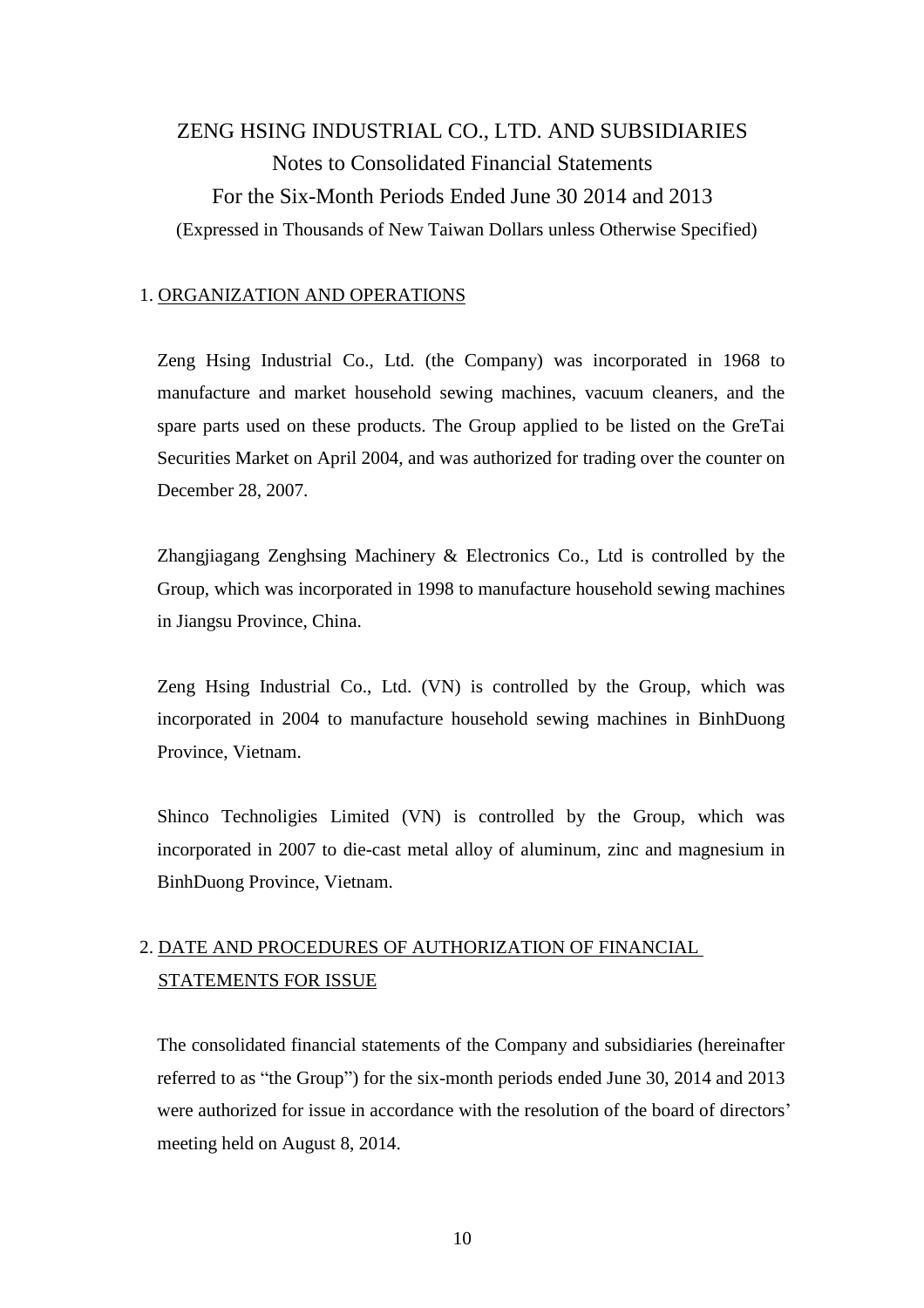# ZENG HSING INDUSTRIAL CO., LTD. AND SUBSIDIARIES

## Notes to Consolidated Financial Statements

## For the Six-Month Periods Ended June 30 2014 and 2013

(Expressed in Thousands of New Taiwan Dollars unless Otherwise Specified)

### 1. ORGANIZATION AND OPERATIONS

Zeng Hsing Industrial Co., Ltd. (the Company) was incorporated in 1968 to manufacture and market household sewing machines, vacuum cleaners, and the spare parts used on these products. The Group applied to be listed on the GreTai Securities Market on April 2004, and was authorized for trading over the counter on December 28, 2007.

Zhangjiagang Zenghsing Machinery & Electronics Co., Ltd is controlled by the Group, which was incorporated in 1998 to manufacture household sewing machines in Jiangsu Province, China.

Zeng Hsing Industrial Co., Ltd. (VN) is controlled by the Group, which was incorporated in 2004 to manufacture household sewing machines in BinhDuong Province, Vietnam.

Shinco Technoligies Limited (VN) is controlled by the Group, which was incorporated in 2007 to die-cast metal alloy of aluminum, zinc and magnesium in BinhDuong Province, Vietnam.

### 2. DATE AND PROCEDURES OF AUTHORIZATION OF FINANCIAL STATEMENTS FOR ISSUE

The consolidated financial statements of the Company and subsidiaries (hereinafter referred to as "the Group") for the six-month periods ended June 30, 2014 and 2013 were authorized for issue in accordance with the resolution of the board of directors' meeting held on August 8, 2014.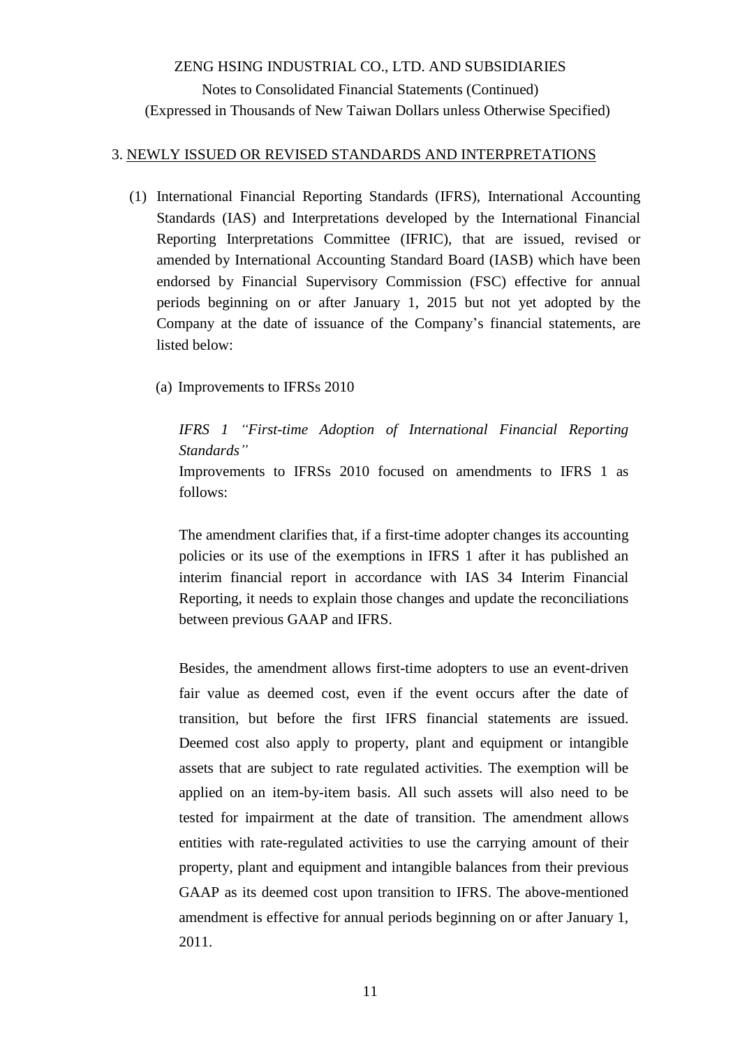## 3. NEWLY ISSUED OR REVISED STANDARDS AND INTERPRETATIONS

(1) International Financial Reporting Standards (IFRS), International Accounting Standards (IAS) and Interpretations developed by the International Financial Reporting Interpretations Committee (IFRIC), that are issued, revised or amended by International Accounting Standard Board (IASB) which have been endorsed by Financial Supervisory Commission (FSC) effective for annual periods beginning on or after January 1, 2015 but not yet adopted by the Company at the date of issuance of the Company's financial statements, are listed below:

(a) Improvements to IFRSs 2010

*IFRS 1 "First-time Adoption of International Financial Reporting Standards"*
Improvements to IFRSs 2010 focused on amendments to IFRS 1 as follows:

The amendment clarifies that, if a first-time adopter changes its accounting policies or its use of the exemptions in IFRS 1 after it has published an interim financial report in accordance with IAS 34 Interim Financial Reporting, it needs to explain those changes and update the reconciliations between previous GAAP and IFRS.

Besides, the amendment allows first-time adopters to use an event-driven fair value as deemed cost, even if the event occurs after the date of transition, but before the first IFRS financial statements are issued. Deemed cost also apply to property, plant and equipment or intangible assets that are subject to rate regulated activities. The exemption will be applied on an item-by-item basis. All such assets will also need to be tested for impairment at the date of transition. The amendment allows entities with rate-regulated activities to use the carrying amount of their property, plant and equipment and intangible balances from their previous GAAP as its deemed cost upon transition to IFRS. The above-mentioned amendment is effective for annual periods beginning on or after January 1, 2011.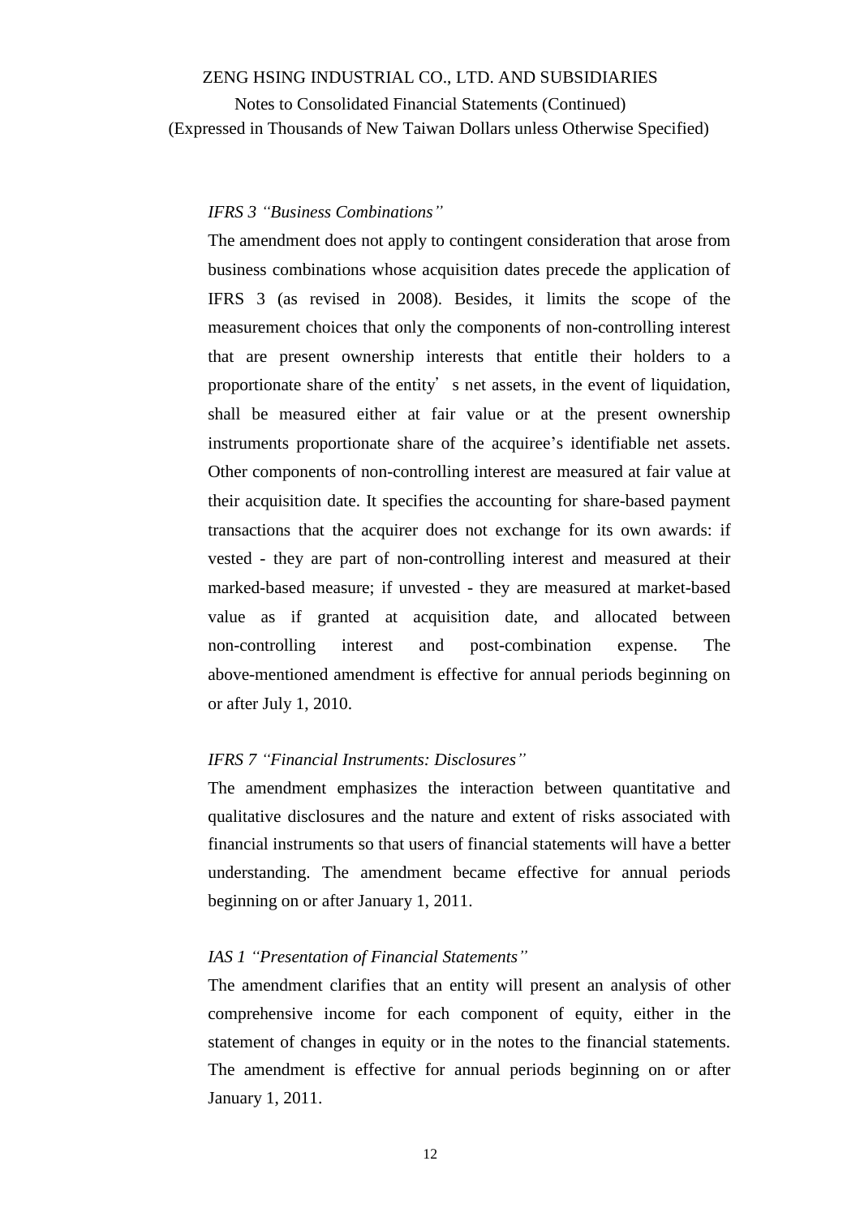*IFRS 3 "Business Combinations"*

The amendment does not apply to contingent consideration that arose from business combinations whose acquisition dates precede the application of IFRS 3 (as revised in 2008). Besides, it limits the scope of the measurement choices that only the components of non-controlling interest that are present ownership interests that entitle their holders to a proportionate share of the entity's net assets, in the event of liquidation, shall be measured either at fair value or at the present ownership instruments proportionate share of the acquiree's identifiable net assets. Other components of non-controlling interest are measured at fair value at their acquisition date. It specifies the accounting for share-based payment transactions that the acquirer does not exchange for its own awards: if vested - they are part of non-controlling interest and measured at their marked-based measure; if unvested - they are measured at market-based value as if granted at acquisition date, and allocated between non-controlling interest and post-combination expense. The above-mentioned amendment is effective for annual periods beginning on or after July 1, 2010.

*IFRS 7 "Financial Instruments: Disclosures"*

The amendment emphasizes the interaction between quantitative and qualitative disclosures and the nature and extent of risks associated with financial instruments so that users of financial statements will have a better understanding. The amendment became effective for annual periods beginning on or after January 1, 2011.

*IAS 1 "Presentation of Financial Statements"*

The amendment clarifies that an entity will present an analysis of other comprehensive income for each component of equity, either in the statement of changes in equity or in the notes to the financial statements. The amendment is effective for annual periods beginning on or after January 1, 2011.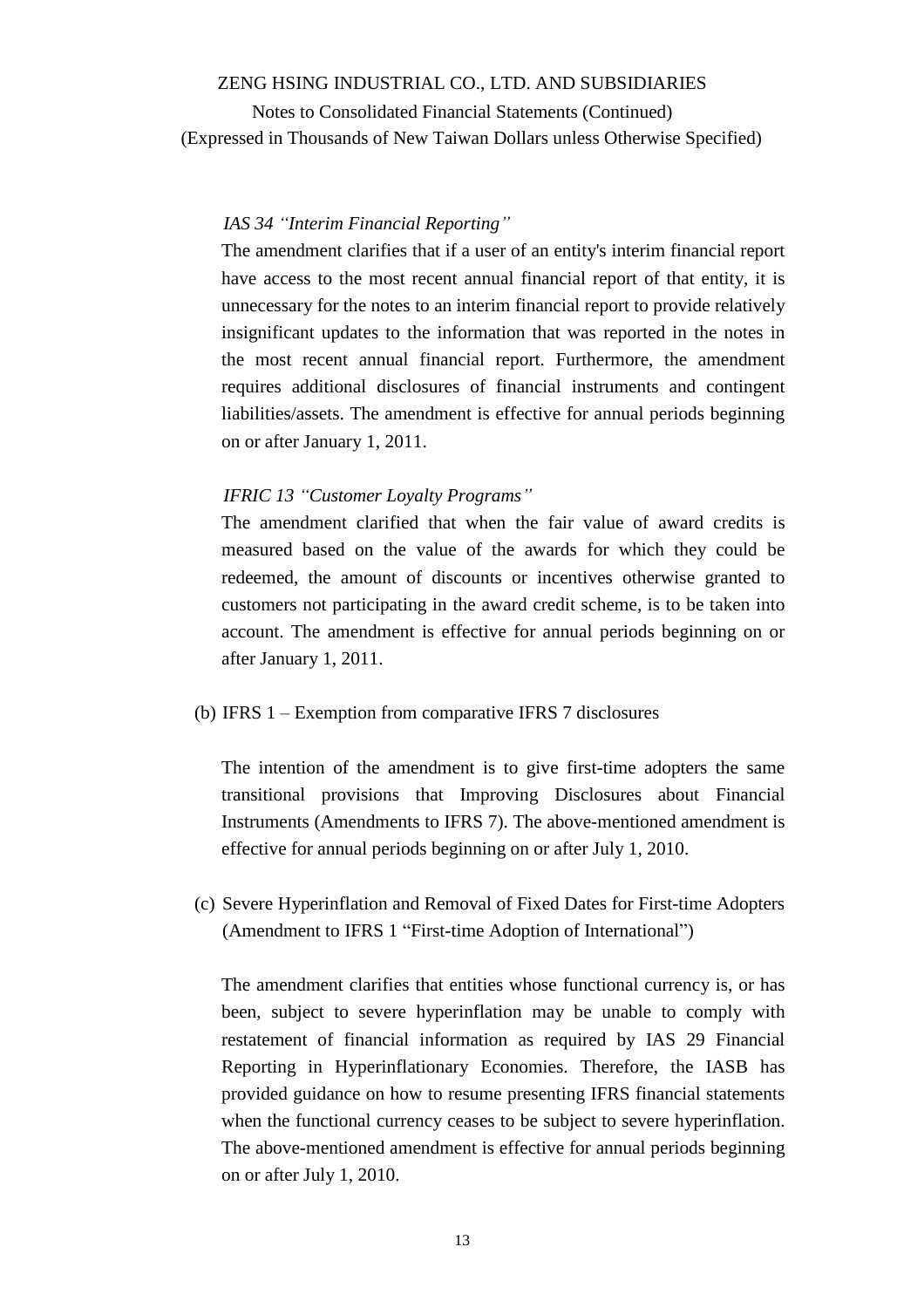*IAS 34 "Interim Financial Reporting"*

The amendment clarifies that if a user of an entity's interim financial report have access to the most recent annual financial report of that entity, it is unnecessary for the notes to an interim financial report to provide relatively insignificant updates to the information that was reported in the notes in the most recent annual financial report. Furthermore, the amendment requires additional disclosures of financial instruments and contingent liabilities/assets. The amendment is effective for annual periods beginning on or after January 1, 2011.

*IFRIC 13 "Customer Loyalty Programs"*

The amendment clarified that when the fair value of award credits is measured based on the value of the awards for which they could be redeemed, the amount of discounts or incentives otherwise granted to customers not participating in the award credit scheme, is to be taken into account. The amendment is effective for annual periods beginning on or after January 1, 2011.

(b) IFRS 1 – Exemption from comparative IFRS 7 disclosures

The intention of the amendment is to give first-time adopters the same transitional provisions that Improving Disclosures about Financial Instruments (Amendments to IFRS 7). The above-mentioned amendment is effective for annual periods beginning on or after July 1, 2010.

(c) Severe Hyperinflation and Removal of Fixed Dates for First-time Adopters (Amendment to IFRS 1 "First-time Adoption of International")

The amendment clarifies that entities whose functional currency is, or has been, subject to severe hyperinflation may be unable to comply with restatement of financial information as required by IAS 29 Financial Reporting in Hyperinflationary Economies. Therefore, the IASB has provided guidance on how to resume presenting IFRS financial statements when the functional currency ceases to be subject to severe hyperinflation. The above-mentioned amendment is effective for annual periods beginning on or after July 1, 2010.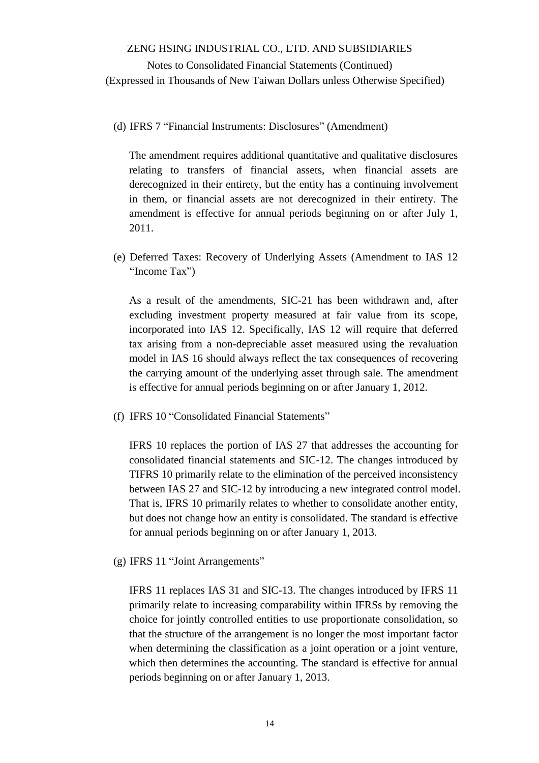(d) IFRS 7 "Financial Instruments: Disclosures" (Amendment)

The amendment requires additional quantitative and qualitative disclosures relating to transfers of financial assets, when financial assets are derecognized in their entirety, but the entity has a continuing involvement in them, or financial assets are not derecognized in their entirety. The amendment is effective for annual periods beginning on or after July 1, 2011.

(e) Deferred Taxes: Recovery of Underlying Assets (Amendment to IAS 12 "Income Tax")

As a result of the amendments, SIC-21 has been withdrawn and, after excluding investment property measured at fair value from its scope, incorporated into IAS 12. Specifically, IAS 12 will require that deferred tax arising from a non-depreciable asset measured using the revaluation model in IAS 16 should always reflect the tax consequences of recovering the carrying amount of the underlying asset through sale. The amendment is effective for annual periods beginning on or after January 1, 2012.

(f) IFRS 10 "Consolidated Financial Statements"

IFRS 10 replaces the portion of IAS 27 that addresses the accounting for consolidated financial statements and SIC-12. The changes introduced by TIFRS 10 primarily relate to the elimination of the perceived inconsistency between IAS 27 and SIC-12 by introducing a new integrated control model. That is, IFRS 10 primarily relates to whether to consolidate another entity, but does not change how an entity is consolidated. The standard is effective for annual periods beginning on or after January 1, 2013.

(g) IFRS 11 "Joint Arrangements"

IFRS 11 replaces IAS 31 and SIC-13. The changes introduced by IFRS 11 primarily relate to increasing comparability within IFRSs by removing the choice for jointly controlled entities to use proportionate consolidation, so that the structure of the arrangement is no longer the most important factor when determining the classification as a joint operation or a joint venture, which then determines the accounting. The standard is effective for annual periods beginning on or after January 1, 2013.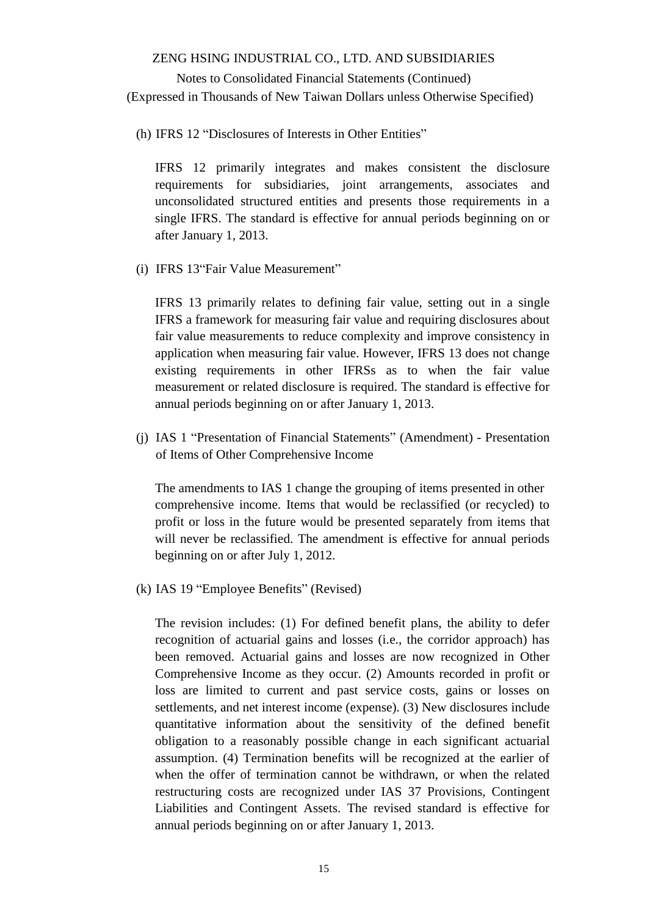(h) IFRS 12 “Disclosures of Interests in Other Entities”

IFRS 12 primarily integrates and makes consistent the disclosure requirements for subsidiaries, joint arrangements, associates and unconsolidated structured entities and presents those requirements in a single IFRS. The standard is effective for annual periods beginning on or after January 1, 2013.

(i) IFRS 13“Fair Value Measurement”

IFRS 13 primarily relates to defining fair value, setting out in a single IFRS a framework for measuring fair value and requiring disclosures about fair value measurements to reduce complexity and improve consistency in application when measuring fair value. However, IFRS 13 does not change existing requirements in other IFRSs as to when the fair value measurement or related disclosure is required. The standard is effective for annual periods beginning on or after January 1, 2013.

(j) IAS 1 “Presentation of Financial Statements” (Amendment) - Presentation of Items of Other Comprehensive Income

The amendments to IAS 1 change the grouping of items presented in other comprehensive income. Items that would be reclassified (or recycled) to profit or loss in the future would be presented separately from items that will never be reclassified. The amendment is effective for annual periods beginning on or after July 1, 2012.

(k) IAS 19 “Employee Benefits” (Revised)

The revision includes: (1) For defined benefit plans, the ability to defer recognition of actuarial gains and losses (i.e., the corridor approach) has been removed. Actuarial gains and losses are now recognized in Other Comprehensive Income as they occur. (2) Amounts recorded in profit or loss are limited to current and past service costs, gains or losses on settlements, and net interest income (expense). (3) New disclosures include quantitative information about the sensitivity of the defined benefit obligation to a reasonably possible change in each significant actuarial assumption. (4) Termination benefits will be recognized at the earlier of when the offer of termination cannot be withdrawn, or when the related restructuring costs are recognized under IAS 37 Provisions, Contingent Liabilities and Contingent Assets. The revised standard is effective for annual periods beginning on or after January 1, 2013.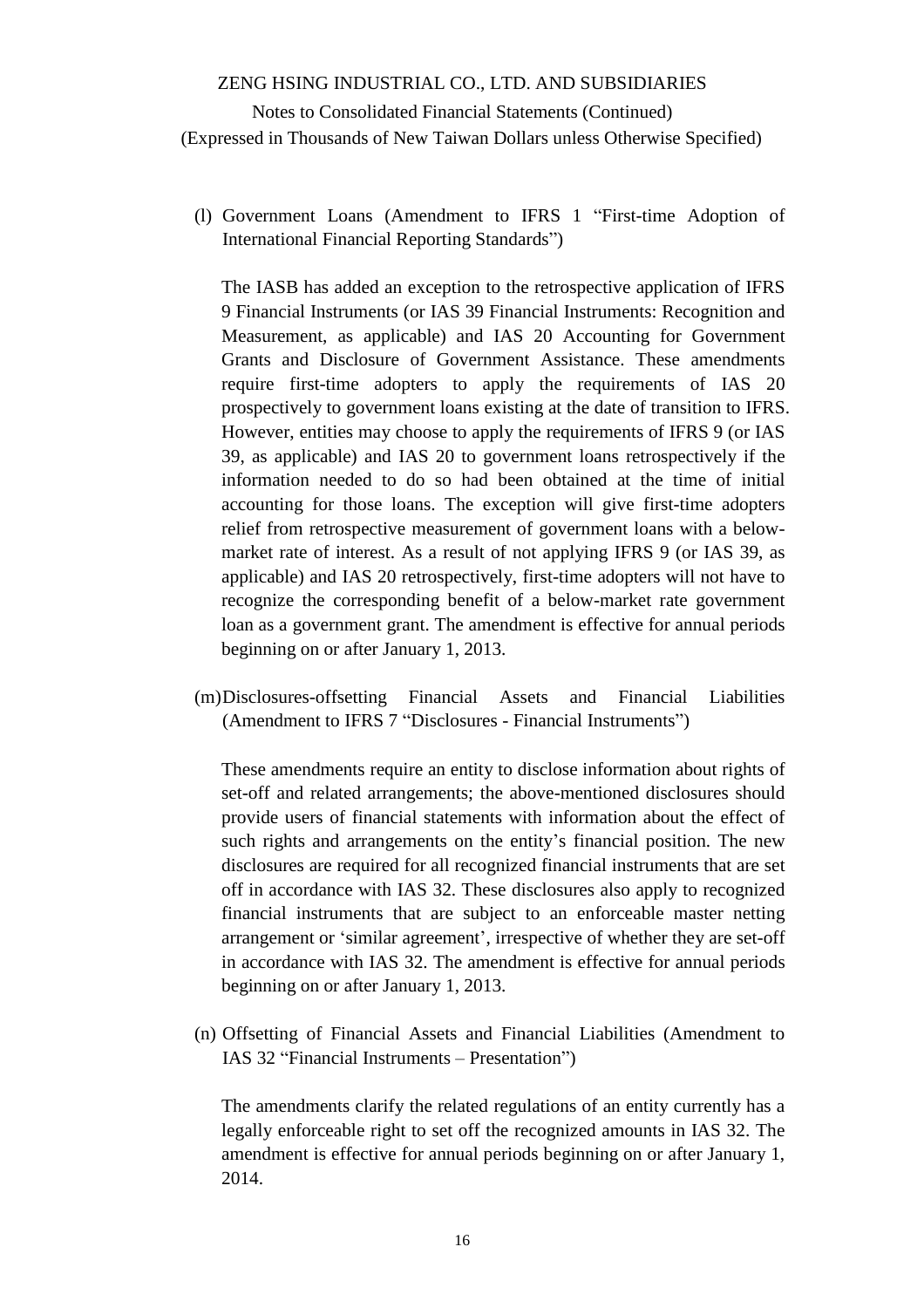(l) Government Loans (Amendment to IFRS 1 "First-time Adoption of International Financial Reporting Standards")

The IASB has added an exception to the retrospective application of IFRS 9 Financial Instruments (or IAS 39 Financial Instruments: Recognition and Measurement, as applicable) and IAS 20 Accounting for Government Grants and Disclosure of Government Assistance. These amendments require first-time adopters to apply the requirements of IAS 20 prospectively to government loans existing at the date of transition to IFRS. However, entities may choose to apply the requirements of IFRS 9 (or IAS 39, as applicable) and IAS 20 to government loans retrospectively if the information needed to do so had been obtained at the time of initial accounting for those loans. The exception will give first-time adopters relief from retrospective measurement of government loans with a below-market rate of interest. As a result of not applying IFRS 9 (or IAS 39, as applicable) and IAS 20 retrospectively, first-time adopters will not have to recognize the corresponding benefit of a below-market rate government loan as a government grant. The amendment is effective for annual periods beginning on or after January 1, 2013.

(m) Disclosures-offsetting Financial Assets and Financial Liabilities (Amendment to IFRS 7 "Disclosures - Financial Instruments")

These amendments require an entity to disclose information about rights of set-off and related arrangements; the above-mentioned disclosures should provide users of financial statements with information about the effect of such rights and arrangements on the entity's financial position. The new disclosures are required for all recognized financial instruments that are set off in accordance with IAS 32. These disclosures also apply to recognized financial instruments that are subject to an enforceable master netting arrangement or 'similar agreement', irrespective of whether they are set-off in accordance with IAS 32. The amendment is effective for annual periods beginning on or after January 1, 2013.

(n) Offsetting of Financial Assets and Financial Liabilities (Amendment to IAS 32 "Financial Instruments – Presentation")

The amendments clarify the related regulations of an entity currently has a legally enforceable right to set off the recognized amounts in IAS 32. The amendment is effective for annual periods beginning on or after January 1, 2014.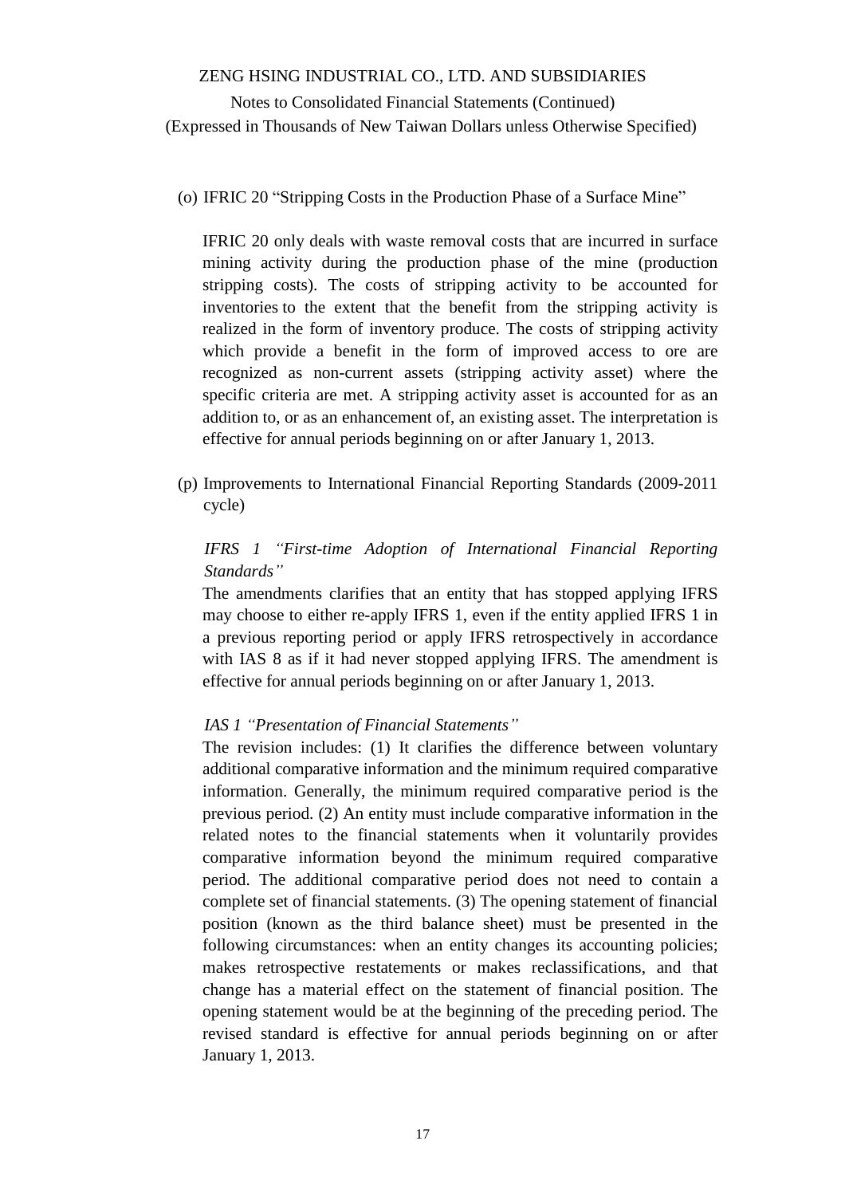(o) IFRIC 20 "Stripping Costs in the Production Phase of a Surface Mine"

IFRIC 20 only deals with waste removal costs that are incurred in surface mining activity during the production phase of the mine (production stripping costs). The costs of stripping activity to be accounted for inventories to the extent that the benefit from the stripping activity is realized in the form of inventory produce. The costs of stripping activity which provide a benefit in the form of improved access to ore are recognized as non-current assets (stripping activity asset) where the specific criteria are met. A stripping activity asset is accounted for as an addition to, or as an enhancement of, an existing asset. The interpretation is effective for annual periods beginning on or after January 1, 2013.

(p) Improvements to International Financial Reporting Standards (2009-2011 cycle)

*IFRS 1 "First-time Adoption of International Financial Reporting Standards"*

The amendments clarifies that an entity that has stopped applying IFRS may choose to either re-apply IFRS 1, even if the entity applied IFRS 1 in a previous reporting period or apply IFRS retrospectively in accordance with IAS 8 as if it had never stopped applying IFRS. The amendment is effective for annual periods beginning on or after January 1, 2013.

*IAS 1 "Presentation of Financial Statements"*

The revision includes: (1) It clarifies the difference between voluntary additional comparative information and the minimum required comparative information. Generally, the minimum required comparative period is the previous period. (2) An entity must include comparative information in the related notes to the financial statements when it voluntarily provides comparative information beyond the minimum required comparative period. The additional comparative period does not need to contain a complete set of financial statements. (3) The opening statement of financial position (known as the third balance sheet) must be presented in the following circumstances: when an entity changes its accounting policies; makes retrospective restatements or makes reclassifications, and that change has a material effect on the statement of financial position. The opening statement would be at the beginning of the preceding period. The revised standard is effective for annual periods beginning on or after January 1, 2013.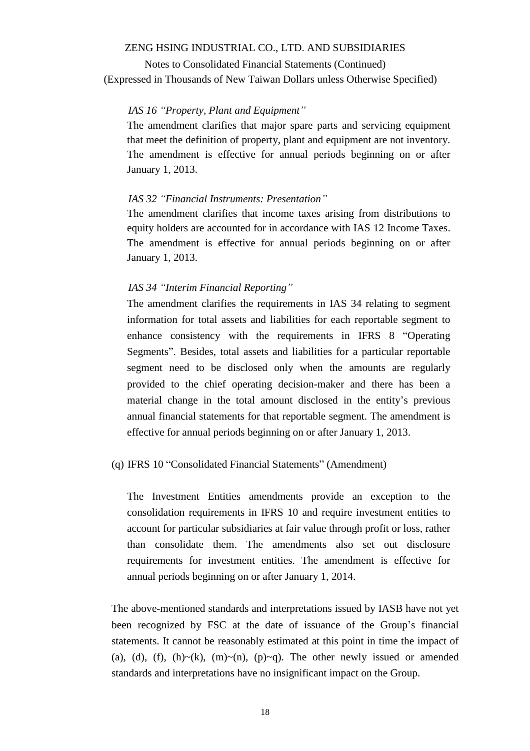*IAS 16 "Property, Plant and Equipment"*

The amendment clarifies that major spare parts and servicing equipment that meet the definition of property, plant and equipment are not inventory. The amendment is effective for annual periods beginning on or after January 1, 2013.

*IAS 32 "Financial Instruments: Presentation"*

The amendment clarifies that income taxes arising from distributions to equity holders are accounted for in accordance with IAS 12 Income Taxes. The amendment is effective for annual periods beginning on or after January 1, 2013.

*IAS 34 "Interim Financial Reporting"*

The amendment clarifies the requirements in IAS 34 relating to segment information for total assets and liabilities for each reportable segment to enhance consistency with the requirements in IFRS 8 "Operating Segments". Besides, total assets and liabilities for a particular reportable segment need to be disclosed only when the amounts are regularly provided to the chief operating decision-maker and there has been a material change in the total amount disclosed in the entity's previous annual financial statements for that reportable segment. The amendment is effective for annual periods beginning on or after January 1, 2013.

(q) IFRS 10 "Consolidated Financial Statements" (Amendment)

The Investment Entities amendments provide an exception to the consolidation requirements in IFRS 10 and require investment entities to account for particular subsidiaries at fair value through profit or loss, rather than consolidate them. The amendments also set out disclosure requirements for investment entities. The amendment is effective for annual periods beginning on or after January 1, 2014.

The above-mentioned standards and interpretations issued by IASB have not yet been recognized by FSC at the date of issuance of the Group's financial statements. It cannot be reasonably estimated at this point in time the impact of (a), (d), (f), (h)~(k), (m)~(n), (p)~q). The other newly issued or amended standards and interpretations have no insignificant impact on the Group.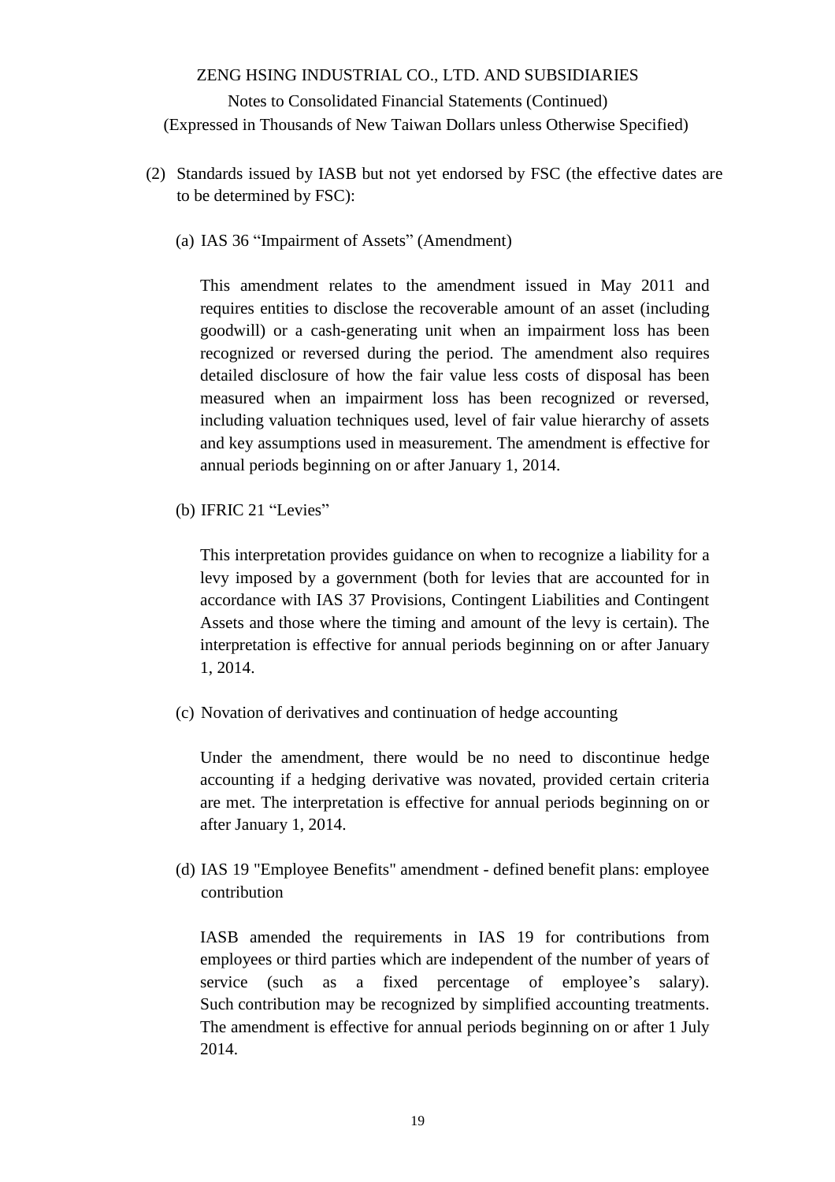(2) Standards issued by IASB but not yet endorsed by FSC (the effective dates are to be determined by FSC):

(a) IAS 36 “Impairment of Assets” (Amendment)

This amendment relates to the amendment issued in May 2011 and requires entities to disclose the recoverable amount of an asset (including goodwill) or a cash-generating unit when an impairment loss has been recognized or reversed during the period. The amendment also requires detailed disclosure of how the fair value less costs of disposal has been measured when an impairment loss has been recognized or reversed, including valuation techniques used, level of fair value hierarchy of assets and key assumptions used in measurement. The amendment is effective for annual periods beginning on or after January 1, 2014.

(b) IFRIC 21 “Levies”

This interpretation provides guidance on when to recognize a liability for a levy imposed by a government (both for levies that are accounted for in accordance with IAS 37 Provisions, Contingent Liabilities and Contingent Assets and those where the timing and amount of the levy is certain). The interpretation is effective for annual periods beginning on or after January 1, 2014.

(c) Novation of derivatives and continuation of hedge accounting

Under the amendment, there would be no need to discontinue hedge accounting if a hedging derivative was novated, provided certain criteria are met. The interpretation is effective for annual periods beginning on or after January 1, 2014.

(d) IAS 19 "Employee Benefits" amendment - defined benefit plans: employee contribution

IASB amended the requirements in IAS 19 for contributions from employees or third parties which are independent of the number of years of service (such as a fixed percentage of employee’s salary). Such contribution may be recognized by simplified accounting treatments. The amendment is effective for annual periods beginning on or after 1 July 2014.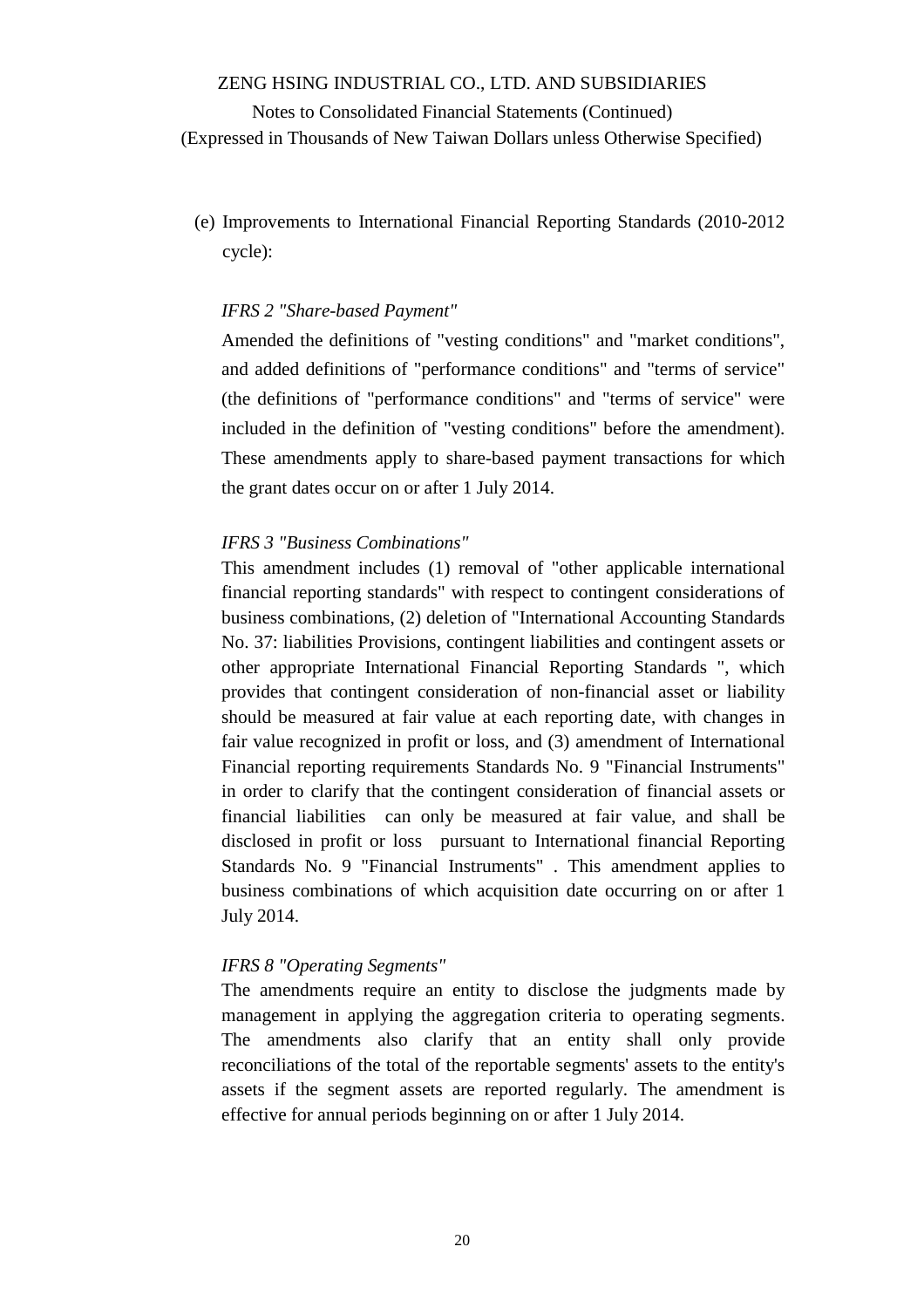(e) Improvements to International Financial Reporting Standards (2010-2012 cycle):

*IFRS 2 "Share-based Payment"*

Amended the definitions of "vesting conditions" and "market conditions", and added definitions of "performance conditions" and "terms of service" (the definitions of "performance conditions" and "terms of service" were included in the definition of "vesting conditions" before the amendment). These amendments apply to share-based payment transactions for which the grant dates occur on or after 1 July 2014.

*IFRS 3 "Business Combinations"*

This amendment includes (1) removal of "other applicable international financial reporting standards" with respect to contingent considerations of business combinations, (2) deletion of "International Accounting Standards No. 37: liabilities Provisions, contingent liabilities and contingent assets or other appropriate International Financial Reporting Standards ", which provides that contingent consideration of non-financial asset or liability should be measured at fair value at each reporting date, with changes in fair value recognized in profit or loss, and (3) amendment of International Financial reporting requirements Standards No. 9 "Financial Instruments" in order to clarify that the contingent consideration of financial assets or financial liabilities can only be measured at fair value, and shall be disclosed in profit or loss pursuant to International financial Reporting Standards No. 9 "Financial Instruments" . This amendment applies to business combinations of which acquisition date occurring on or after 1 July 2014.

*IFRS 8 "Operating Segments"*

The amendments require an entity to disclose the judgments made by management in applying the aggregation criteria to operating segments. The amendments also clarify that an entity shall only provide reconciliations of the total of the reportable segments' assets to the entity's assets if the segment assets are reported regularly. The amendment is effective for annual periods beginning on or after 1 July 2014.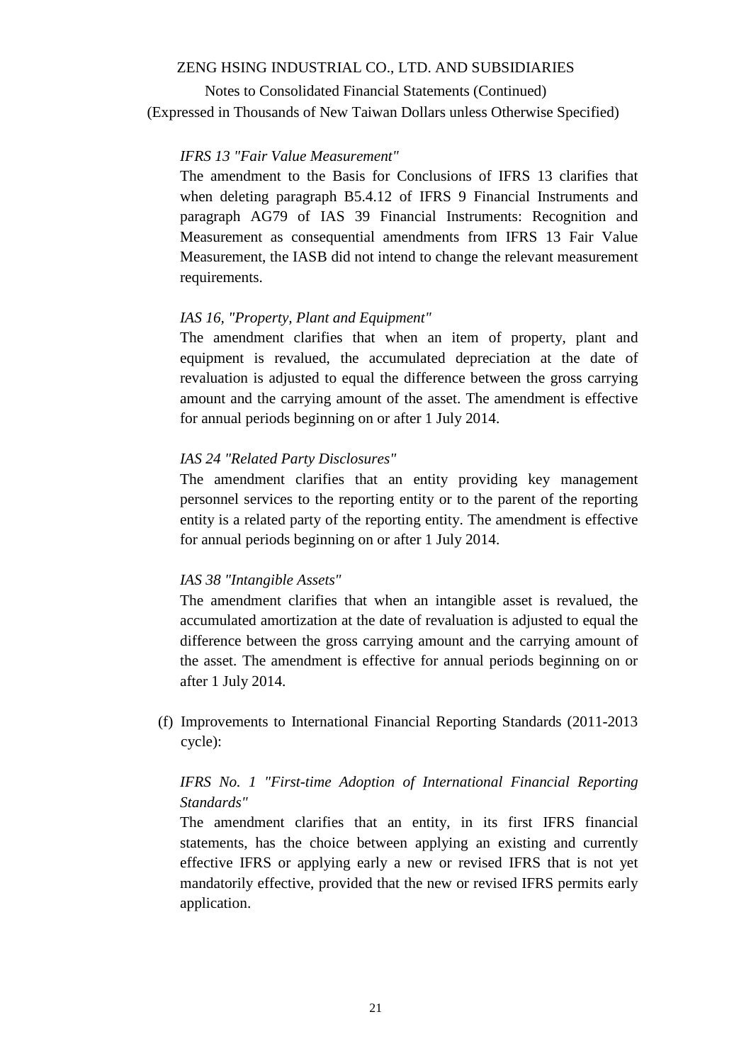*IFRS 13 "Fair Value Measurement"*

The amendment to the Basis for Conclusions of IFRS 13 clarifies that when deleting paragraph B5.4.12 of IFRS 9 Financial Instruments and paragraph AG79 of IAS 39 Financial Instruments: Recognition and Measurement as consequential amendments from IFRS 13 Fair Value Measurement, the IASB did not intend to change the relevant measurement requirements.

*IAS 16, "Property, Plant and Equipment"*

The amendment clarifies that when an item of property, plant and equipment is revalued, the accumulated depreciation at the date of revaluation is adjusted to equal the difference between the gross carrying amount and the carrying amount of the asset. The amendment is effective for annual periods beginning on or after 1 July 2014.

*IAS 24 "Related Party Disclosures"*

The amendment clarifies that an entity providing key management personnel services to the reporting entity or to the parent of the reporting entity is a related party of the reporting entity. The amendment is effective for annual periods beginning on or after 1 July 2014.

*IAS 38 "Intangible Assets"*

The amendment clarifies that when an intangible asset is revalued, the accumulated amortization at the date of revaluation is adjusted to equal the difference between the gross carrying amount and the carrying amount of the asset. The amendment is effective for annual periods beginning on or after 1 July 2014.

(f) Improvements to International Financial Reporting Standards (2011-2013 cycle):

*IFRS No. 1 "First-time Adoption of International Financial Reporting Standards"*

The amendment clarifies that an entity, in its first IFRS financial statements, has the choice between applying an existing and currently effective IFRS or applying early a new or revised IFRS that is not yet mandatorily effective, provided that the new or revised IFRS permits early application.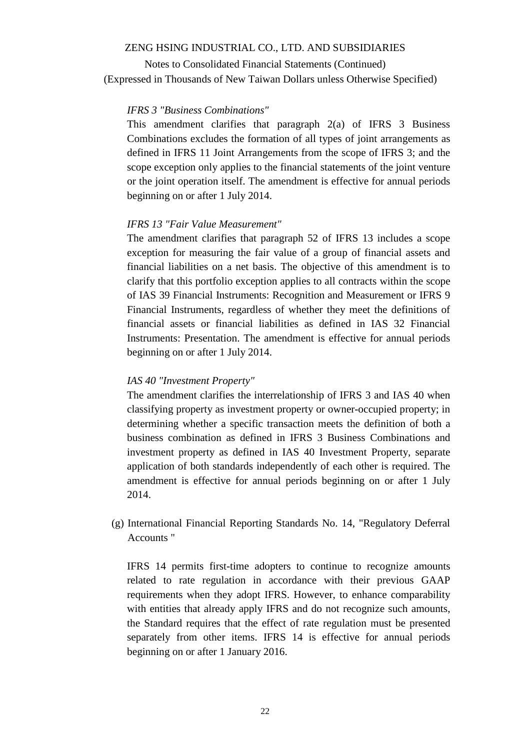*IFRS 3 "Business Combinations"*

This amendment clarifies that paragraph 2(a) of IFRS 3 Business Combinations excludes the formation of all types of joint arrangements as defined in IFRS 11 Joint Arrangements from the scope of IFRS 3; and the scope exception only applies to the financial statements of the joint venture or the joint operation itself. The amendment is effective for annual periods beginning on or after 1 July 2014.

*IFRS 13 "Fair Value Measurement"*

The amendment clarifies that paragraph 52 of IFRS 13 includes a scope exception for measuring the fair value of a group of financial assets and financial liabilities on a net basis. The objective of this amendment is to clarify that this portfolio exception applies to all contracts within the scope of IAS 39 Financial Instruments: Recognition and Measurement or IFRS 9 Financial Instruments, regardless of whether they meet the definitions of financial assets or financial liabilities as defined in IAS 32 Financial Instruments: Presentation. The amendment is effective for annual periods beginning on or after 1 July 2014.

*IAS 40 "Investment Property"*

The amendment clarifies the interrelationship of IFRS 3 and IAS 40 when classifying property as investment property or owner-occupied property; in determining whether a specific transaction meets the definition of both a business combination as defined in IFRS 3 Business Combinations and investment property as defined in IAS 40 Investment Property, separate application of both standards independently of each other is required. The amendment is effective for annual periods beginning on or after 1 July 2014.

(g) International Financial Reporting Standards No. 14, "Regulatory Deferral Accounts "

IFRS 14 permits first-time adopters to continue to recognize amounts related to rate regulation in accordance with their previous GAAP requirements when they adopt IFRS. However, to enhance comparability with entities that already apply IFRS and do not recognize such amounts, the Standard requires that the effect of rate regulation must be presented separately from other items. IFRS 14 is effective for annual periods beginning on or after 1 January 2016.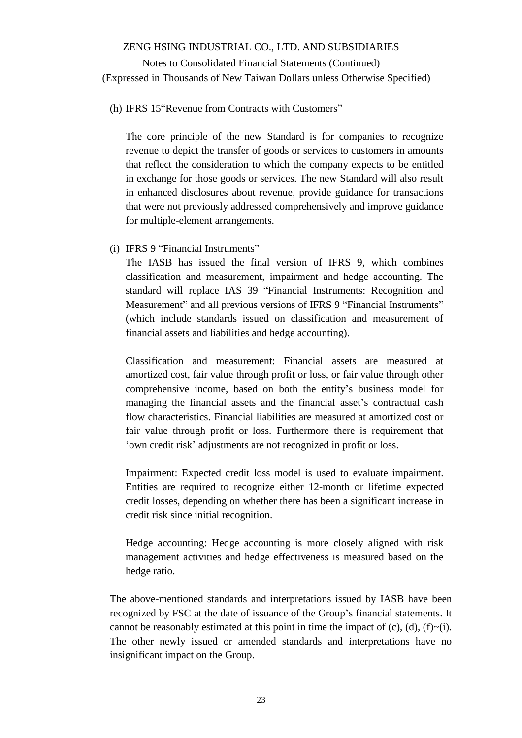(h) IFRS 15"Revenue from Contracts with Customers"

The core principle of the new Standard is for companies to recognize revenue to depict the transfer of goods or services to customers in amounts that reflect the consideration to which the company expects to be entitled in exchange for those goods or services. The new Standard will also result in enhanced disclosures about revenue, provide guidance for transactions that were not previously addressed comprehensively and improve guidance for multiple-element arrangements.

(i) IFRS 9 "Financial Instruments"

The IASB has issued the final version of IFRS 9, which combines classification and measurement, impairment and hedge accounting. The standard will replace IAS 39 "Financial Instruments: Recognition and Measurement" and all previous versions of IFRS 9 "Financial Instruments" (which include standards issued on classification and measurement of financial assets and liabilities and hedge accounting).

Classification and measurement: Financial assets are measured at amortized cost, fair value through profit or loss, or fair value through other comprehensive income, based on both the entity's business model for managing the financial assets and the financial asset's contractual cash flow characteristics. Financial liabilities are measured at amortized cost or fair value through profit or loss. Furthermore there is requirement that 'own credit risk' adjustments are not recognized in profit or loss.

Impairment: Expected credit loss model is used to evaluate impairment. Entities are required to recognize either 12-month or lifetime expected credit losses, depending on whether there has been a significant increase in credit risk since initial recognition.

Hedge accounting: Hedge accounting is more closely aligned with risk management activities and hedge effectiveness is measured based on the hedge ratio.

The above-mentioned standards and interpretations issued by IASB have been recognized by FSC at the date of issuance of the Group's financial statements. It cannot be reasonably estimated at this point in time the impact of (c), (d), (f)~(i). The other newly issued or amended standards and interpretations have no insignificant impact on the Group.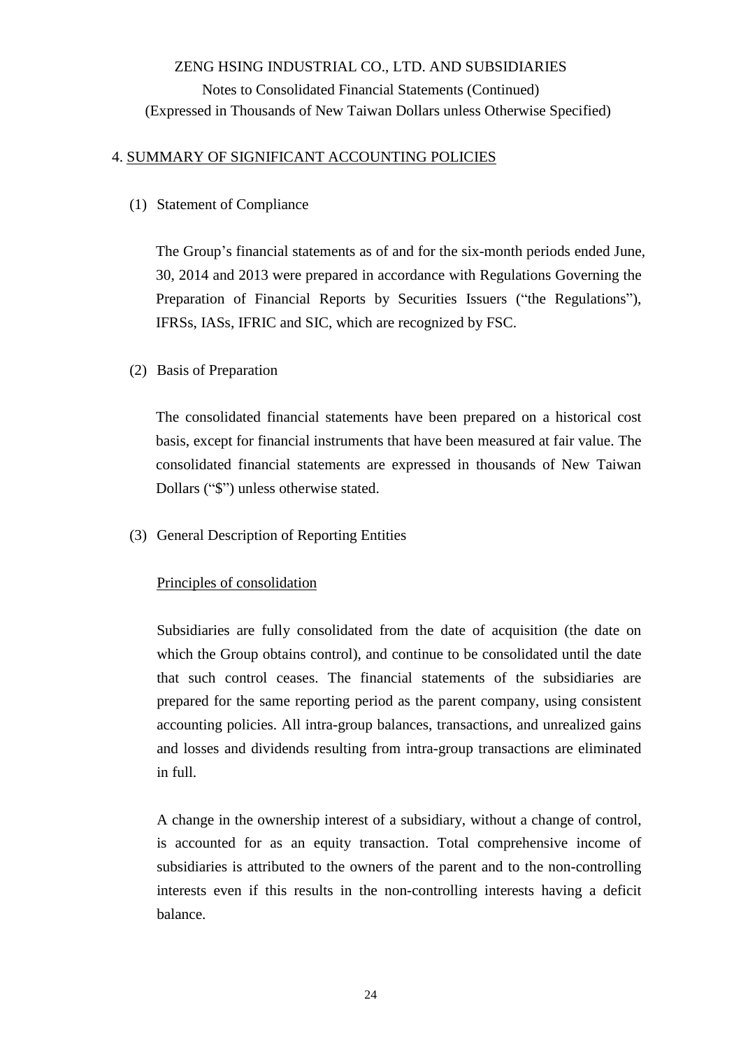## 4. SUMMARY OF SIGNIFICANT ACCOUNTING POLICIES

### (1) Statement of Compliance

The Group's financial statements as of and for the six-month periods ended June, 30, 2014 and 2013 were prepared in accordance with Regulations Governing the Preparation of Financial Reports by Securities Issuers ("the Regulations"), IFRSs, IASs, IFRIC and SIC, which are recognized by FSC.

### (2) Basis of Preparation

The consolidated financial statements have been prepared on a historical cost basis, except for financial instruments that have been measured at fair value. The consolidated financial statements are expressed in thousands of New Taiwan Dollars ("$") unless otherwise stated.

### (3) General Description of Reporting Entities

Principles of consolidation

Subsidiaries are fully consolidated from the date of acquisition (the date on which the Group obtains control), and continue to be consolidated until the date that such control ceases. The financial statements of the subsidiaries are prepared for the same reporting period as the parent company, using consistent accounting policies. All intra-group balances, transactions, and unrealized gains and losses and dividends resulting from intra-group transactions are eliminated in full.

A change in the ownership interest of a subsidiary, without a change of control, is accounted for as an equity transaction. Total comprehensive income of subsidiaries is attributed to the owners of the parent and to the non-controlling interests even if this results in the non-controlling interests having a deficit balance.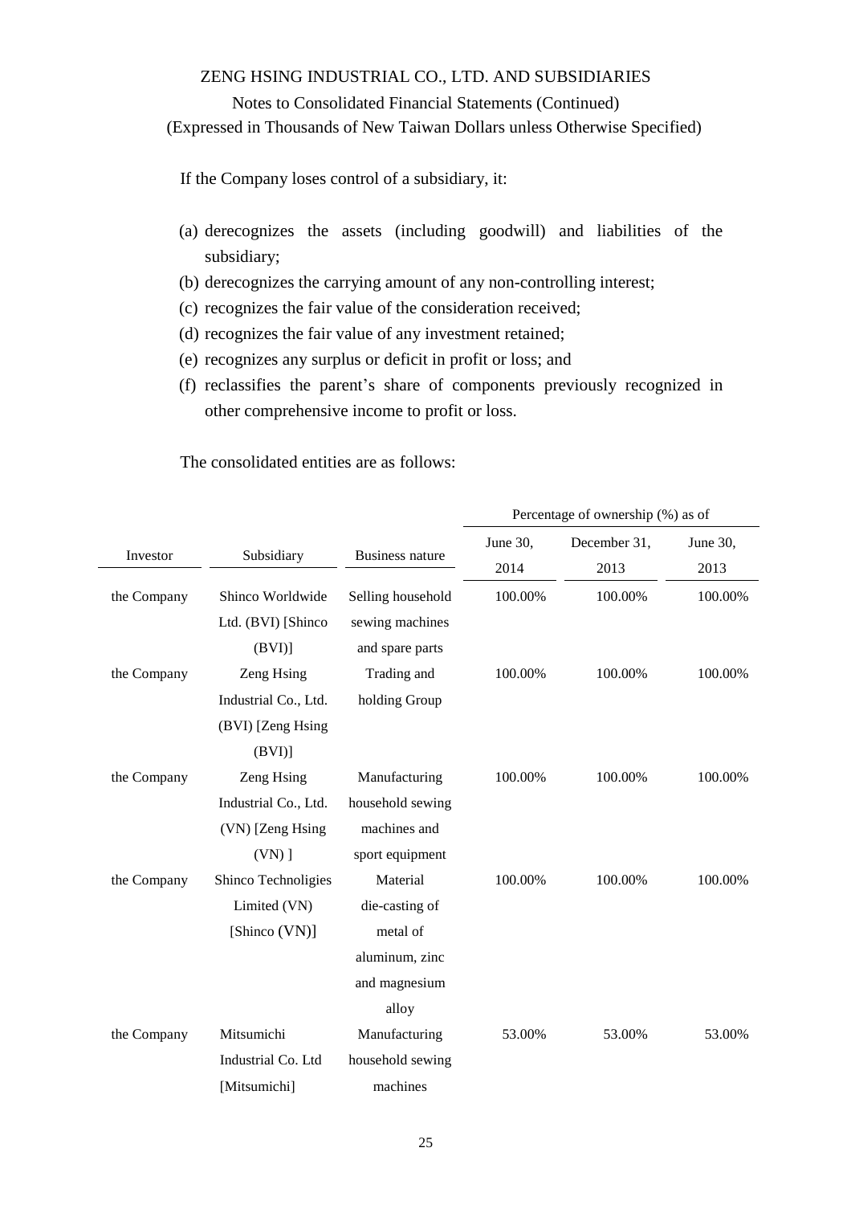If the Company loses control of a subsidiary, it:

(a) derecognizes the assets (including goodwill) and liabilities of the subsidiary;
(b) derecognizes the carrying amount of any non-controlling interest;
(c) recognizes the fair value of the consideration received;
(d) recognizes the fair value of any investment retained;
(e) recognizes any surplus or deficit in profit or loss; and
(f) reclassifies the parent's share of components previously recognized in other comprehensive income to profit or loss.

The consolidated entities are as follows:

| Investor | Subsidiary | Business nature | Percentage of ownership (%) as of June 30, 2014 | December 31, 2013 | June 30, 2013 |
|---|---|---|---|---|---|
| the Company | Shinco Worldwide Ltd. (BVI) [Shinco (BVI)] | Selling household sewing machines and spare parts | 100.00% | 100.00% | 100.00% |
| the Company | Zeng Hsing Industrial Co., Ltd. (BVI) [Zeng Hsing (BVI)] | Trading and holding Group | 100.00% | 100.00% | 100.00% |
| the Company | Zeng Hsing Industrial Co., Ltd. (VN) [Zeng Hsing (VN) ] | Manufacturing household sewing machines and sport equipment | 100.00% | 100.00% | 100.00% |
| the Company | Shinco Technoligies Limited (VN) [Shinco (VN)] | Material die-casting of metal of aluminum, zinc and magnesium alloy | 100.00% | 100.00% | 100.00% |
| the Company | Mitsumichi Industrial Co. Ltd [Mitsumichi] | Manufacturing household sewing machines | 53.00% | 53.00% | 53.00% |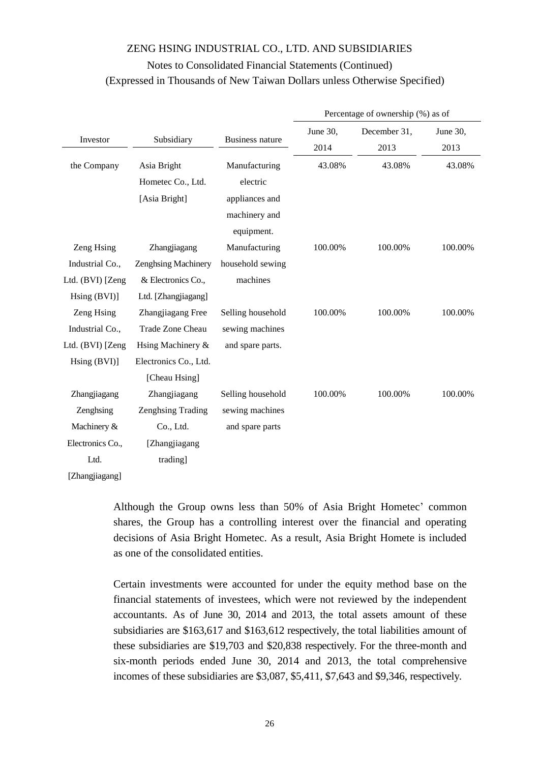| Investor | Subsidiary | Business nature | Percentage of ownership (%) as of | | |
|---|---|---|---|---|---|
| | | | June 30, 2014 | December 31, 2013 | June 30, 2013 |
| the Company | Asia Bright Hometec Co., Ltd. [Asia Bright] | Manufacturing electric appliances and machinery and equipment. | 43.08% | 43.08% | 43.08% |
| Zeng Hsing Industrial Co., Ltd. (BVI) [Zeng Hsing (BVI)] | Zhangjiagang Zenghsing Machinery & Electronics Co., Ltd. [Zhangjiagang] | Manufacturing household sewing machines | 100.00% | 100.00% | 100.00% |
| Zeng Hsing Industrial Co., Ltd. (BVI) [Zeng Hsing (BVI)] | Zhangjiagang Free Trade Zone Cheau Hsing Machinery & Electronics Co., Ltd. [Cheau Hsing] | Selling household sewing machines and spare parts. | 100.00% | 100.00% | 100.00% |
| Zhangjiagang Zenghsing Machinery & Electronics Co., Ltd. [Zhangjiagang] | Zhangjiagang Zenghsing Trading Co., Ltd. [Zhangjiagang trading] | Selling household sewing machines and spare parts | 100.00% | 100.00% | 100.00% |

Although the Group owns less than 50% of Asia Bright Hometec' common shares, the Group has a controlling interest over the financial and operating decisions of Asia Bright Hometec. As a result, Asia Bright Homete is included as one of the consolidated entities.

Certain investments were accounted for under the equity method base on the financial statements of investees, which were not reviewed by the independent accountants. As of June 30, 2014 and 2013, the total assets amount of these subsidiaries are $163,617 and $163,612 respectively, the total liabilities amount of these subsidiaries are $19,703 and $20,838 respectively. For the three-month and six-month periods ended June 30, 2014 and 2013, the total comprehensive incomes of these subsidiaries are $3,087, $5,411, $7,643 and $9,346, respectively.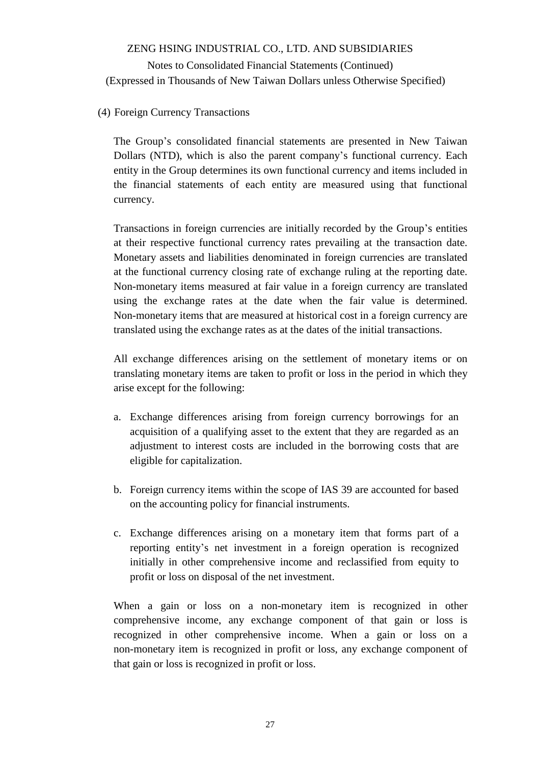### (4) Foreign Currency Transactions

The Group's consolidated financial statements are presented in New Taiwan Dollars (NTD), which is also the parent company's functional currency. Each entity in the Group determines its own functional currency and items included in the financial statements of each entity are measured using that functional currency.

Transactions in foreign currencies are initially recorded by the Group's entities at their respective functional currency rates prevailing at the transaction date. Monetary assets and liabilities denominated in foreign currencies are translated at the functional currency closing rate of exchange ruling at the reporting date. Non-monetary items measured at fair value in a foreign currency are translated using the exchange rates at the date when the fair value is determined. Non-monetary items that are measured at historical cost in a foreign currency are translated using the exchange rates as at the dates of the initial transactions.

All exchange differences arising on the settlement of monetary items or on translating monetary items are taken to profit or loss in the period in which they arise except for the following:

a. Exchange differences arising from foreign currency borrowings for an acquisition of a qualifying asset to the extent that they are regarded as an adjustment to interest costs are included in the borrowing costs that are eligible for capitalization.

b. Foreign currency items within the scope of IAS 39 are accounted for based on the accounting policy for financial instruments.

c. Exchange differences arising on a monetary item that forms part of a reporting entity's net investment in a foreign operation is recognized initially in other comprehensive income and reclassified from equity to profit or loss on disposal of the net investment.

When a gain or loss on a non-monetary item is recognized in other comprehensive income, any exchange component of that gain or loss is recognized in other comprehensive income. When a gain or loss on a non-monetary item is recognized in profit or loss, any exchange component of that gain or loss is recognized in profit or loss.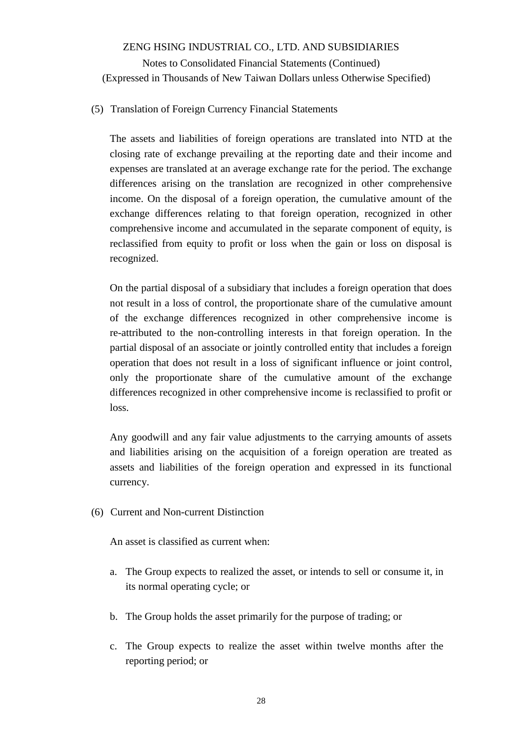### (5) Translation of Foreign Currency Financial Statements

The assets and liabilities of foreign operations are translated into NTD at the closing rate of exchange prevailing at the reporting date and their income and expenses are translated at an average exchange rate for the period. The exchange differences arising on the translation are recognized in other comprehensive income. On the disposal of a foreign operation, the cumulative amount of the exchange differences relating to that foreign operation, recognized in other comprehensive income and accumulated in the separate component of equity, is reclassified from equity to profit or loss when the gain or loss on disposal is recognized.

On the partial disposal of a subsidiary that includes a foreign operation that does not result in a loss of control, the proportionate share of the cumulative amount of the exchange differences recognized in other comprehensive income is re-attributed to the non-controlling interests in that foreign operation. In the partial disposal of an associate or jointly controlled entity that includes a foreign operation that does not result in a loss of significant influence or joint control, only the proportionate share of the cumulative amount of the exchange differences recognized in other comprehensive income is reclassified to profit or loss.

Any goodwill and any fair value adjustments to the carrying amounts of assets and liabilities arising on the acquisition of a foreign operation are treated as assets and liabilities of the foreign operation and expressed in its functional currency.

### (6) Current and Non-current Distinction

An asset is classified as current when:

a. The Group expects to realized the asset, or intends to sell or consume it, in its normal operating cycle; or

b. The Group holds the asset primarily for the purpose of trading; or

c. The Group expects to realize the asset within twelve months after the reporting period; or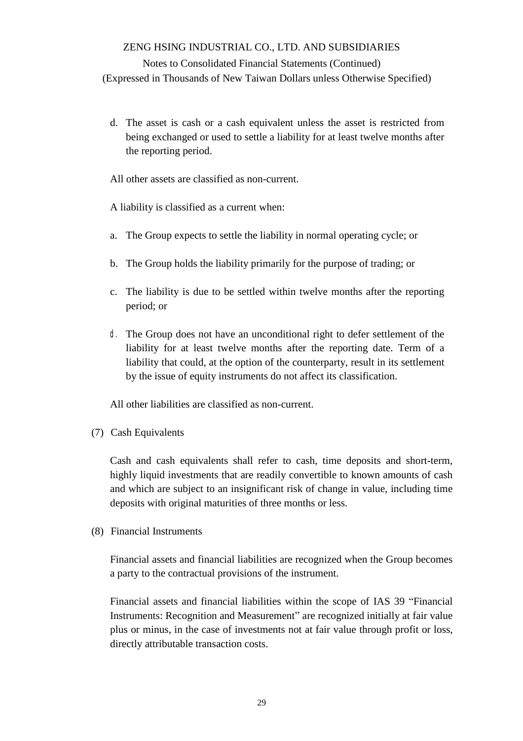d. The asset is cash or a cash equivalent unless the asset is restricted from being exchanged or used to settle a liability for at least twelve months after the reporting period.

All other assets are classified as non-current.

A liability is classified as a current when:

a. The Group expects to settle the liability in normal operating cycle; or

b. The Group holds the liability primarily for the purpose of trading; or

c. The liability is due to be settled within twelve months after the reporting period; or

d. The Group does not have an unconditional right to defer settlement of the liability for at least twelve months after the reporting date. Term of a liability that could, at the option of the counterparty, result in its settlement by the issue of equity instruments do not affect its classification.

All other liabilities are classified as non-current.

(7) Cash Equivalents

Cash and cash equivalents shall refer to cash, time deposits and short-term, highly liquid investments that are readily convertible to known amounts of cash and which are subject to an insignificant risk of change in value, including time deposits with original maturities of three months or less.

(8) Financial Instruments

Financial assets and financial liabilities are recognized when the Group becomes a party to the contractual provisions of the instrument.

Financial assets and financial liabilities within the scope of IAS 39 "Financial Instruments: Recognition and Measurement" are recognized initially at fair value plus or minus, in the case of investments not at fair value through profit or loss, directly attributable transaction costs.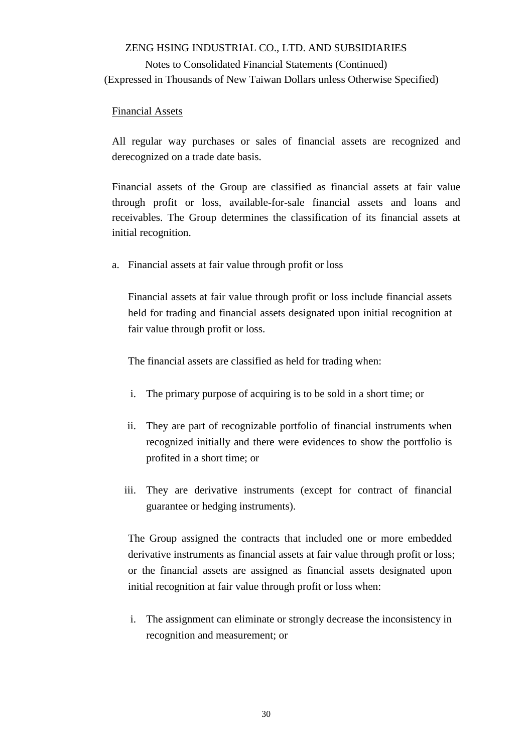Financial Assets

All regular way purchases or sales of financial assets are recognized and derecognized on a trade date basis.

Financial assets of the Group are classified as financial assets at fair value through profit or loss, available-for-sale financial assets and loans and receivables. The Group determines the classification of its financial assets at initial recognition.

a. Financial assets at fair value through profit or loss

   Financial assets at fair value through profit or loss include financial assets held for trading and financial assets designated upon initial recognition at fair value through profit or loss.

   The financial assets are classified as held for trading when:

   i. The primary purpose of acquiring is to be sold in a short time; or

   ii. They are part of recognizable portfolio of financial instruments when recognized initially and there were evidences to show the portfolio is profited in a short time; or

   iii. They are derivative instruments (except for contract of financial guarantee or hedging instruments).

   The Group assigned the contracts that included one or more embedded derivative instruments as financial assets at fair value through profit or loss; or the financial assets are assigned as financial assets designated upon initial recognition at fair value through profit or loss when:

   i. The assignment can eliminate or strongly decrease the inconsistency in recognition and measurement; or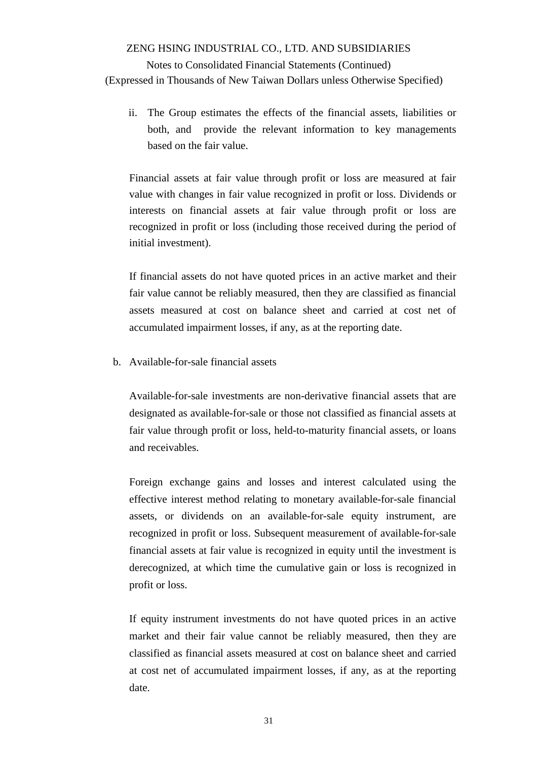ii. The Group estimates the effects of the financial assets, liabilities or both, and provide the relevant information to key managements based on the fair value.

Financial assets at fair value through profit or loss are measured at fair value with changes in fair value recognized in profit or loss. Dividends or interests on financial assets at fair value through profit or loss are recognized in profit or loss (including those received during the period of initial investment).

If financial assets do not have quoted prices in an active market and their fair value cannot be reliably measured, then they are classified as financial assets measured at cost on balance sheet and carried at cost net of accumulated impairment losses, if any, as at the reporting date.

b. Available-for-sale financial assets

Available-for-sale investments are non-derivative financial assets that are designated as available-for-sale or those not classified as financial assets at fair value through profit or loss, held-to-maturity financial assets, or loans and receivables.

Foreign exchange gains and losses and interest calculated using the effective interest method relating to monetary available-for-sale financial assets, or dividends on an available-for-sale equity instrument, are recognized in profit or loss. Subsequent measurement of available-for-sale financial assets at fair value is recognized in equity until the investment is derecognized, at which time the cumulative gain or loss is recognized in profit or loss.

If equity instrument investments do not have quoted prices in an active market and their fair value cannot be reliably measured, then they are classified as financial assets measured at cost on balance sheet and carried at cost net of accumulated impairment losses, if any, as at the reporting date.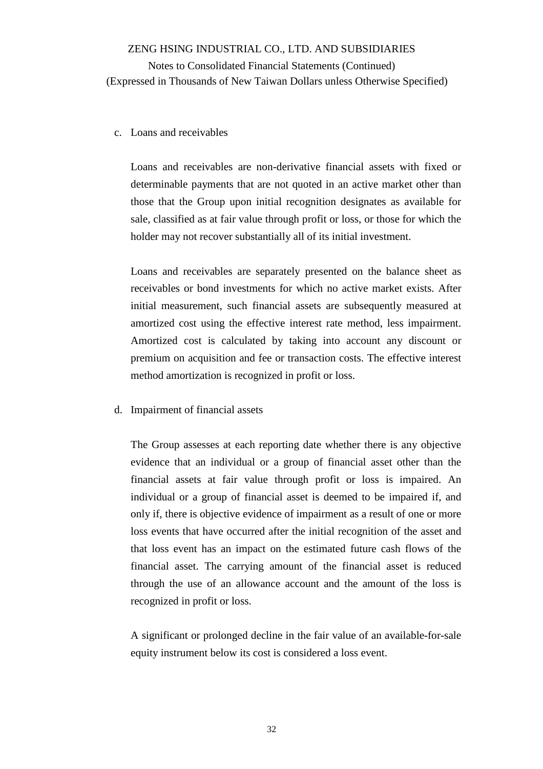c. Loans and receivables

Loans and receivables are non-derivative financial assets with fixed or determinable payments that are not quoted in an active market other than those that the Group upon initial recognition designates as available for sale, classified as at fair value through profit or loss, or those for which the holder may not recover substantially all of its initial investment.

Loans and receivables are separately presented on the balance sheet as receivables or bond investments for which no active market exists. After initial measurement, such financial assets are subsequently measured at amortized cost using the effective interest rate method, less impairment. Amortized cost is calculated by taking into account any discount or premium on acquisition and fee or transaction costs. The effective interest method amortization is recognized in profit or loss.

d. Impairment of financial assets

The Group assesses at each reporting date whether there is any objective evidence that an individual or a group of financial asset other than the financial assets at fair value through profit or loss is impaired. An individual or a group of financial asset is deemed to be impaired if, and only if, there is objective evidence of impairment as a result of one or more loss events that have occurred after the initial recognition of the asset and that loss event has an impact on the estimated future cash flows of the financial asset. The carrying amount of the financial asset is reduced through the use of an allowance account and the amount of the loss is recognized in profit or loss.

A significant or prolonged decline in the fair value of an available-for-sale equity instrument below its cost is considered a loss event.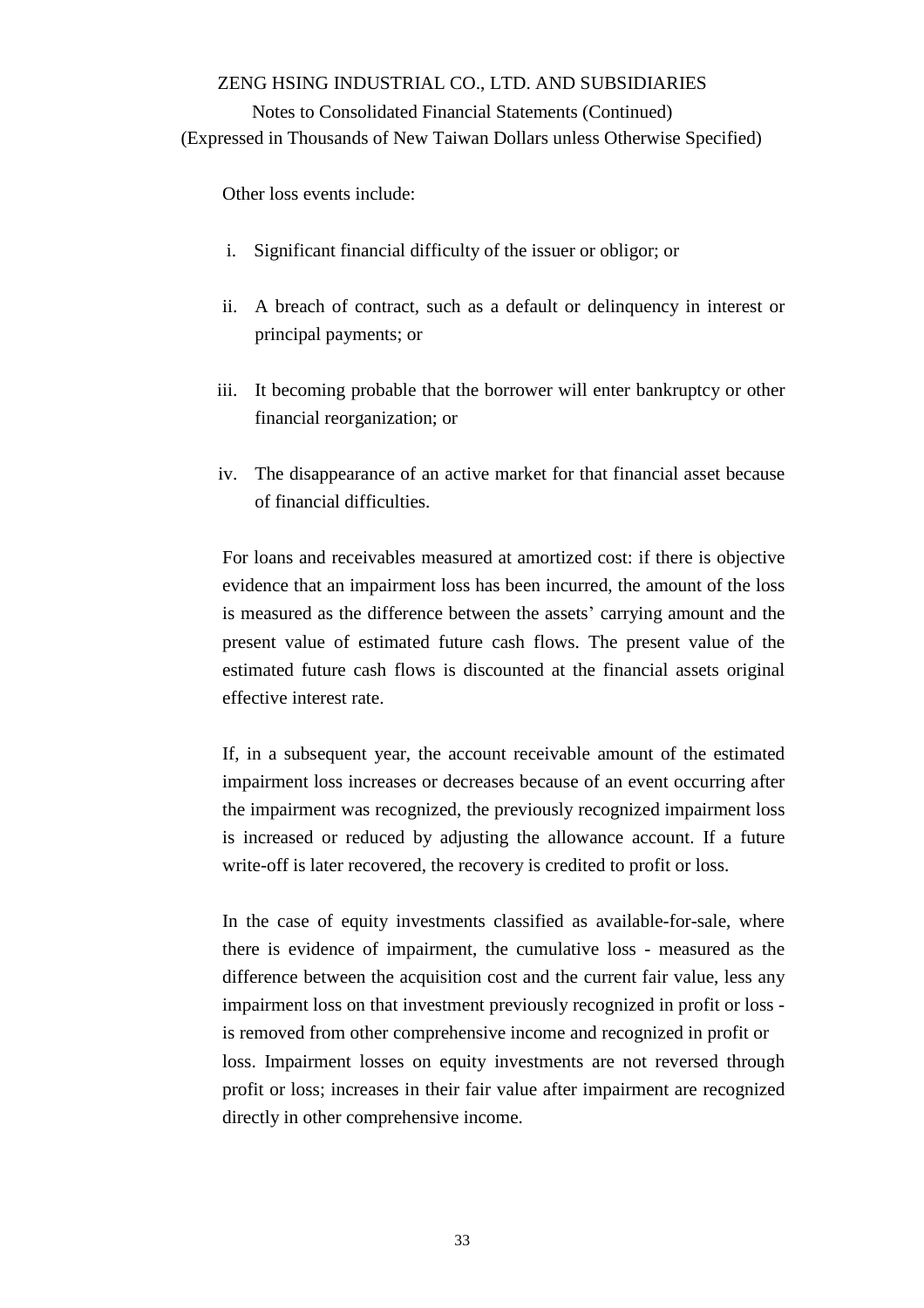Other loss events include:

i. Significant financial difficulty of the issuer or obligor; or

ii. A breach of contract, such as a default or delinquency in interest or principal payments; or

iii. It becoming probable that the borrower will enter bankruptcy or other financial reorganization; or

iv. The disappearance of an active market for that financial asset because of financial difficulties.

For loans and receivables measured at amortized cost: if there is objective evidence that an impairment loss has been incurred, the amount of the loss is measured as the difference between the assets' carrying amount and the present value of estimated future cash flows. The present value of the estimated future cash flows is discounted at the financial assets original effective interest rate.

If, in a subsequent year, the account receivable amount of the estimated impairment loss increases or decreases because of an event occurring after the impairment was recognized, the previously recognized impairment loss is increased or reduced by adjusting the allowance account. If a future write-off is later recovered, the recovery is credited to profit or loss.

In the case of equity investments classified as available-for-sale, where there is evidence of impairment, the cumulative loss - measured as the difference between the acquisition cost and the current fair value, less any impairment loss on that investment previously recognized in profit or loss - is removed from other comprehensive income and recognized in profit or loss. Impairment losses on equity investments are not reversed through profit or loss; increases in their fair value after impairment are recognized directly in other comprehensive income.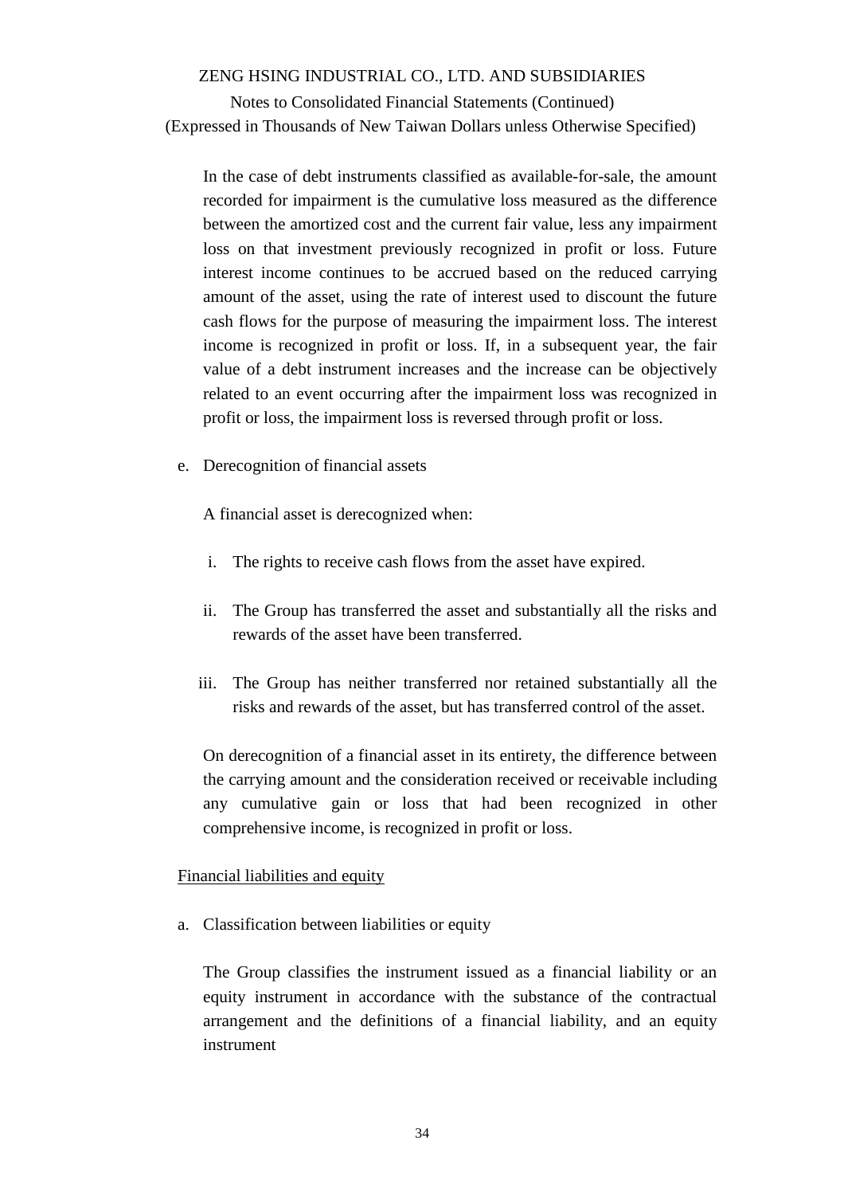In the case of debt instruments classified as available-for-sale, the amount recorded for impairment is the cumulative loss measured as the difference between the amortized cost and the current fair value, less any impairment loss on that investment previously recognized in profit or loss. Future interest income continues to be accrued based on the reduced carrying amount of the asset, using the rate of interest used to discount the future cash flows for the purpose of measuring the impairment loss. The interest income is recognized in profit or loss. If, in a subsequent year, the fair value of a debt instrument increases and the increase can be objectively related to an event occurring after the impairment loss was recognized in profit or loss, the impairment loss is reversed through profit or loss.

e. Derecognition of financial assets

A financial asset is derecognized when:

i. The rights to receive cash flows from the asset have expired.

ii. The Group has transferred the asset and substantially all the risks and rewards of the asset have been transferred.

iii. The Group has neither transferred nor retained substantially all the risks and rewards of the asset, but has transferred control of the asset.

On derecognition of a financial asset in its entirety, the difference between the carrying amount and the consideration received or receivable including any cumulative gain or loss that had been recognized in other comprehensive income, is recognized in profit or loss.

<u>Financial liabilities and equity</u>

a. Classification between liabilities or equity

The Group classifies the instrument issued as a financial liability or an equity instrument in accordance with the substance of the contractual arrangement and the definitions of a financial liability, and an equity instrument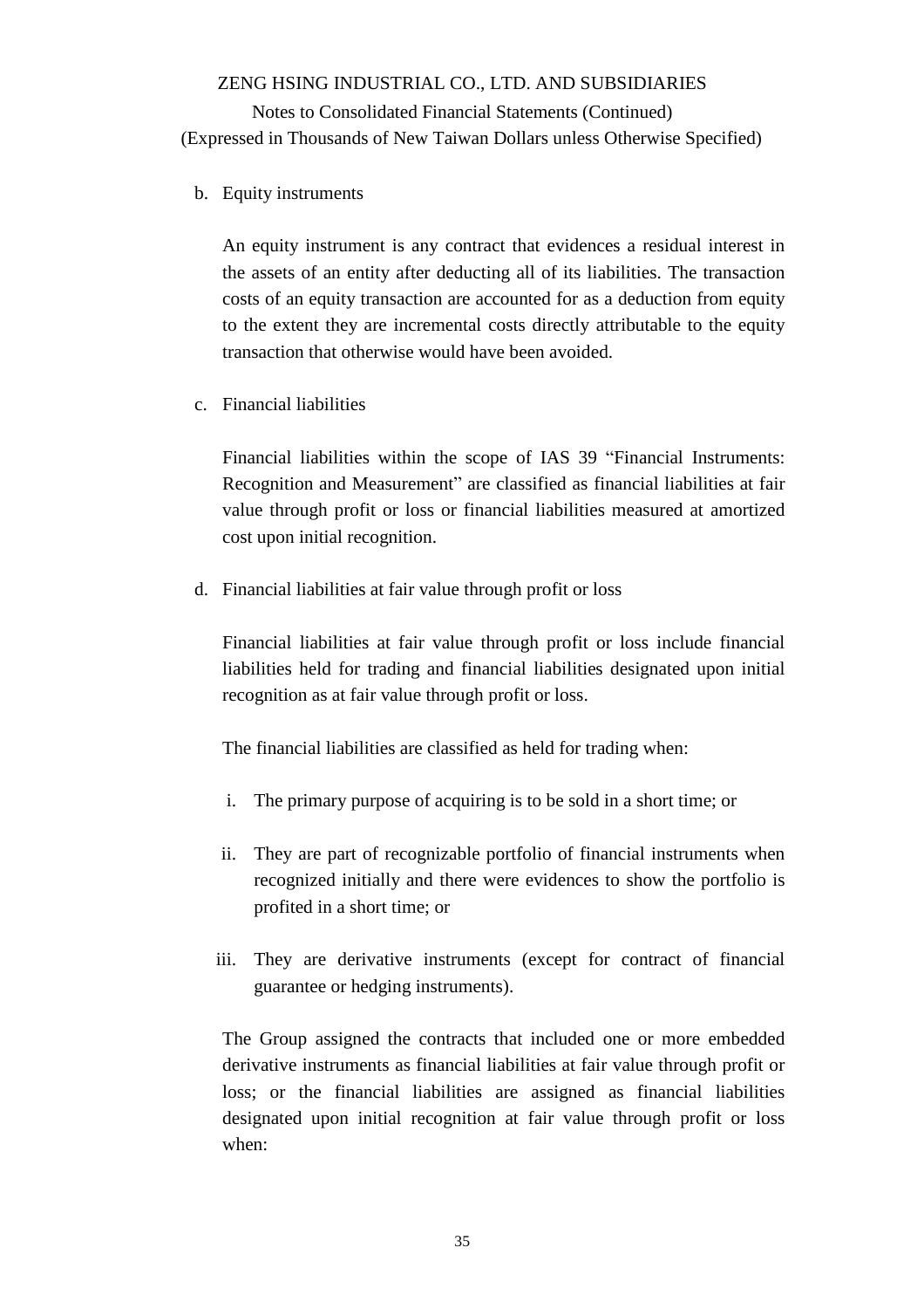b. Equity instruments

An equity instrument is any contract that evidences a residual interest in the assets of an entity after deducting all of its liabilities. The transaction costs of an equity transaction are accounted for as a deduction from equity to the extent they are incremental costs directly attributable to the equity transaction that otherwise would have been avoided.

c. Financial liabilities

Financial liabilities within the scope of IAS 39 "Financial Instruments: Recognition and Measurement" are classified as financial liabilities at fair value through profit or loss or financial liabilities measured at amortized cost upon initial recognition.

d. Financial liabilities at fair value through profit or loss

Financial liabilities at fair value through profit or loss include financial liabilities held for trading and financial liabilities designated upon initial recognition as at fair value through profit or loss.

The financial liabilities are classified as held for trading when:

i. The primary purpose of acquiring is to be sold in a short time; or

ii. They are part of recognizable portfolio of financial instruments when recognized initially and there were evidences to show the portfolio is profited in a short time; or

iii. They are derivative instruments (except for contract of financial guarantee or hedging instruments).

The Group assigned the contracts that included one or more embedded derivative instruments as financial liabilities at fair value through profit or loss; or the financial liabilities are assigned as financial liabilities designated upon initial recognition at fair value through profit or loss when: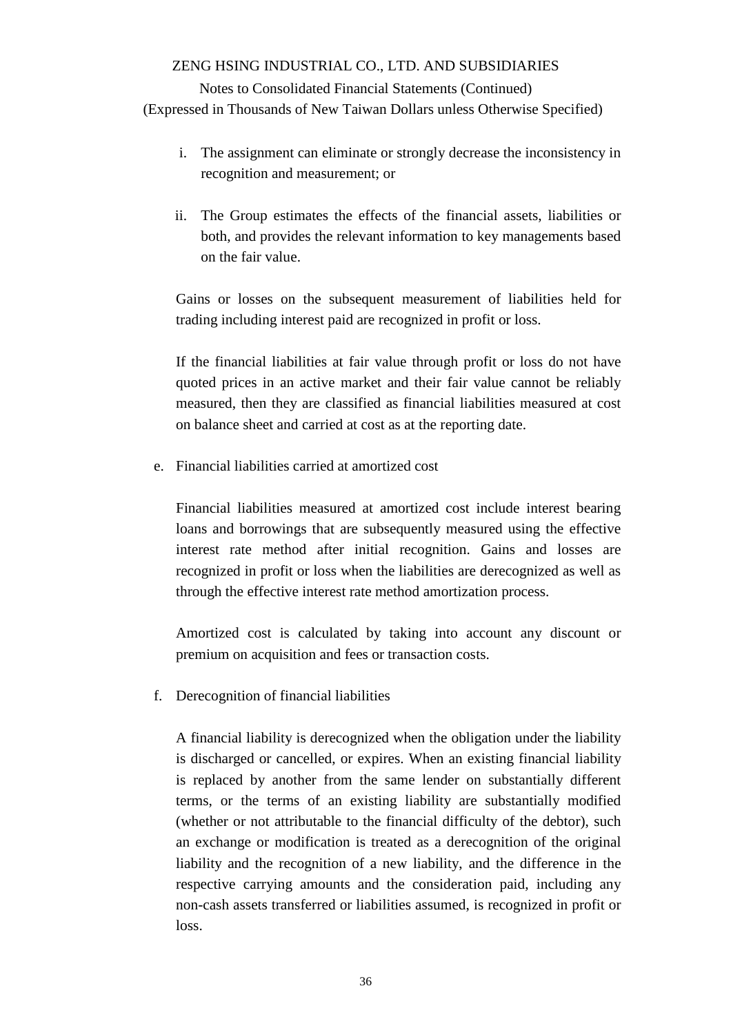i. The assignment can eliminate or strongly decrease the inconsistency in recognition and measurement; or

ii. The Group estimates the effects of the financial assets, liabilities or both, and provides the relevant information to key managements based on the fair value.

Gains or losses on the subsequent measurement of liabilities held for trading including interest paid are recognized in profit or loss.

If the financial liabilities at fair value through profit or loss do not have quoted prices in an active market and their fair value cannot be reliably measured, then they are classified as financial liabilities measured at cost on balance sheet and carried at cost as at the reporting date.

e. Financial liabilities carried at amortized cost

Financial liabilities measured at amortized cost include interest bearing loans and borrowings that are subsequently measured using the effective interest rate method after initial recognition. Gains and losses are recognized in profit or loss when the liabilities are derecognized as well as through the effective interest rate method amortization process.

Amortized cost is calculated by taking into account any discount or premium on acquisition and fees or transaction costs.

f. Derecognition of financial liabilities

A financial liability is derecognized when the obligation under the liability is discharged or cancelled, or expires. When an existing financial liability is replaced by another from the same lender on substantially different terms, or the terms of an existing liability are substantially modified (whether or not attributable to the financial difficulty of the debtor), such an exchange or modification is treated as a derecognition of the original liability and the recognition of a new liability, and the difference in the respective carrying amounts and the consideration paid, including any non-cash assets transferred or liabilities assumed, is recognized in profit or loss.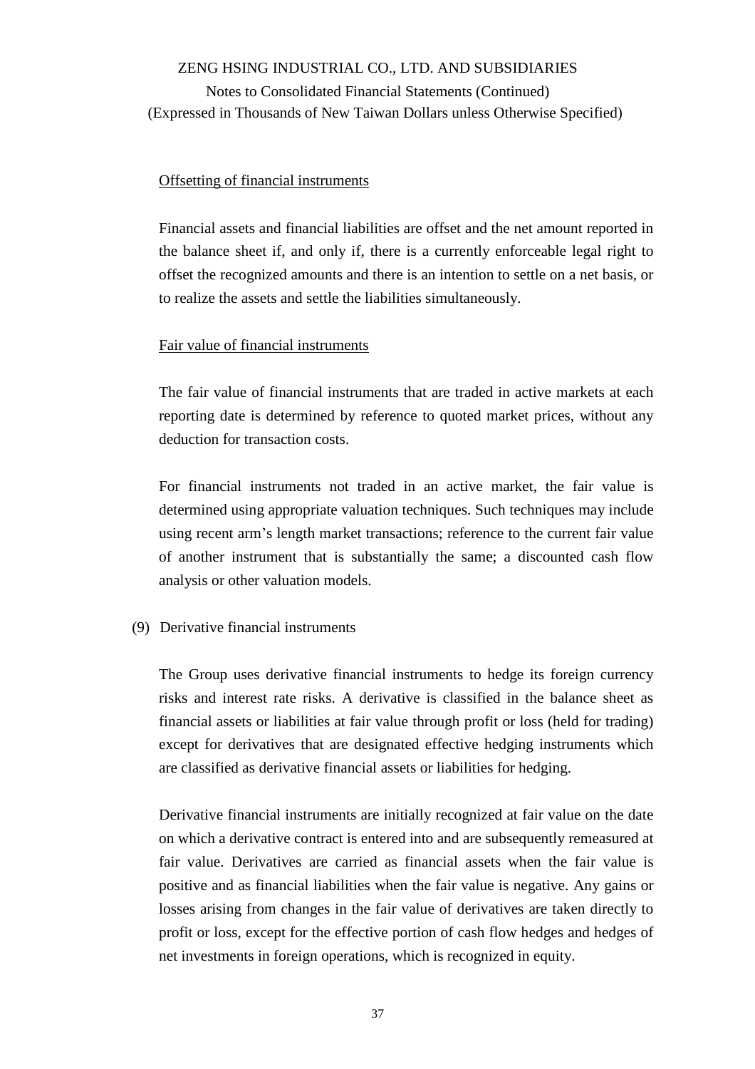Offsetting of financial instruments

Financial assets and financial liabilities are offset and the net amount reported in the balance sheet if, and only if, there is a currently enforceable legal right to offset the recognized amounts and there is an intention to settle on a net basis, or to realize the assets and settle the liabilities simultaneously.

Fair value of financial instruments

The fair value of financial instruments that are traded in active markets at each reporting date is determined by reference to quoted market prices, without any deduction for transaction costs.

For financial instruments not traded in an active market, the fair value is determined using appropriate valuation techniques. Such techniques may include using recent arm's length market transactions; reference to the current fair value of another instrument that is substantially the same; a discounted cash flow analysis or other valuation models.

(9) Derivative financial instruments

The Group uses derivative financial instruments to hedge its foreign currency risks and interest rate risks. A derivative is classified in the balance sheet as financial assets or liabilities at fair value through profit or loss (held for trading) except for derivatives that are designated effective hedging instruments which are classified as derivative financial assets or liabilities for hedging.

Derivative financial instruments are initially recognized at fair value on the date on which a derivative contract is entered into and are subsequently remeasured at fair value. Derivatives are carried as financial assets when the fair value is positive and as financial liabilities when the fair value is negative. Any gains or losses arising from changes in the fair value of derivatives are taken directly to profit or loss, except for the effective portion of cash flow hedges and hedges of net investments in foreign operations, which is recognized in equity.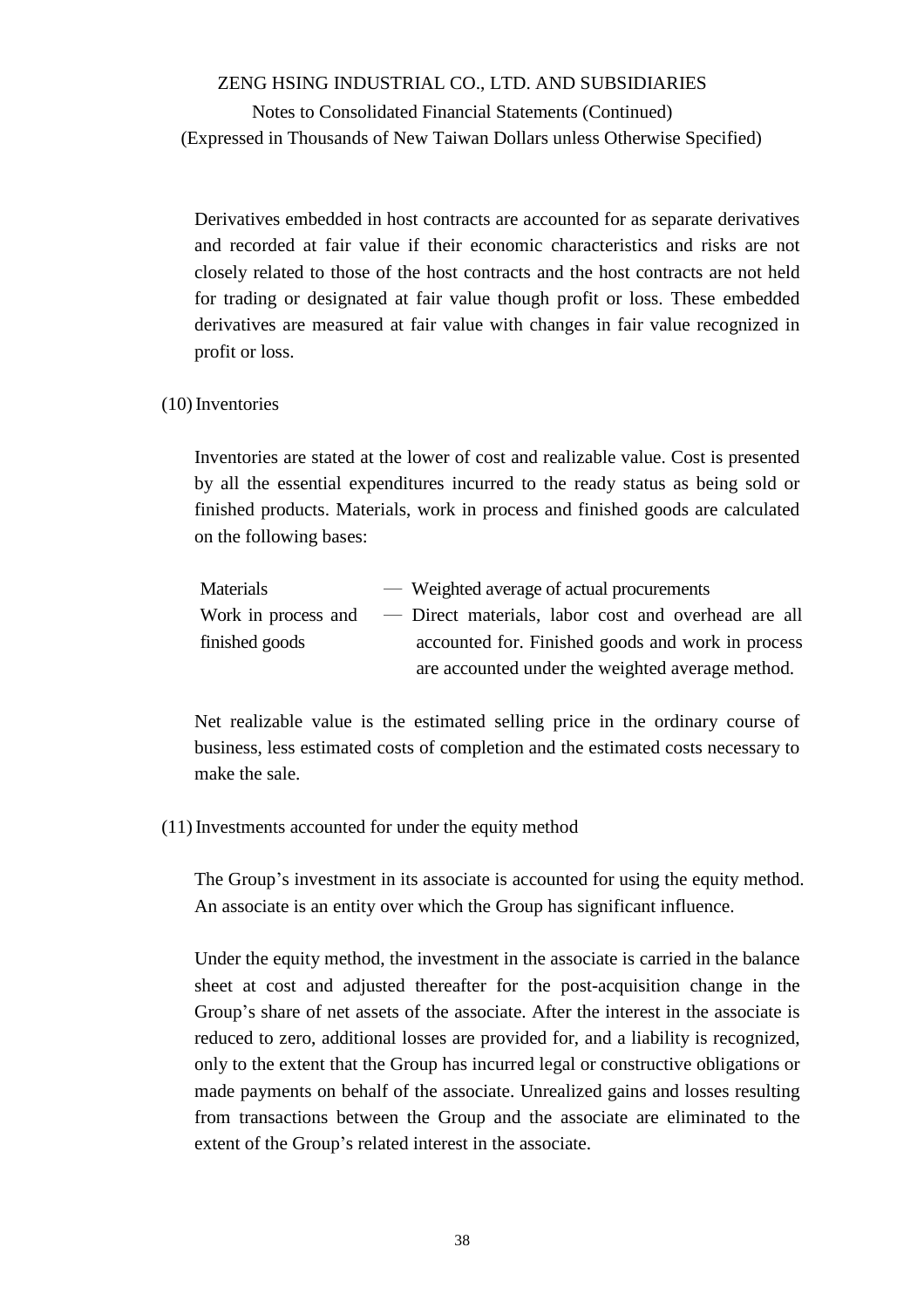Derivatives embedded in host contracts are accounted for as separate derivatives and recorded at fair value if their economic characteristics and risks are not closely related to those of the host contracts and the host contracts are not held for trading or designated at fair value though profit or loss. These embedded derivatives are measured at fair value with changes in fair value recognized in profit or loss.

(10) Inventories

Inventories are stated at the lower of cost and realizable value. Cost is presented by all the essential expenditures incurred to the ready status as being sold or finished products. Materials, work in process and finished goods are calculated on the following bases:

| | |
|---|---|
| Materials | — Weighted average of actual procurements |
| Work in process and finished goods | — Direct materials, labor cost and overhead are all accounted for. Finished goods and work in process are accounted under the weighted average method. |

Net realizable value is the estimated selling price in the ordinary course of business, less estimated costs of completion and the estimated costs necessary to make the sale.

(11) Investments accounted for under the equity method

The Group's investment in its associate is accounted for using the equity method. An associate is an entity over which the Group has significant influence.

Under the equity method, the investment in the associate is carried in the balance sheet at cost and adjusted thereafter for the post-acquisition change in the Group's share of net assets of the associate. After the interest in the associate is reduced to zero, additional losses are provided for, and a liability is recognized, only to the extent that the Group has incurred legal or constructive obligations or made payments on behalf of the associate. Unrealized gains and losses resulting from transactions between the Group and the associate are eliminated to the extent of the Group's related interest in the associate.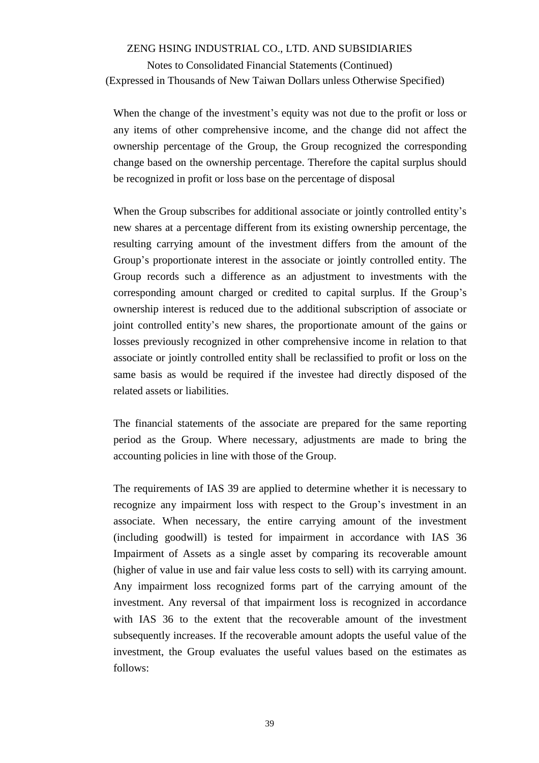When the change of the investment's equity was not due to the profit or loss or any items of other comprehensive income, and the change did not affect the ownership percentage of the Group, the Group recognized the corresponding change based on the ownership percentage. Therefore the capital surplus should be recognized in profit or loss base on the percentage of disposal

When the Group subscribes for additional associate or jointly controlled entity's new shares at a percentage different from its existing ownership percentage, the resulting carrying amount of the investment differs from the amount of the Group's proportionate interest in the associate or jointly controlled entity. The Group records such a difference as an adjustment to investments with the corresponding amount charged or credited to capital surplus. If the Group's ownership interest is reduced due to the additional subscription of associate or joint controlled entity's new shares, the proportionate amount of the gains or losses previously recognized in other comprehensive income in relation to that associate or jointly controlled entity shall be reclassified to profit or loss on the same basis as would be required if the investee had directly disposed of the related assets or liabilities.

The financial statements of the associate are prepared for the same reporting period as the Group. Where necessary, adjustments are made to bring the accounting policies in line with those of the Group.

The requirements of IAS 39 are applied to determine whether it is necessary to recognize any impairment loss with respect to the Group's investment in an associate. When necessary, the entire carrying amount of the investment (including goodwill) is tested for impairment in accordance with IAS 36 Impairment of Assets as a single asset by comparing its recoverable amount (higher of value in use and fair value less costs to sell) with its carrying amount. Any impairment loss recognized forms part of the carrying amount of the investment. Any reversal of that impairment loss is recognized in accordance with IAS 36 to the extent that the recoverable amount of the investment subsequently increases. If the recoverable amount adopts the useful value of the investment, the Group evaluates the useful values based on the estimates as follows: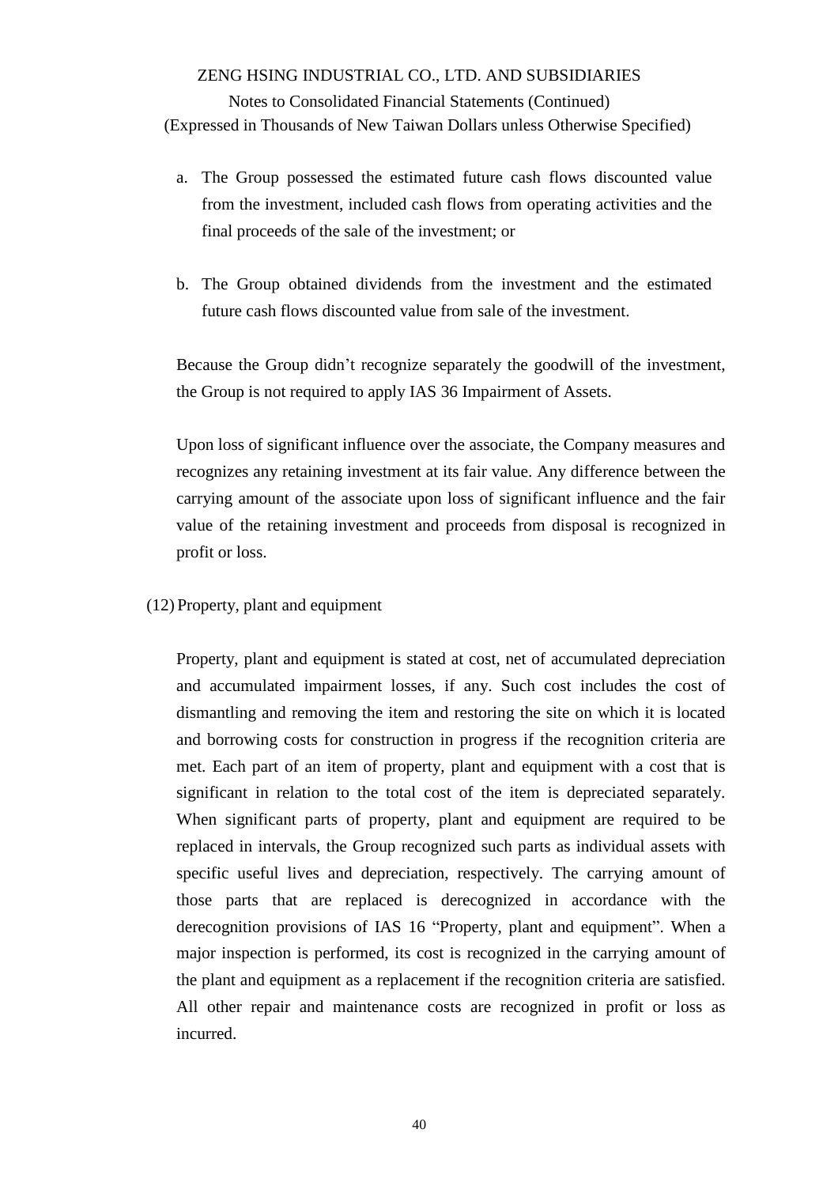a. The Group possessed the estimated future cash flows discounted value from the investment, included cash flows from operating activities and the final proceeds of the sale of the investment; or

b. The Group obtained dividends from the investment and the estimated future cash flows discounted value from sale of the investment.

Because the Group didn't recognize separately the goodwill of the investment, the Group is not required to apply IAS 36 Impairment of Assets.

Upon loss of significant influence over the associate, the Company measures and recognizes any retaining investment at its fair value. Any difference between the carrying amount of the associate upon loss of significant influence and the fair value of the retaining investment and proceeds from disposal is recognized in profit or loss.

(12) Property, plant and equipment

Property, plant and equipment is stated at cost, net of accumulated depreciation and accumulated impairment losses, if any. Such cost includes the cost of dismantling and removing the item and restoring the site on which it is located and borrowing costs for construction in progress if the recognition criteria are met. Each part of an item of property, plant and equipment with a cost that is significant in relation to the total cost of the item is depreciated separately. When significant parts of property, plant and equipment are required to be replaced in intervals, the Group recognized such parts as individual assets with specific useful lives and depreciation, respectively. The carrying amount of those parts that are replaced is derecognized in accordance with the derecognition provisions of IAS 16 "Property, plant and equipment". When a major inspection is performed, its cost is recognized in the carrying amount of the plant and equipment as a replacement if the recognition criteria are satisfied. All other repair and maintenance costs are recognized in profit or loss as incurred.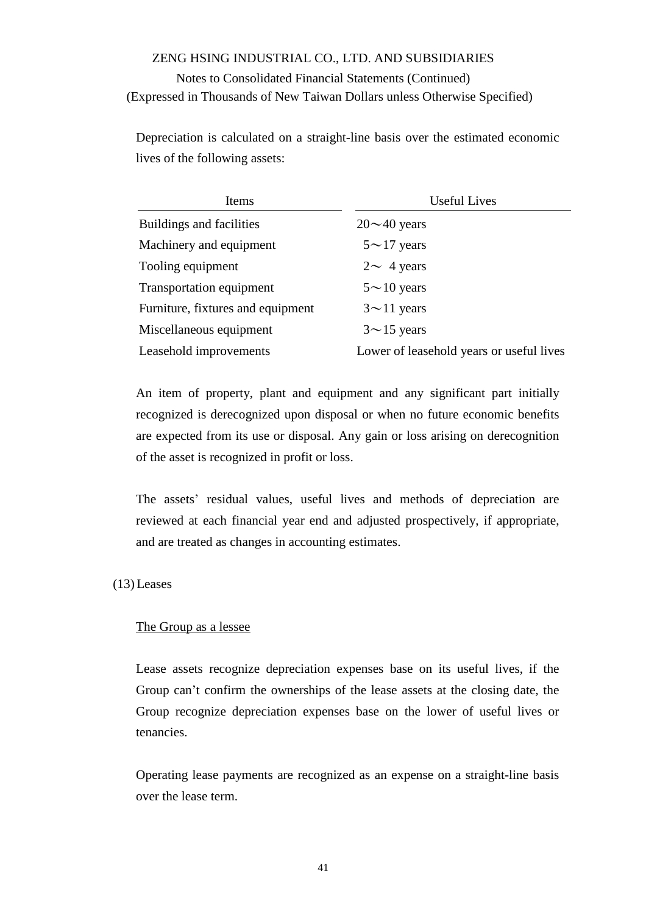Depreciation is calculated on a straight-line basis over the estimated economic lives of the following assets:

| Items | Useful Lives |
|---|---|
| Buildings and facilities | 20～40 years |
| Machinery and equipment | 5～17 years |
| Tooling equipment | 2～ 4 years |
| Transportation equipment | 5～10 years |
| Furniture, fixtures and equipment | 3～11 years |
| Miscellaneous equipment | 3～15 years |
| Leasehold improvements | Lower of leasehold years or useful lives |

An item of property, plant and equipment and any significant part initially recognized is derecognized upon disposal or when no future economic benefits are expected from its use or disposal. Any gain or loss arising on derecognition of the asset is recognized in profit or loss.

The assets' residual values, useful lives and methods of depreciation are reviewed at each financial year end and adjusted prospectively, if appropriate, and are treated as changes in accounting estimates.

(13) Leases

The Group as a lessee

Lease assets recognize depreciation expenses base on its useful lives, if the Group can't confirm the ownerships of the lease assets at the closing date, the Group recognize depreciation expenses base on the lower of useful lives or tenancies.

Operating lease payments are recognized as an expense on a straight-line basis over the lease term.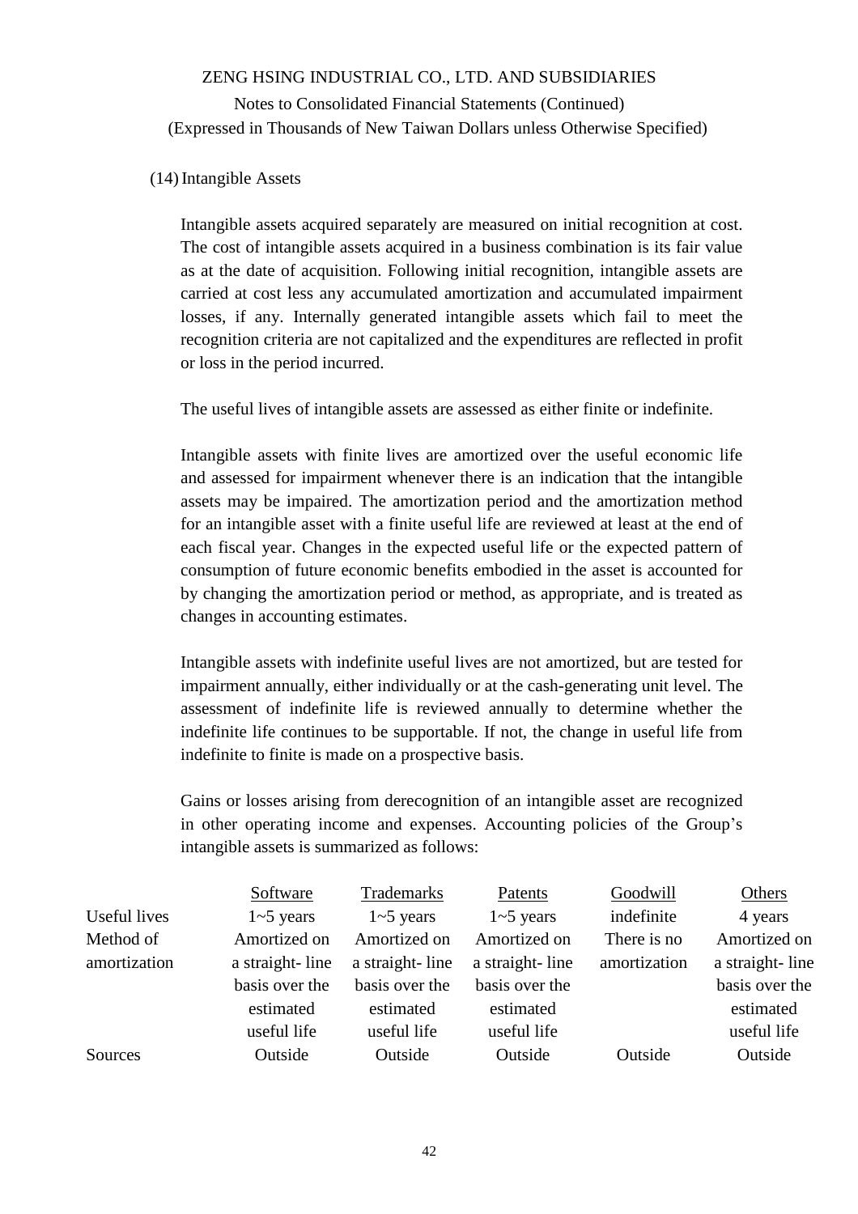ZENG HSING INDUSTRIAL CO., LTD. AND SUBSIDIARIES

Notes to Consolidated Financial Statements (Continued)

(Expressed in Thousands of New Taiwan Dollars unless Otherwise Specified)

(14) Intangible Assets

Intangible assets acquired separately are measured on initial recognition at cost. The cost of intangible assets acquired in a business combination is its fair value as at the date of acquisition. Following initial recognition, intangible assets are carried at cost less any accumulated amortization and accumulated impairment losses, if any. Internally generated intangible assets which fail to meet the recognition criteria are not capitalized and the expenditures are reflected in profit or loss in the period incurred.

The useful lives of intangible assets are assessed as either finite or indefinite.

Intangible assets with finite lives are amortized over the useful economic life and assessed for impairment whenever there is an indication that the intangible assets may be impaired. The amortization period and the amortization method for an intangible asset with a finite useful life are reviewed at least at the end of each fiscal year. Changes in the expected useful life or the expected pattern of consumption of future economic benefits embodied in the asset is accounted for by changing the amortization period or method, as appropriate, and is treated as changes in accounting estimates.

Intangible assets with indefinite useful lives are not amortized, but are tested for impairment annually, either individually or at the cash-generating unit level. The assessment of indefinite life is reviewed annually to determine whether the indefinite life continues to be supportable. If not, the change in useful life from indefinite to finite is made on a prospective basis.

Gains or losses arising from derecognition of an intangible asset are recognized in other operating income and expenses. Accounting policies of the Group's intangible assets is summarized as follows:

| | Software | Trademarks | Patents | Goodwill | Others |
|---|---|---|---|---|---|
| Useful lives | 1~5 years | 1~5 years | 1~5 years | indefinite | 4 years |
| Method of amortization | Amortized on a straight- line basis over the estimated useful life | Amortized on a straight- line basis over the estimated useful life | Amortized on a straight- line basis over the estimated useful life | There is no amortization | Amortized on a straight- line basis over the estimated useful life |
| Sources | Outside | Outside | Outside | Outside | Outside |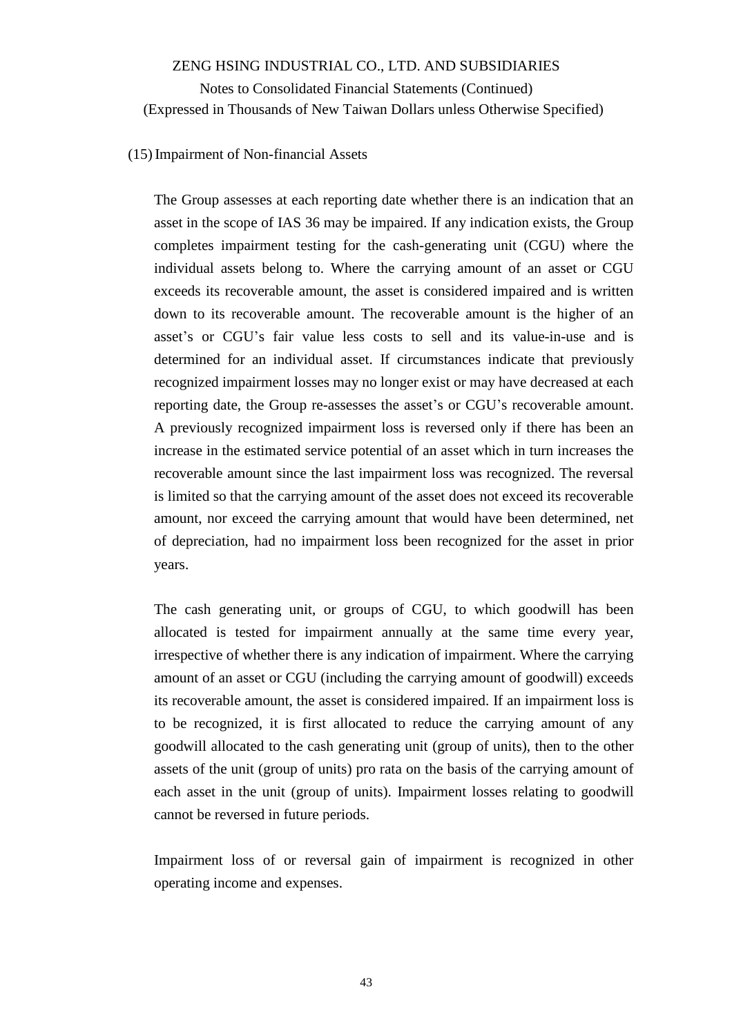### (15) Impairment of Non-financial Assets

The Group assesses at each reporting date whether there is an indication that an asset in the scope of IAS 36 may be impaired. If any indication exists, the Group completes impairment testing for the cash-generating unit (CGU) where the individual assets belong to. Where the carrying amount of an asset or CGU exceeds its recoverable amount, the asset is considered impaired and is written down to its recoverable amount. The recoverable amount is the higher of an asset's or CGU's fair value less costs to sell and its value-in-use and is determined for an individual asset. If circumstances indicate that previously recognized impairment losses may no longer exist or may have decreased at each reporting date, the Group re-assesses the asset's or CGU's recoverable amount. A previously recognized impairment loss is reversed only if there has been an increase in the estimated service potential of an asset which in turn increases the recoverable amount since the last impairment loss was recognized. The reversal is limited so that the carrying amount of the asset does not exceed its recoverable amount, nor exceed the carrying amount that would have been determined, net of depreciation, had no impairment loss been recognized for the asset in prior years.

The cash generating unit, or groups of CGU, to which goodwill has been allocated is tested for impairment annually at the same time every year, irrespective of whether there is any indication of impairment. Where the carrying amount of an asset or CGU (including the carrying amount of goodwill) exceeds its recoverable amount, the asset is considered impaired. If an impairment loss is to be recognized, it is first allocated to reduce the carrying amount of any goodwill allocated to the cash generating unit (group of units), then to the other assets of the unit (group of units) pro rata on the basis of the carrying amount of each asset in the unit (group of units). Impairment losses relating to goodwill cannot be reversed in future periods.

Impairment loss of or reversal gain of impairment is recognized in other operating income and expenses.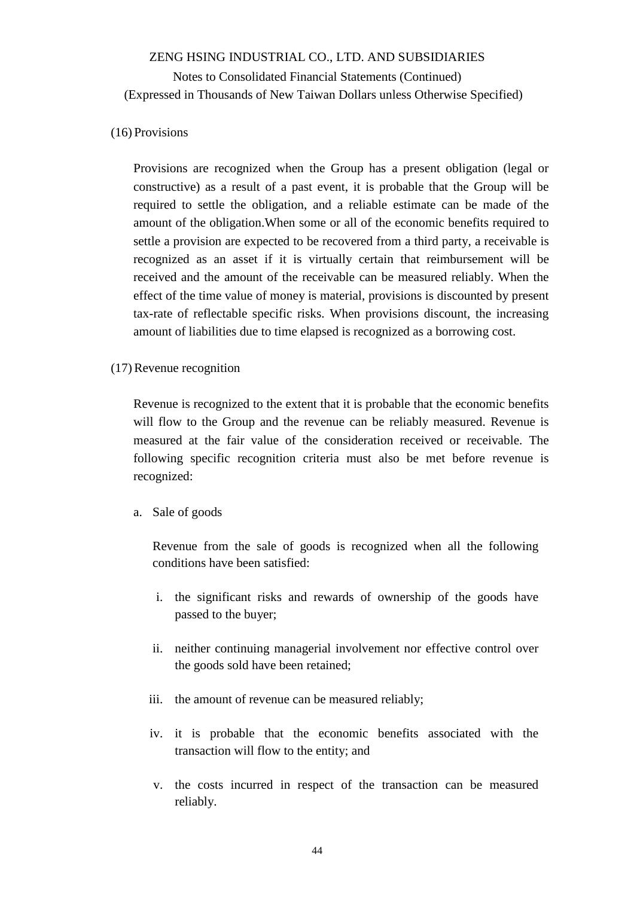(16) Provisions

Provisions are recognized when the Group has a present obligation (legal or constructive) as a result of a past event, it is probable that the Group will be required to settle the obligation, and a reliable estimate can be made of the amount of the obligation.When some or all of the economic benefits required to settle a provision are expected to be recovered from a third party, a receivable is recognized as an asset if it is virtually certain that reimbursement will be received and the amount of the receivable can be measured reliably. When the effect of the time value of money is material, provisions is discounted by present tax-rate of reflectable specific risks. When provisions discount, the increasing amount of liabilities due to time elapsed is recognized as a borrowing cost.

(17) Revenue recognition

Revenue is recognized to the extent that it is probable that the economic benefits will flow to the Group and the revenue can be reliably measured. Revenue is measured at the fair value of the consideration received or receivable. The following specific recognition criteria must also be met before revenue is recognized:

a. Sale of goods

Revenue from the sale of goods is recognized when all the following conditions have been satisfied:

i. the significant risks and rewards of ownership of the goods have passed to the buyer;

ii. neither continuing managerial involvement nor effective control over the goods sold have been retained;

iii. the amount of revenue can be measured reliably;

iv. it is probable that the economic benefits associated with the transaction will flow to the entity; and

v. the costs incurred in respect of the transaction can be measured reliably.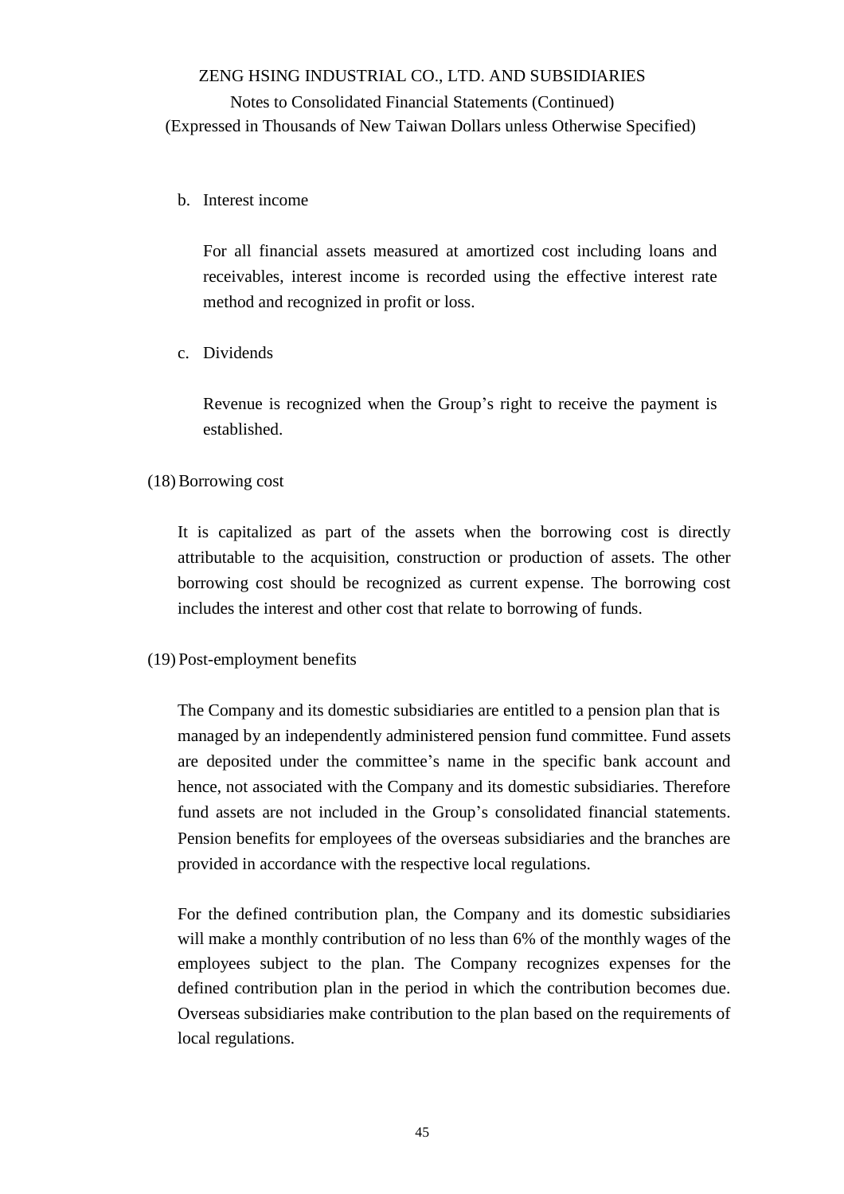b. Interest income

For all financial assets measured at amortized cost including loans and receivables, interest income is recorded using the effective interest rate method and recognized in profit or loss.

c. Dividends

Revenue is recognized when the Group's right to receive the payment is established.

(18) Borrowing cost

It is capitalized as part of the assets when the borrowing cost is directly attributable to the acquisition, construction or production of assets. The other borrowing cost should be recognized as current expense. The borrowing cost includes the interest and other cost that relate to borrowing of funds.

(19) Post-employment benefits

The Company and its domestic subsidiaries are entitled to a pension plan that is managed by an independently administered pension fund committee. Fund assets are deposited under the committee's name in the specific bank account and hence, not associated with the Company and its domestic subsidiaries. Therefore fund assets are not included in the Group's consolidated financial statements. Pension benefits for employees of the overseas subsidiaries and the branches are provided in accordance with the respective local regulations.

For the defined contribution plan, the Company and its domestic subsidiaries will make a monthly contribution of no less than 6% of the monthly wages of the employees subject to the plan. The Company recognizes expenses for the defined contribution plan in the period in which the contribution becomes due. Overseas subsidiaries make contribution to the plan based on the requirements of local regulations.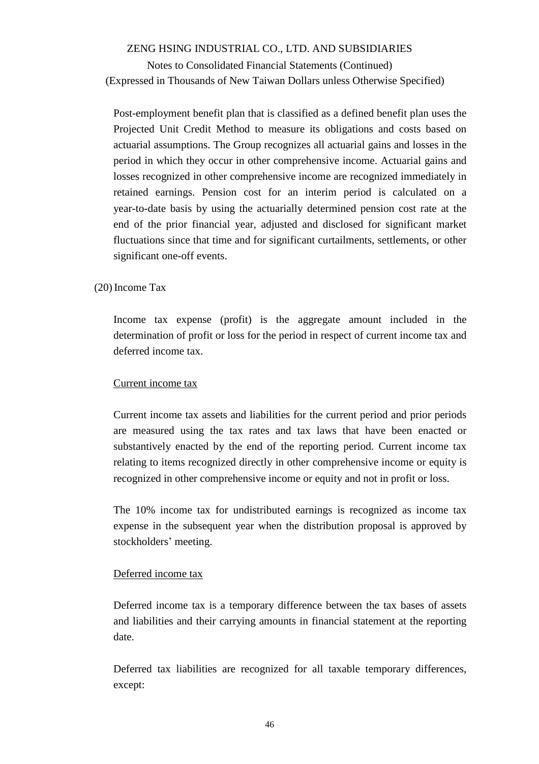Post-employment benefit plan that is classified as a defined benefit plan uses the Projected Unit Credit Method to measure its obligations and costs based on actuarial assumptions. The Group recognizes all actuarial gains and losses in the period in which they occur in other comprehensive income. Actuarial gains and losses recognized in other comprehensive income are recognized immediately in retained earnings. Pension cost for an interim period is calculated on a year-to-date basis by using the actuarially determined pension cost rate at the end of the prior financial year, adjusted and disclosed for significant market fluctuations since that time and for significant curtailments, settlements, or other significant one-off events.

(20) Income Tax

Income tax expense (profit) is the aggregate amount included in the determination of profit or loss for the period in respect of current income tax and deferred income tax.

Current income tax

Current income tax assets and liabilities for the current period and prior periods are measured using the tax rates and tax laws that have been enacted or substantively enacted by the end of the reporting period. Current income tax relating to items recognized directly in other comprehensive income or equity is recognized in other comprehensive income or equity and not in profit or loss.

The 10% income tax for undistributed earnings is recognized as income tax expense in the subsequent year when the distribution proposal is approved by stockholders' meeting.

Deferred income tax

Deferred income tax is a temporary difference between the tax bases of assets and liabilities and their carrying amounts in financial statement at the reporting date.

Deferred tax liabilities are recognized for all taxable temporary differences, except: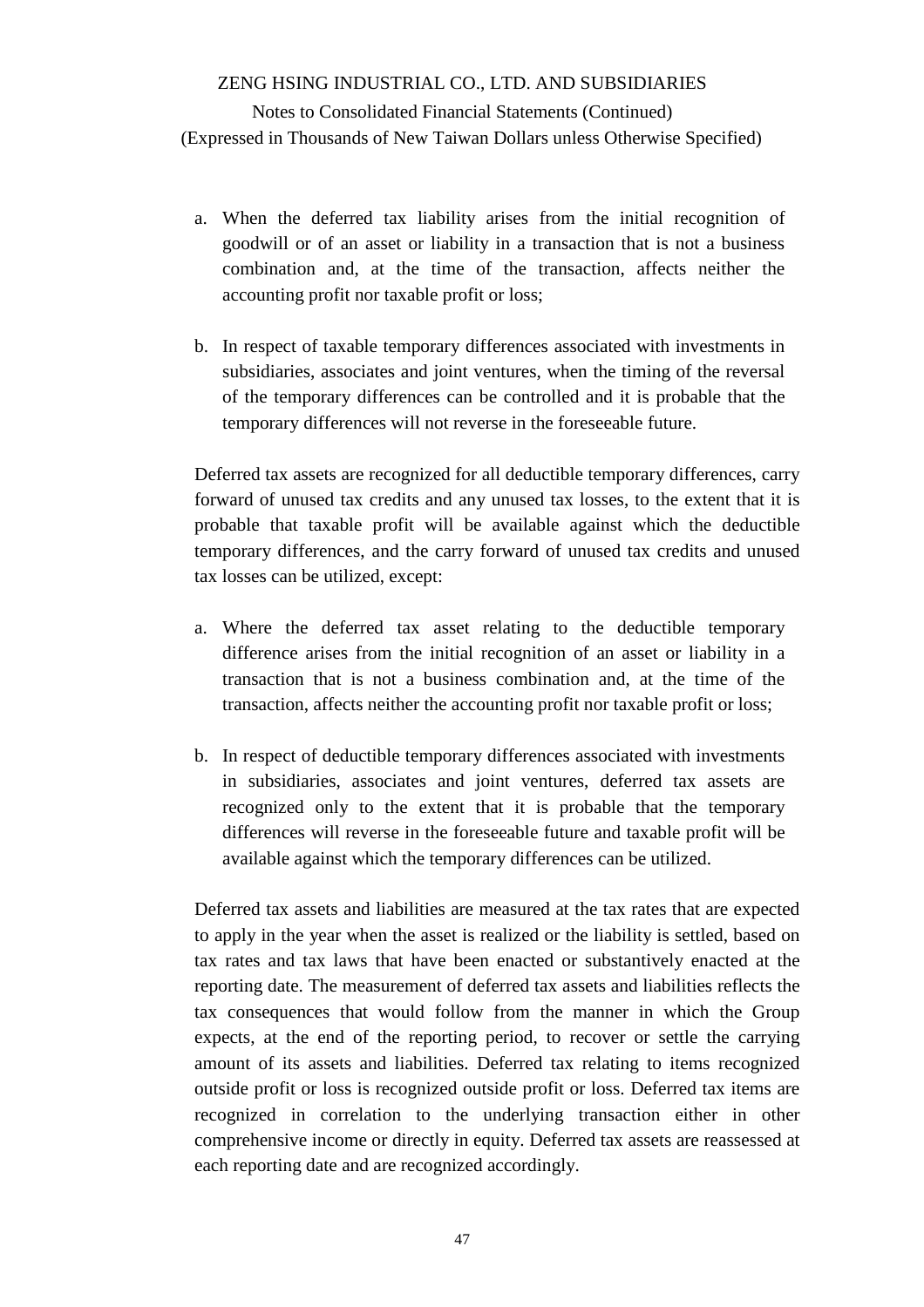a. When the deferred tax liability arises from the initial recognition of goodwill or of an asset or liability in a transaction that is not a business combination and, at the time of the transaction, affects neither the accounting profit nor taxable profit or loss;

b. In respect of taxable temporary differences associated with investments in subsidiaries, associates and joint ventures, when the timing of the reversal of the temporary differences can be controlled and it is probable that the temporary differences will not reverse in the foreseeable future.

Deferred tax assets are recognized for all deductible temporary differences, carry forward of unused tax credits and any unused tax losses, to the extent that it is probable that taxable profit will be available against which the deductible temporary differences, and the carry forward of unused tax credits and unused tax losses can be utilized, except:

a. Where the deferred tax asset relating to the deductible temporary difference arises from the initial recognition of an asset or liability in a transaction that is not a business combination and, at the time of the transaction, affects neither the accounting profit nor taxable profit or loss;

b. In respect of deductible temporary differences associated with investments in subsidiaries, associates and joint ventures, deferred tax assets are recognized only to the extent that it is probable that the temporary differences will reverse in the foreseeable future and taxable profit will be available against which the temporary differences can be utilized.

Deferred tax assets and liabilities are measured at the tax rates that are expected to apply in the year when the asset is realized or the liability is settled, based on tax rates and tax laws that have been enacted or substantively enacted at the reporting date. The measurement of deferred tax assets and liabilities reflects the tax consequences that would follow from the manner in which the Group expects, at the end of the reporting period, to recover or settle the carrying amount of its assets and liabilities. Deferred tax relating to items recognized outside profit or loss is recognized outside profit or loss. Deferred tax items are recognized in correlation to the underlying transaction either in other comprehensive income or directly in equity. Deferred tax assets are reassessed at each reporting date and are recognized accordingly.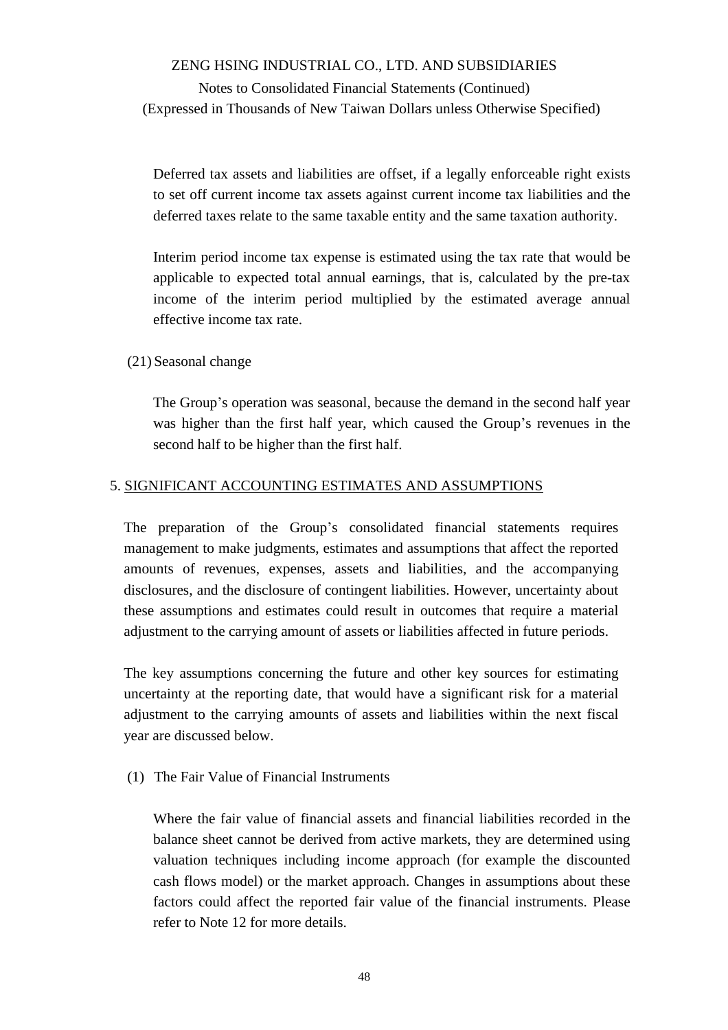Deferred tax assets and liabilities are offset, if a legally enforceable right exists to set off current income tax assets against current income tax liabilities and the deferred taxes relate to the same taxable entity and the same taxation authority.

Interim period income tax expense is estimated using the tax rate that would be applicable to expected total annual earnings, that is, calculated by the pre-tax income of the interim period multiplied by the estimated average annual effective income tax rate.

(21) Seasonal change

The Group's operation was seasonal, because the demand in the second half year was higher than the first half year, which caused the Group's revenues in the second half to be higher than the first half.

## 5. SIGNIFICANT ACCOUNTING ESTIMATES AND ASSUMPTIONS

The preparation of the Group's consolidated financial statements requires management to make judgments, estimates and assumptions that affect the reported amounts of revenues, expenses, assets and liabilities, and the accompanying disclosures, and the disclosure of contingent liabilities. However, uncertainty about these assumptions and estimates could result in outcomes that require a material adjustment to the carrying amount of assets or liabilities affected in future periods.

The key assumptions concerning the future and other key sources for estimating uncertainty at the reporting date, that would have a significant risk for a material adjustment to the carrying amounts of assets and liabilities within the next fiscal year are discussed below.

(1) The Fair Value of Financial Instruments

Where the fair value of financial assets and financial liabilities recorded in the balance sheet cannot be derived from active markets, they are determined using valuation techniques including income approach (for example the discounted cash flows model) or the market approach. Changes in assumptions about these factors could affect the reported fair value of the financial instruments. Please refer to Note 12 for more details.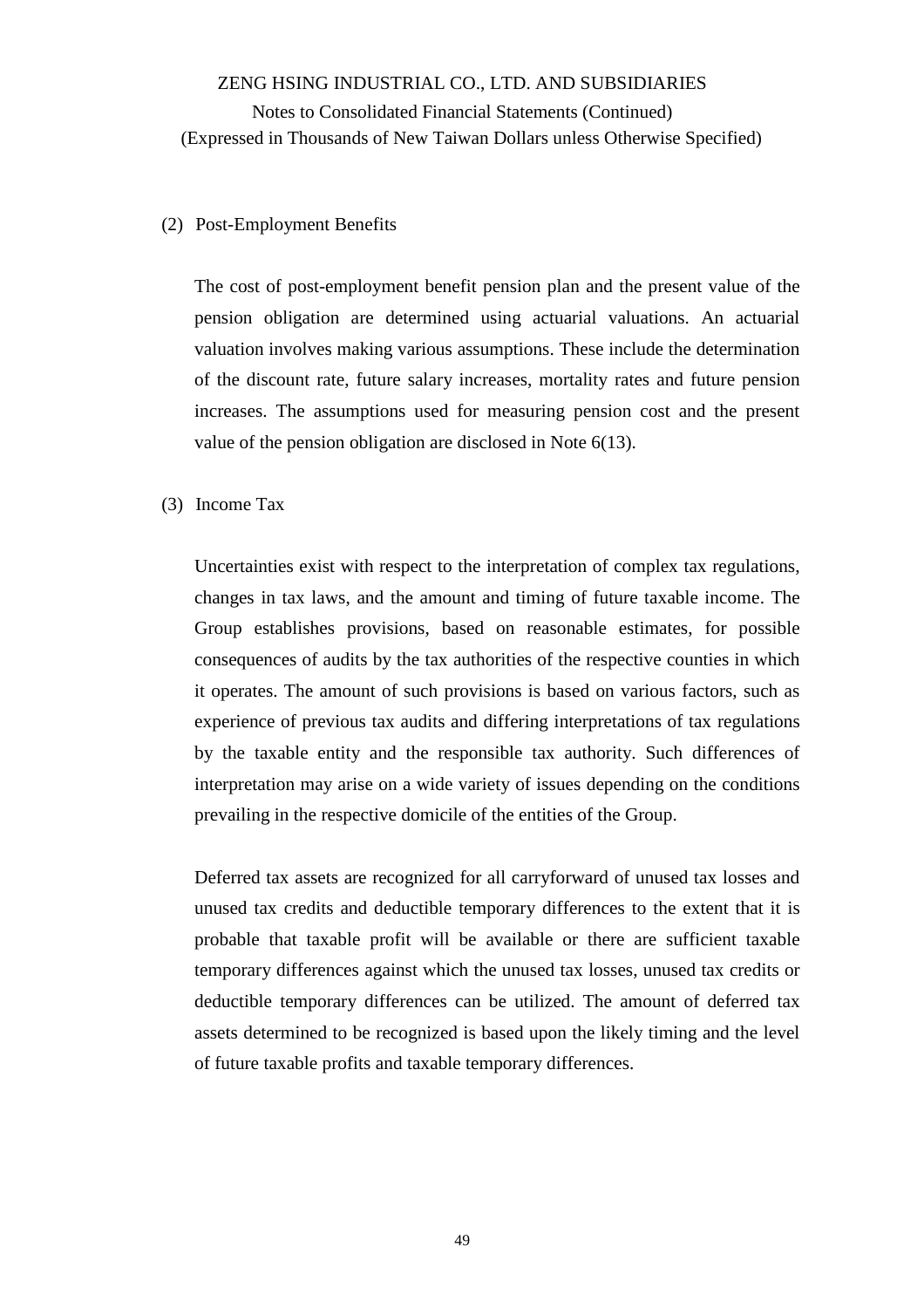(2) Post-Employment Benefits

The cost of post-employment benefit pension plan and the present value of the pension obligation are determined using actuarial valuations. An actuarial valuation involves making various assumptions. These include the determination of the discount rate, future salary increases, mortality rates and future pension increases. The assumptions used for measuring pension cost and the present value of the pension obligation are disclosed in Note 6(13).

(3) Income Tax

Uncertainties exist with respect to the interpretation of complex tax regulations, changes in tax laws, and the amount and timing of future taxable income. The Group establishes provisions, based on reasonable estimates, for possible consequences of audits by the tax authorities of the respective counties in which it operates. The amount of such provisions is based on various factors, such as experience of previous tax audits and differing interpretations of tax regulations by the taxable entity and the responsible tax authority. Such differences of interpretation may arise on a wide variety of issues depending on the conditions prevailing in the respective domicile of the entities of the Group.

Deferred tax assets are recognized for all carryforward of unused tax losses and unused tax credits and deductible temporary differences to the extent that it is probable that taxable profit will be available or there are sufficient taxable temporary differences against which the unused tax losses, unused tax credits or deductible temporary differences can be utilized. The amount of deferred tax assets determined to be recognized is based upon the likely timing and the level of future taxable profits and taxable temporary differences.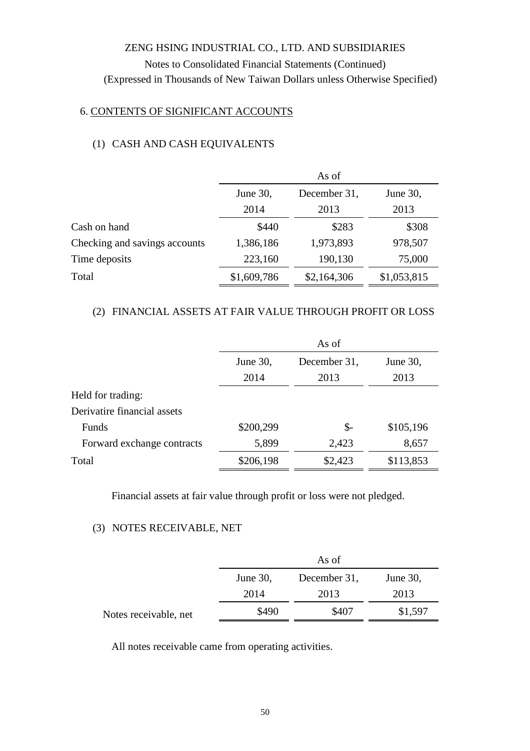ZENG HSING INDUSTRIAL CO., LTD. AND SUBSIDIARIES

Notes to Consolidated Financial Statements (Continued)

(Expressed in Thousands of New Taiwan Dollars unless Otherwise Specified)

## 6. CONTENTS OF SIGNIFICANT ACCOUNTS

### (1) CASH AND CASH EQUIVALENTS

| | As of | | |
|---|---|---|---|
| | June 30, 2014 | December 31, 2013 | June 30, 2013 |
| Cash on hand | \$440 | \$283 | \$308 |
| Checking and savings accounts | 1,386,186 | 1,973,893 | 978,507 |
| Time deposits | 223,160 | 190,130 | 75,000 |
| Total | \$1,609,786 | \$2,164,306 | \$1,053,815 |

### (2) FINANCIAL ASSETS AT FAIR VALUE THROUGH PROFIT OR LOSS

| | As of | | |
|---|---|---|---|
| | June 30, 2014 | December 31, 2013 | June 30, 2013 |
| Held for trading: | | | |
| Derivatire financial assets | | | |
| Funds | \$200,299 | \$- | \$105,196 |
| Forward exchange contracts | 5,899 | 2,423 | 8,657 |
| Total | \$206,198 | \$2,423 | \$113,853 |

Financial assets at fair value through profit or loss were not pledged.

### (3) NOTES RECEIVABLE, NET

| | As of | | |
|---|---|---|---|
| | June 30, 2014 | December 31, 2013 | June 30, 2013 |
| Notes receivable, net | \$490 | \$407 | \$1,597 |

All notes receivable came from operating activities.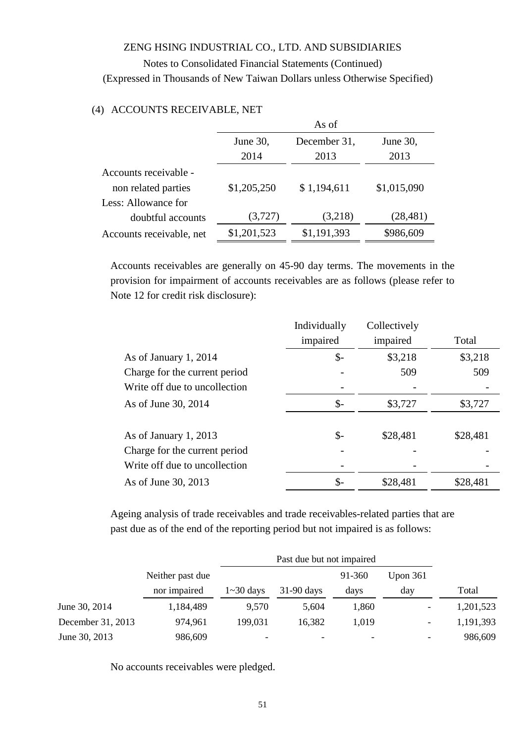### (4) ACCOUNTS RECEIVABLE, NET

| | As of | | |
|---|---|---|---|
| | June 30, 2014 | December 31, 2013 | June 30, 2013 |
| Accounts receivable - non related parties | $1,205,250 | $ 1,194,611 | $1,015,090 |
| Less: Allowance for doubtful accounts | (3,727) | (3,218) | (28,481) |
| Accounts receivable, net | $1,201,523 | $1,191,393 | $986,609 |

Accounts receivables are generally on 45-90 day terms. The movements in the provision for impairment of accounts receivables are as follows (please refer to Note 12 for credit risk disclosure):

| | Individually impaired | Collectively impaired | Total |
|---|---|---|---|
| As of January 1, 2014 | $- | $3,218 | $3,218 |
| Charge for the current period | - | 509 | 509 |
| Write off due to uncollection | - | - | - |
| As of June 30, 2014 | $- | $3,727 | $3,727 |
| | | | |
| As of January 1, 2013 | $- | $28,481 | $28,481 |
| Charge for the current period | - | - | - |
| Write off due to uncollection | - | - | - |
| As of June 30, 2013 | $- | $28,481 | $28,481 |

Ageing analysis of trade receivables and trade receivables-related parties that are past due as of the end of the reporting period but not impaired is as follows:

| | | Past due but not impaired | | | | |
|---|---|---|---|---|---|---|
| | Neither past due nor impaired | 1~30 days | 31-90 days | 91-360 days | Upon 361 day | Total |
| June 30, 2014 | 1,184,489 | 9,570 | 5,604 | 1,860 | - | 1,201,523 |
| December 31, 2013 | 974,961 | 199,031 | 16,382 | 1,019 | - | 1,191,393 |
| June 30, 2013 | 986,609 | - | - | - | - | 986,609 |

No accounts receivables were pledged.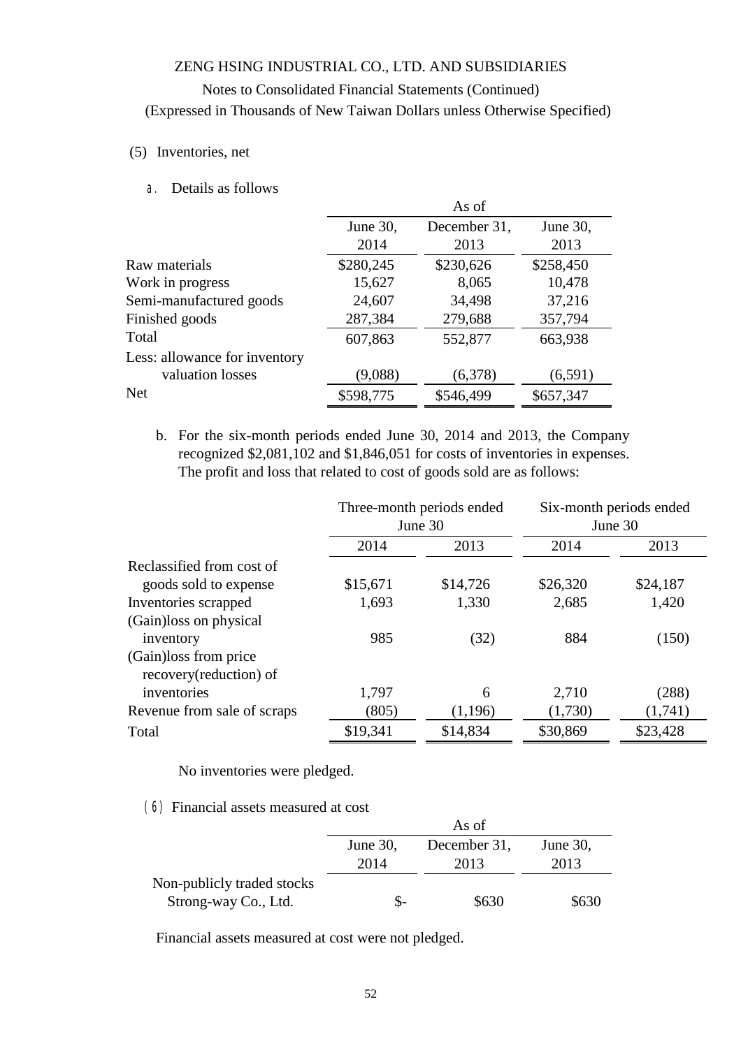ZENG HSING INDUSTRIAL CO., LTD. AND SUBSIDIARIES

Notes to Consolidated Financial Statements (Continued)

(Expressed in Thousands of New Taiwan Dollars unless Otherwise Specified)

(5) Inventories, net

a. Details as follows

| | As of | | |
|---|---|---|---|
| | June 30, 2014 | December 31, 2013 | June 30, 2013 |
| Raw materials | $280,245 | $230,626 | $258,450 |
| Work in progress | 15,627 | 8,065 | 10,478 |
| Semi-manufactured goods | 24,607 | 34,498 | 37,216 |
| Finished goods | 287,384 | 279,688 | 357,794 |
| Total | 607,863 | 552,877 | 663,938 |
| Less: allowance for inventory valuation losses | (9,088) | (6,378) | (6,591) |
| Net | $598,775 | $546,499 | $657,347 |

b. For the six-month periods ended June 30, 2014 and 2013, the Company recognized $2,081,102 and $1,846,051 for costs of inventories in expenses. The profit and loss that related to cost of goods sold are as follows:

| | Three-month periods ended June 30 | | Six-month periods ended June 30 | |
|---|---|---|---|---|
| | 2014 | 2013 | 2014 | 2013 |
| Reclassified from cost of goods sold to expense | $15,671 | $14,726 | $26,320 | $24,187 |
| Inventories scrapped | 1,693 | 1,330 | 2,685 | 1,420 |
| (Gain)loss on physical inventory | 985 | (32) | 884 | (150) |
| (Gain)loss from price recovery(reduction) of inventories | 1,797 | 6 | 2,710 | (288) |
| Revenue from sale of scraps | (805) | (1,196) | (1,730) | (1,741) |
| Total | $19,341 | $14,834 | $30,869 | $23,428 |

No inventories were pledged.

(6) Financial assets measured at cost

| | As of | | |
|---|---|---|---|
| | June 30, 2014 | December 31, 2013 | June 30, 2013 |
| Non-publicly traded stocks Strong-way Co., Ltd. | $- | $630 | $630 |

Financial assets measured at cost were not pledged.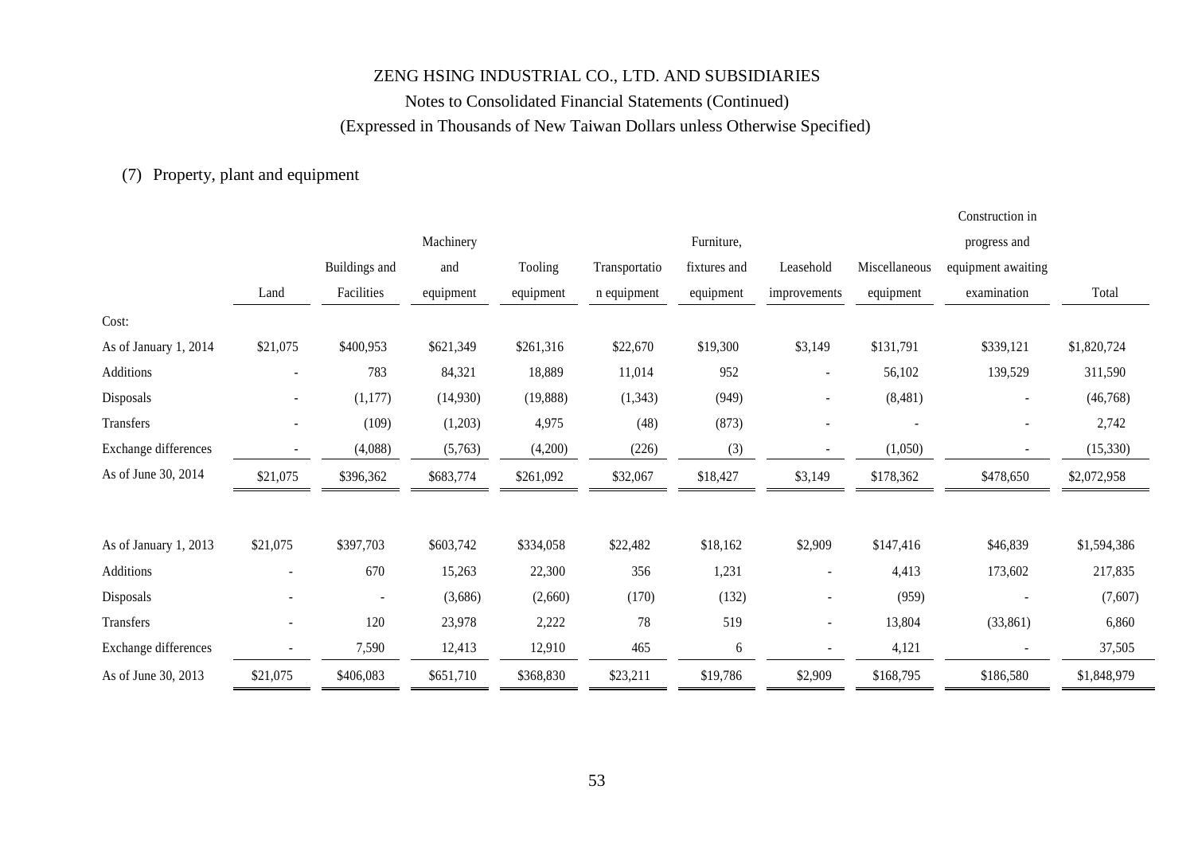ZENG HSING INDUSTRIAL CO., LTD. AND SUBSIDIARIES

Notes to Consolidated Financial Statements (Continued)

(Expressed in Thousands of New Taiwan Dollars unless Otherwise Specified)

(7) Property, plant and equipment

| | Land | Buildings and Facilities | Machinery and equipment | Tooling equipment | Transportation equipment | Furniture, fixtures and equipment | Leasehold improvements | Miscellaneous equipment | Construction in progress and equipment awaiting examination | Total |
|---|---|---|---|---|---|---|---|---|---|---|
| Cost: | | | | | | | | | | |
| As of January 1, 2014 | $21,075 | $400,953 | $621,349 | $261,316 | $22,670 | $19,300 | $3,149 | $131,791 | $339,121 | $1,820,724 |
| Additions | - | 783 | 84,321 | 18,889 | 11,014 | 952 | - | 56,102 | 139,529 | 311,590 |
| Disposals | - | (1,177) | (14,930) | (19,888) | (1,343) | (949) | - | (8,481) | - | (46,768) |
| Transfers | - | (109) | (1,203) | 4,975 | (48) | (873) | - | - | - | 2,742 |
| Exchange differences | - | (4,088) | (5,763) | (4,200) | (226) | (3) | - | (1,050) | - | (15,330) |
| As of June 30, 2014 | $21,075 | $396,362 | $683,774 | $261,092 | $32,067 | $18,427 | $3,149 | $178,362 | $478,650 | $2,072,958 |
| | | | | | | | | | | |
| As of January 1, 2013 | $21,075 | $397,703 | $603,742 | $334,058 | $22,482 | $18,162 | $2,909 | $147,416 | $46,839 | $1,594,386 |
| Additions | - | 670 | 15,263 | 22,300 | 356 | 1,231 | - | 4,413 | 173,602 | 217,835 |
| Disposals | - | - | (3,686) | (2,660) | (170) | (132) | - | (959) | - | (7,607) |
| Transfers | - | 120 | 23,978 | 2,222 | 78 | 519 | - | 13,804 | (33,861) | 6,860 |
| Exchange differences | - | 7,590 | 12,413 | 12,910 | 465 | 6 | - | 4,121 | - | 37,505 |
| As of June 30, 2013 | $21,075 | $406,083 | $651,710 | $368,830 | $23,211 | $19,786 | $2,909 | $168,795 | $186,580 | $1,848,979 |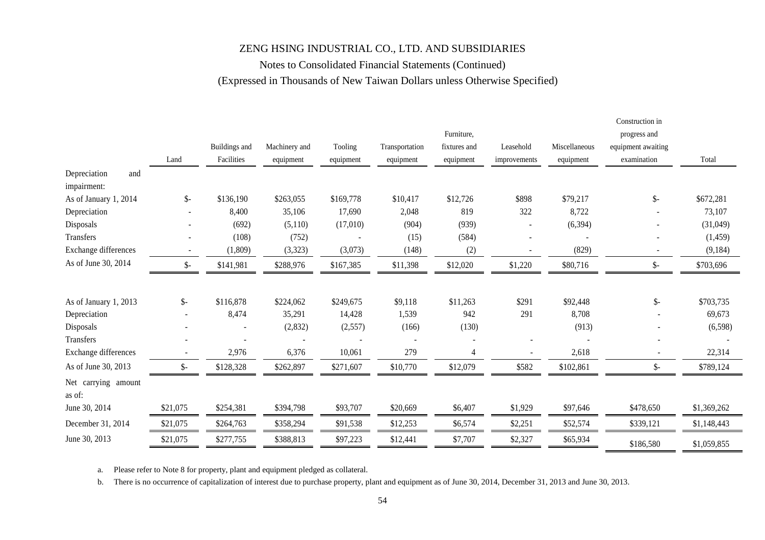ZENG HSING INDUSTRIAL CO., LTD. AND SUBSIDIARIES

Notes to Consolidated Financial Statements (Continued)

(Expressed in Thousands of New Taiwan Dollars unless Otherwise Specified)

| | Land | Buildings and Facilities | Machinery and equipment | Tooling equipment | Transportation equipment | Furniture, fixtures and equipment | Leasehold improvements | Miscellaneous equipment | Construction in progress and equipment awaiting examination | Total |
|---|---|---|---|---|---|---|---|---|---|---|
| Depreciation and impairment: | | | | | | | | | | |
| As of January 1, 2014 | $- | $136,190 | $263,055 | $169,778 | $10,417 | $12,726 | $898 | $79,217 | $- | $672,281 |
| Depreciation | - | 8,400 | 35,106 | 17,690 | 2,048 | 819 | 322 | 8,722 | - | 73,107 |
| Disposals | - | (692) | (5,110) | (17,010) | (904) | (939) | - | (6,394) | - | (31,049) |
| Transfers | - | (108) | (752) | - | (15) | (584) | - | - | - | (1,459) |
| Exchange differences | - | (1,809) | (3,323) | (3,073) | (148) | (2) | - | (829) | - | (9,184) |
| As of June 30, 2014 | $- | $141,981 | $288,976 | $167,385 | $11,398 | $12,020 | $1,220 | $80,716 | $- | $703,696 |
| | | | | | | | | | | |
| As of January 1, 2013 | $- | $116,878 | $224,062 | $249,675 | $9,118 | $11,263 | $291 | $92,448 | $- | $703,735 |
| Depreciation | - | 8,474 | 35,291 | 14,428 | 1,539 | 942 | 291 | 8,708 | - | 69,673 |
| Disposals | - | - | (2,832) | (2,557) | (166) | (130) | | (913) | - | (6,598) |
| Transfers | - | - | - | - | - | - | - | - | - | - |
| Exchange differences | - | 2,976 | 6,376 | 10,061 | 279 | 4 | - | 2,618 | - | 22,314 |
| As of June 30, 2013 | $- | $128,328 | $262,897 | $271,607 | $10,770 | $12,079 | $582 | $102,861 | $- | $789,124 |
| Net carrying amount as of: | | | | | | | | | | |
| June 30, 2014 | $21,075 | $254,381 | $394,798 | $93,707 | $20,669 | $6,407 | $1,929 | $97,646 | $478,650 | $1,369,262 |
| December 31, 2014 | $21,075 | $264,763 | $358,294 | $91,538 | $12,253 | $6,574 | $2,251 | $52,574 | $339,121 | $1,148,443 |
| June 30, 2013 | $21,075 | $277,755 | $388,813 | $97,223 | $12,441 | $7,707 | $2,327 | $65,934 | $186,580 | $1,059,855 |

a. Please refer to Note 8 for property, plant and equipment pledged as collateral.

b. There is no occurrence of capitalization of interest due to purchase property, plant and equipment as of June 30, 2014, December 31, 2013 and June 30, 2013.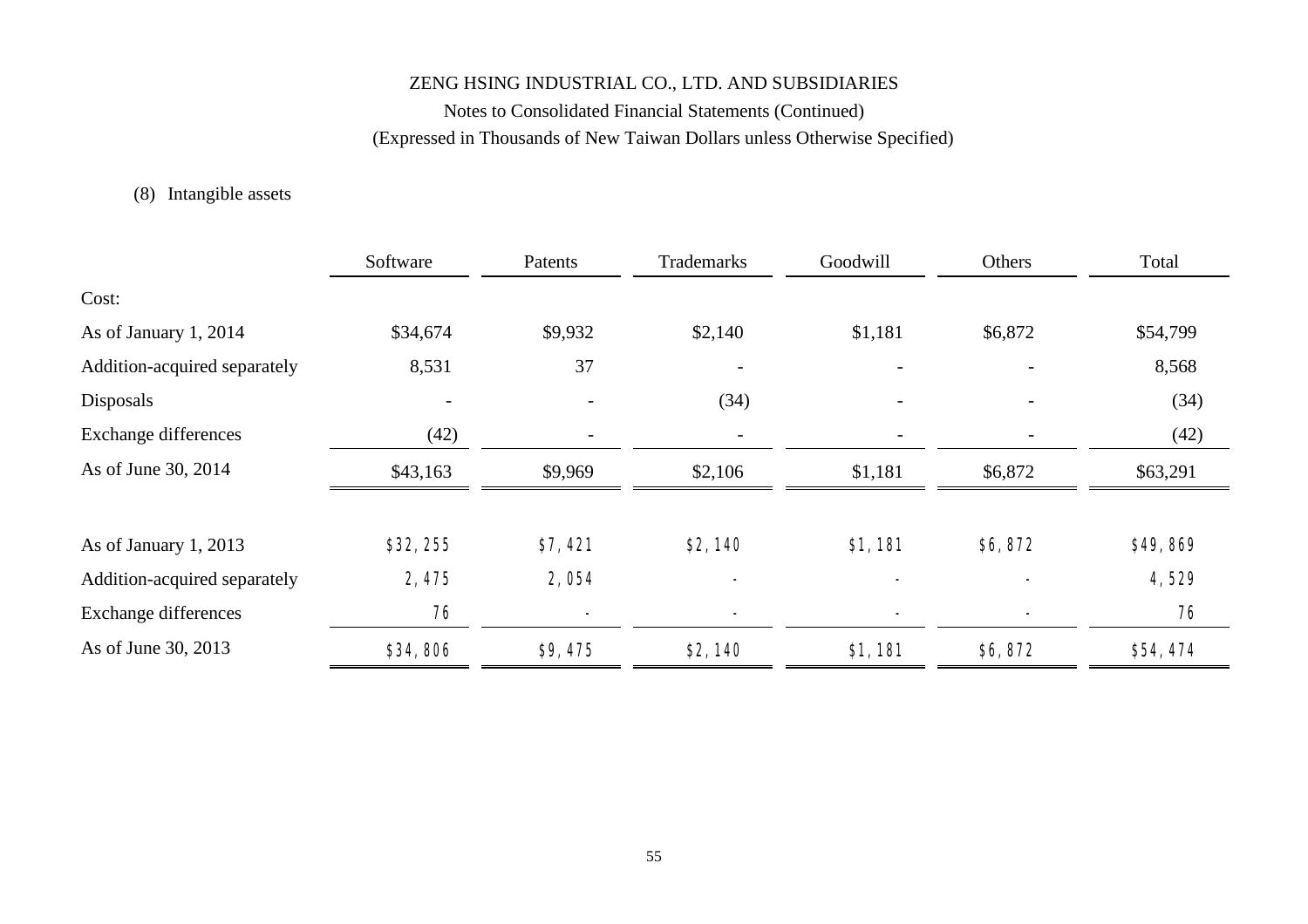ZENG HSING INDUSTRIAL CO., LTD. AND SUBSIDIARIES

Notes to Consolidated Financial Statements (Continued)

(Expressed in Thousands of New Taiwan Dollars unless Otherwise Specified)

(8) Intangible assets

| | Software | Patents | Trademarks | Goodwill | Others | Total |
|---|---|---|---|---|---|---|
| Cost: | | | | | | |
| As of January 1, 2014 | $34,674 | $9,932 | $2,140 | $1,181 | $6,872 | $54,799 |
| Addition-acquired separately | 8,531 | 37 | - | - | - | 8,568 |
| Disposals | - | - | (34) | - | - | (34) |
| Exchange differences | (42) | - | - | - | - | (42) |
| As of June 30, 2014 | $43,163 | $9,969 | $2,106 | $1,181 | $6,872 | $63,291 |
| | | | | | | |
| As of January 1, 2013 | $32,255 | $7,421 | $2,140 | $1,181 | $6,872 | $49,869 |
| Addition-acquired separately | 2,475 | 2,054 | - | - | - | 4,529 |
| Exchange differences | 76 | - | - | - | - | 76 |
| As of June 30, 2013 | $34,806 | $9,475 | $2,140 | $1,181 | $6,872 | $54,474 |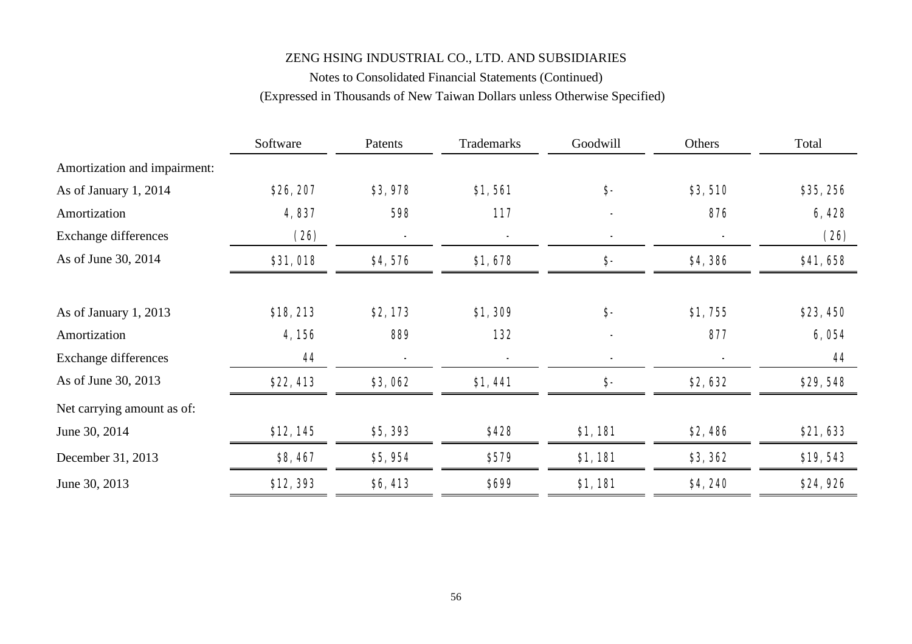ZENG HSING INDUSTRIAL CO., LTD. AND SUBSIDIARIES

Notes to Consolidated Financial Statements (Continued)

(Expressed in Thousands of New Taiwan Dollars unless Otherwise Specified)

| | Software | Patents | Trademarks | Goodwill | Others | Total |
|---|---|---|---|---|---|---|
| Amortization and impairment: | | | | | | |
| As of January 1, 2014 | $26,207 | $3,978 | $1,561 | $- | $3,510 | $35,256 |
| Amortization | 4,837 | 598 | 117 | - | 876 | 6,428 |
| Exchange differences | (26) | - | - | - | - | (26) |
| As of June 30, 2014 | $31,018 | $4,576 | $1,678 | $- | $4,386 | $41,658 |
| | | | | | | |
| As of January 1, 2013 | $18,213 | $2,173 | $1,309 | $- | $1,755 | $23,450 |
| Amortization | 4,156 | 889 | 132 | - | 877 | 6,054 |
| Exchange differences | 44 | - | - | - | - | 44 |
| As of June 30, 2013 | $22,413 | $3,062 | $1,441 | $- | $2,632 | $29,548 |
| Net carrying amount as of: | | | | | | |
| June 30, 2014 | $12,145 | $5,393 | $428 | $1,181 | $2,486 | $21,633 |
| December 31, 2013 | $8,467 | $5,954 | $579 | $1,181 | $3,362 | $19,543 |
| June 30, 2013 | $12,393 | $6,413 | $699 | $1,181 | $4,240 | $24,926 |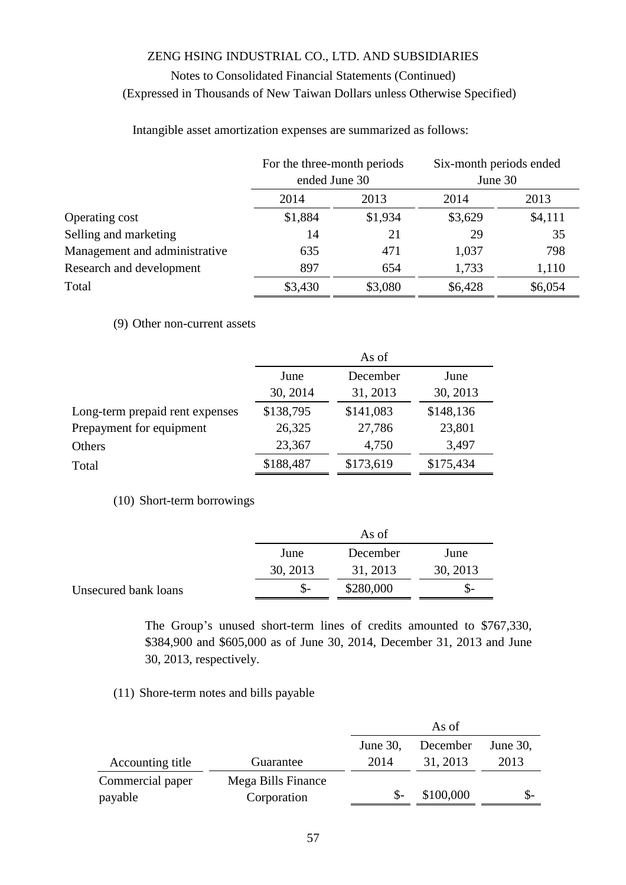ZENG HSING INDUSTRIAL CO., LTD. AND SUBSIDIARIES

Notes to Consolidated Financial Statements (Continued)

(Expressed in Thousands of New Taiwan Dollars unless Otherwise Specified)

Intangible asset amortization expenses are summarized as follows:

| | For the three-month periods ended June 30 | | Six-month periods ended June 30 | |
|---|---|---|---|---|
| | 2014 | 2013 | 2014 | 2013 |
| Operating cost | $1,884 | $1,934 | $3,629 | $4,111 |
| Selling and marketing | 14 | 21 | 29 | 35 |
| Management and administrative | 635 | 471 | 1,037 | 798 |
| Research and development | 897 | 654 | 1,733 | 1,110 |
| Total | $3,430 | $3,080 | $6,428 | $6,054 |

(9) Other non-current assets

| | As of | | |
|---|---|---|---|
| | June 30, 2014 | December 31, 2013 | June 30, 2013 |
| Long-term prepaid rent expenses | $138,795 | $141,083 | $148,136 |
| Prepayment for equipment | 26,325 | 27,786 | 23,801 |
| Others | 23,367 | 4,750 | 3,497 |
| Total | $188,487 | $173,619 | $175,434 |

(10) Short-term borrowings

| | As of | | |
|---|---|---|---|
| | June 30, 2013 | December 31, 2013 | June 30, 2013 |
| Unsecured bank loans | $- | $280,000 | $- |

The Group's unused short-term lines of credits amounted to $767,330, $384,900 and $605,000 as of June 30, 2014, December 31, 2013 and June 30, 2013, respectively.

(11) Shore-term notes and bills payable

| | | As of | | |
|---|---|---|---|---|
| Accounting title | Guarantee | June 30, 2014 | December 31, 2013 | June 30, 2013 |
| Commercial paper payable | Mega Bills Finance Corporation | $- | $100,000 | $- |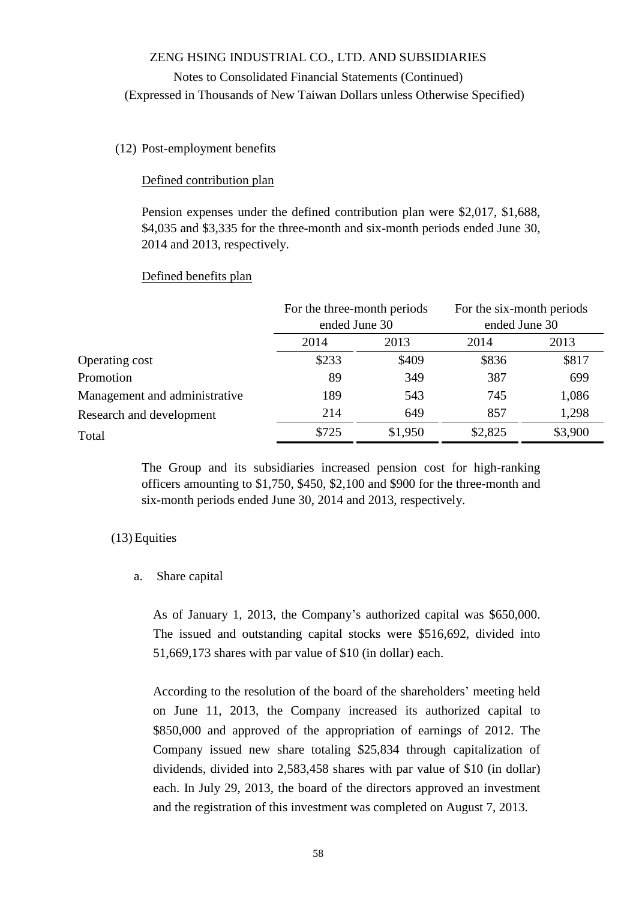ZENG HSING INDUSTRIAL CO., LTD. AND SUBSIDIARIES

Notes to Consolidated Financial Statements (Continued)

(Expressed in Thousands of New Taiwan Dollars unless Otherwise Specified)

(12) Post-employment benefits

Defined contribution plan

Pension expenses under the defined contribution plan were $2,017, $1,688, $4,035 and $3,335 for the three-month and six-month periods ended June 30, 2014 and 2013, respectively.

Defined benefits plan

| | For the three-month periods ended June 30 | | For the six-month periods ended June 30 | |
|---|---|---|---|---|
| | 2014 | 2013 | 2014 | 2013 |
| Operating cost | $233 | $409 | $836 | $817 |
| Promotion | 89 | 349 | 387 | 699 |
| Management and administrative | 189 | 543 | 745 | 1,086 |
| Research and development | 214 | 649 | 857 | 1,298 |
| Total | $725 | $1,950 | $2,825 | $3,900 |

The Group and its subsidiaries increased pension cost for high-ranking officers amounting to $1,750, $450, $2,100 and $900 for the three-month and six-month periods ended June 30, 2014 and 2013, respectively.

(13) Equities

a. Share capital

As of January 1, 2013, the Company's authorized capital was $650,000. The issued and outstanding capital stocks were $516,692, divided into 51,669,173 shares with par value of $10 (in dollar) each.

According to the resolution of the board of the shareholders' meeting held on June 11, 2013, the Company increased its authorized capital to $850,000 and approved of the appropriation of earnings of 2012. The Company issued new share totaling $25,834 through capitalization of dividends, divided into 2,583,458 shares with par value of $10 (in dollar) each. In July 29, 2013, the board of the directors approved an investment and the registration of this investment was completed on August 7, 2013.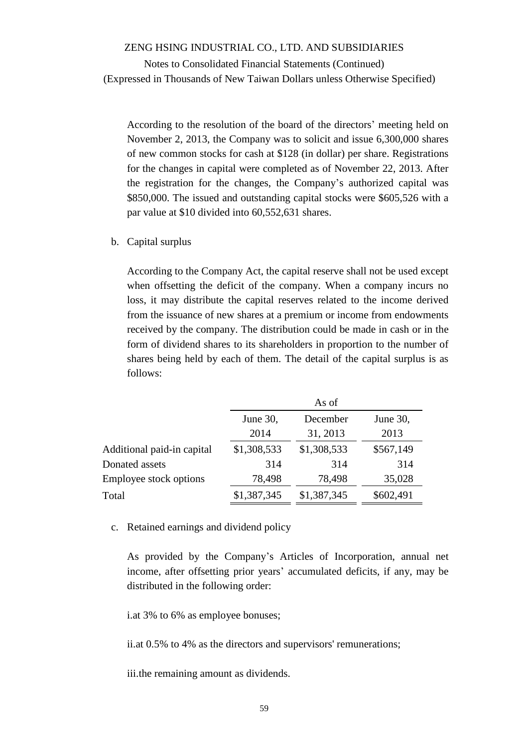According to the resolution of the board of the directors' meeting held on November 2, 2013, the Company was to solicit and issue 6,300,000 shares of new common stocks for cash at $128 (in dollar) per share. Registrations for the changes in capital were completed as of November 22, 2013. After the registration for the changes, the Company's authorized capital was $850,000. The issued and outstanding capital stocks were $605,526 with a par value at $10 divided into 60,552,631 shares.

b. Capital surplus

According to the Company Act, the capital reserve shall not be used except when offsetting the deficit of the company. When a company incurs no loss, it may distribute the capital reserves related to the income derived from the issuance of new shares at a premium or income from endowments received by the company. The distribution could be made in cash or in the form of dividend shares to its shareholders in proportion to the number of shares being held by each of them. The detail of the capital surplus is as follows:

| | As of | | |
|---|---|---|---|
| | June 30, 2014 | December 31, 2013 | June 30, 2013 |
| Additional paid-in capital | $1,308,533 | $1,308,533 | $567,149 |
| Donated assets | 314 | 314 | 314 |
| Employee stock options | 78,498 | 78,498 | 35,028 |
| Total | $1,387,345 | $1,387,345 | $602,491 |

c. Retained earnings and dividend policy

As provided by the Company's Articles of Incorporation, annual net income, after offsetting prior years' accumulated deficits, if any, may be distributed in the following order:

i.at 3% to 6% as employee bonuses;

ii.at 0.5% to 4% as the directors and supervisors' remunerations;

iii.the remaining amount as dividends.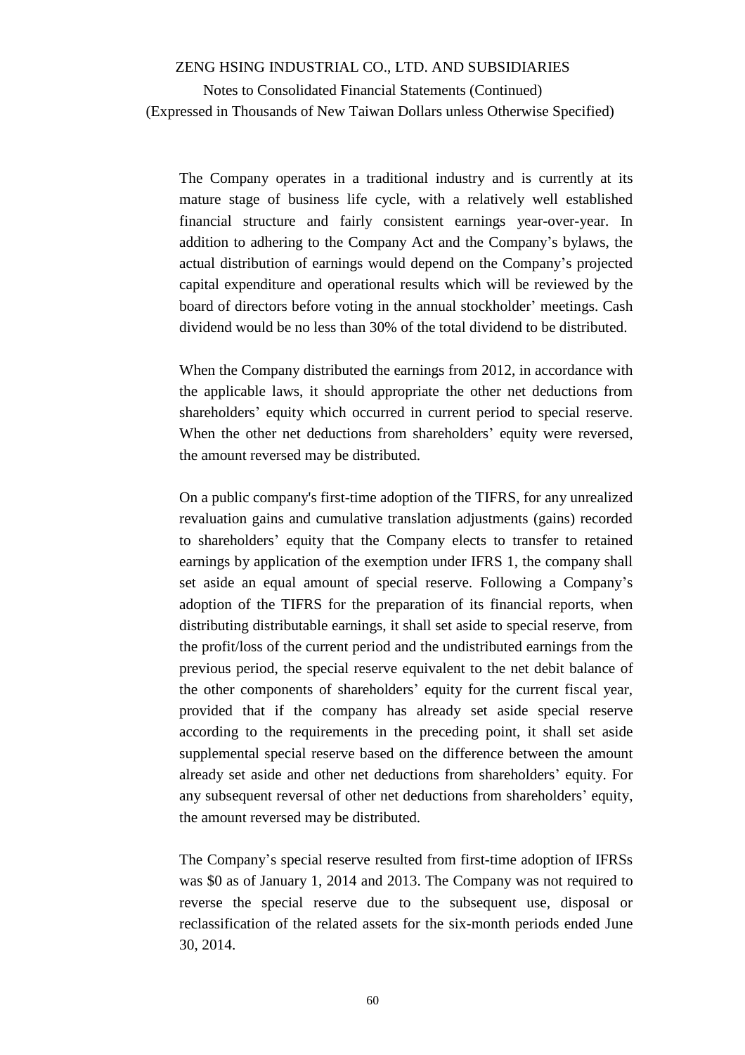The Company operates in a traditional industry and is currently at its mature stage of business life cycle, with a relatively well established financial structure and fairly consistent earnings year-over-year. In addition to adhering to the Company Act and the Company's bylaws, the actual distribution of earnings would depend on the Company's projected capital expenditure and operational results which will be reviewed by the board of directors before voting in the annual stockholder' meetings. Cash dividend would be no less than 30% of the total dividend to be distributed.

When the Company distributed the earnings from 2012, in accordance with the applicable laws, it should appropriate the other net deductions from shareholders' equity which occurred in current period to special reserve. When the other net deductions from shareholders' equity were reversed, the amount reversed may be distributed.

On a public company's first-time adoption of the TIFRS, for any unrealized revaluation gains and cumulative translation adjustments (gains) recorded to shareholders' equity that the Company elects to transfer to retained earnings by application of the exemption under IFRS 1, the company shall set aside an equal amount of special reserve. Following a Company's adoption of the TIFRS for the preparation of its financial reports, when distributing distributable earnings, it shall set aside to special reserve, from the profit/loss of the current period and the undistributed earnings from the previous period, the special reserve equivalent to the net debit balance of the other components of shareholders' equity for the current fiscal year, provided that if the company has already set aside special reserve according to the requirements in the preceding point, it shall set aside supplemental special reserve based on the difference between the amount already set aside and other net deductions from shareholders' equity. For any subsequent reversal of other net deductions from shareholders' equity, the amount reversed may be distributed.

The Company's special reserve resulted from first-time adoption of IFRSs was $0 as of January 1, 2014 and 2013. The Company was not required to reverse the special reserve due to the subsequent use, disposal or reclassification of the related assets for the six-month periods ended June 30, 2014.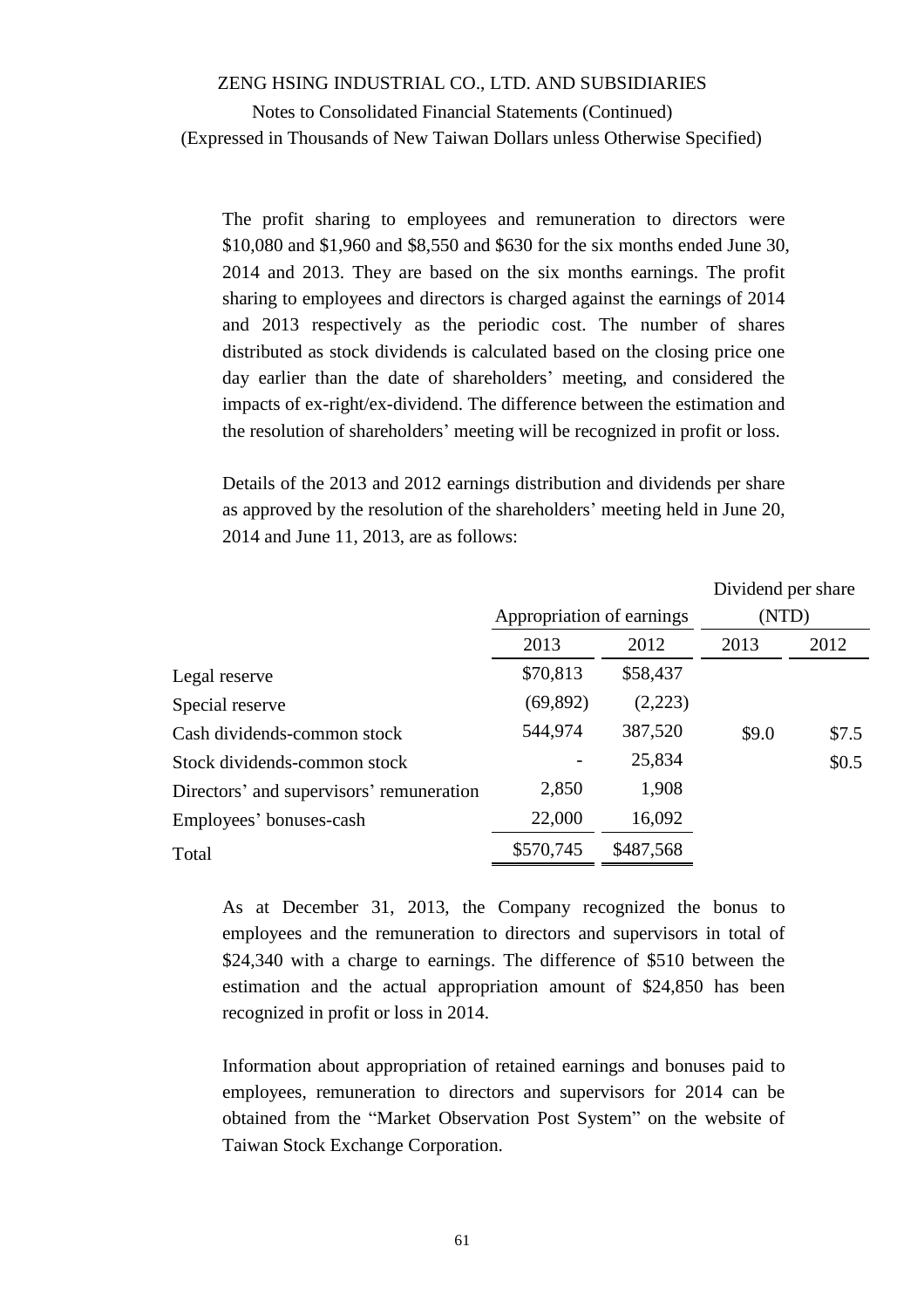The profit sharing to employees and remuneration to directors were \$10,080 and \$1,960 and \$8,550 and \$630 for the six months ended June 30, 2014 and 2013. They are based on the six months earnings. The profit sharing to employees and directors is charged against the earnings of 2014 and 2013 respectively as the periodic cost. The number of shares distributed as stock dividends is calculated based on the closing price one day earlier than the date of shareholders' meeting, and considered the impacts of ex-right/ex-dividend. The difference between the estimation and the resolution of shareholders' meeting will be recognized in profit or loss.

Details of the 2013 and 2012 earnings distribution and dividends per share as approved by the resolution of the shareholders' meeting held in June 20, 2014 and June 11, 2013, are as follows:

| | Appropriation of earnings | | Dividend per share (NTD) | |
|---|---|---|---|---|
| | 2013 | 2012 | 2013 | 2012 |
| Legal reserve | \$70,813 | \$58,437 | | |
| Special reserve | (69,892) | (2,223) | | |
| Cash dividends-common stock | 544,974 | 387,520 | \$9.0 | \$7.5 |
| Stock dividends-common stock | - | 25,834 | | \$0.5 |
| Directors' and supervisors' remuneration | 2,850 | 1,908 | | |
| Employees' bonuses-cash | 22,000 | 16,092 | | |
| Total | \$570,745 | \$487,568 | | |

As at December 31, 2013, the Company recognized the bonus to employees and the remuneration to directors and supervisors in total of \$24,340 with a charge to earnings. The difference of \$510 between the estimation and the actual appropriation amount of \$24,850 has been recognized in profit or loss in 2014.

Information about appropriation of retained earnings and bonuses paid to employees, remuneration to directors and supervisors for 2014 can be obtained from the "Market Observation Post System" on the website of Taiwan Stock Exchange Corporation.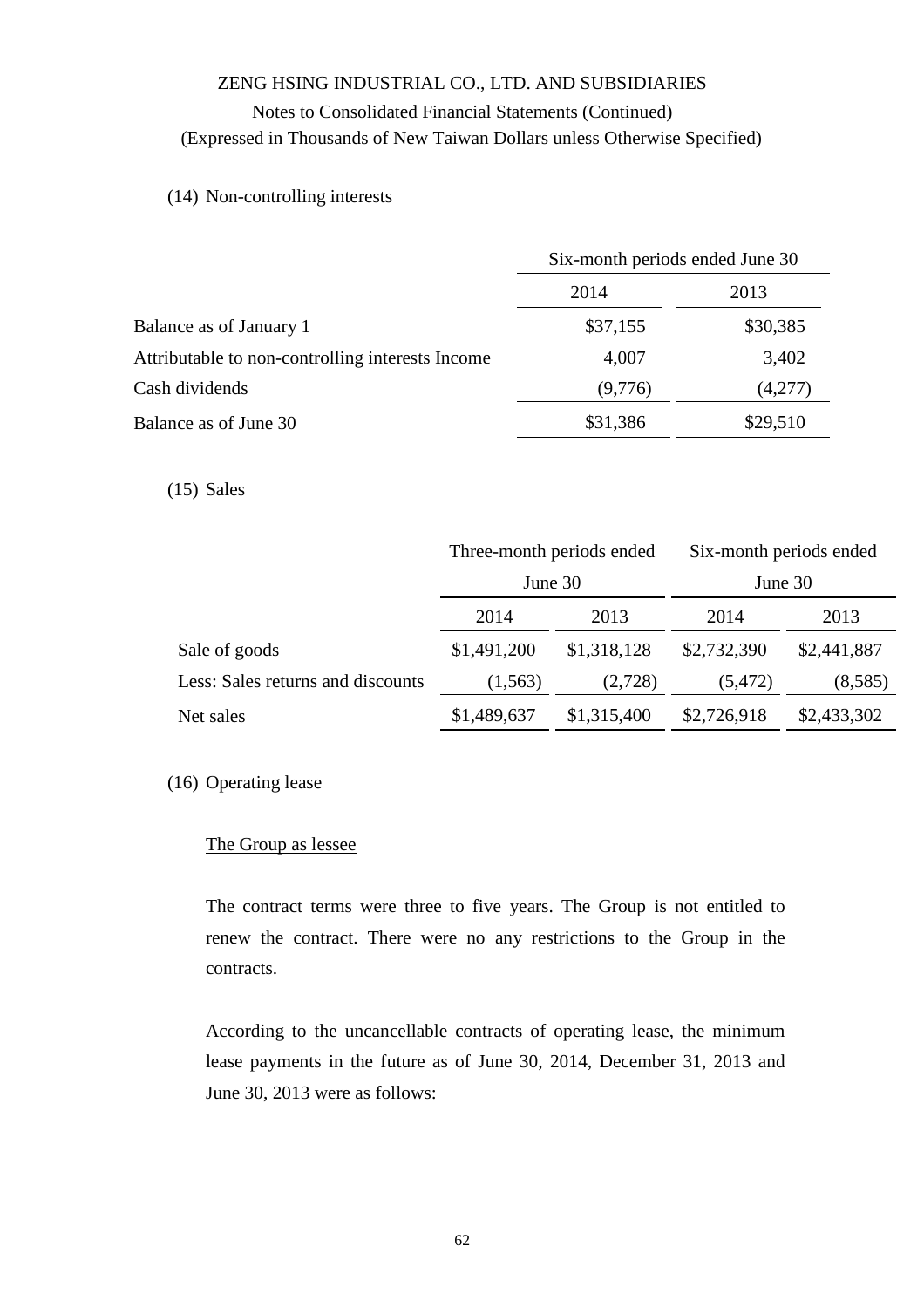ZENG HSING INDUSTRIAL CO., LTD. AND SUBSIDIARIES

Notes to Consolidated Financial Statements (Continued)

(Expressed in Thousands of New Taiwan Dollars unless Otherwise Specified)

(14) Non-controlling interests

| | Six-month periods ended June 30 | |
|---|---|---|
| | 2014 | 2013 |
| Balance as of January 1 | $37,155 | $30,385 |
| Attributable to non-controlling interests Income | 4,007 | 3,402 |
| Cash dividends | (9,776) | (4,277) |
| Balance as of June 30 | $31,386 | $29,510 |

(15) Sales

| | Three-month periods ended June 30 | | Six-month periods ended June 30 | |
|---|---|---|---|---|
| | 2014 | 2013 | 2014 | 2013 |
| Sale of goods | $1,491,200 | $1,318,128 | $2,732,390 | $2,441,887 |
| Less: Sales returns and discounts | (1,563) | (2,728) | (5,472) | (8,585) |
| Net sales | $1,489,637 | $1,315,400 | $2,726,918 | $2,433,302 |

(16) Operating lease

The Group as lessee

The contract terms were three to five years. The Group is not entitled to renew the contract. There were no any restrictions to the Group in the contracts.

According to the uncancellable contracts of operating lease, the minimum lease payments in the future as of June 30, 2014, December 31, 2013 and June 30, 2013 were as follows: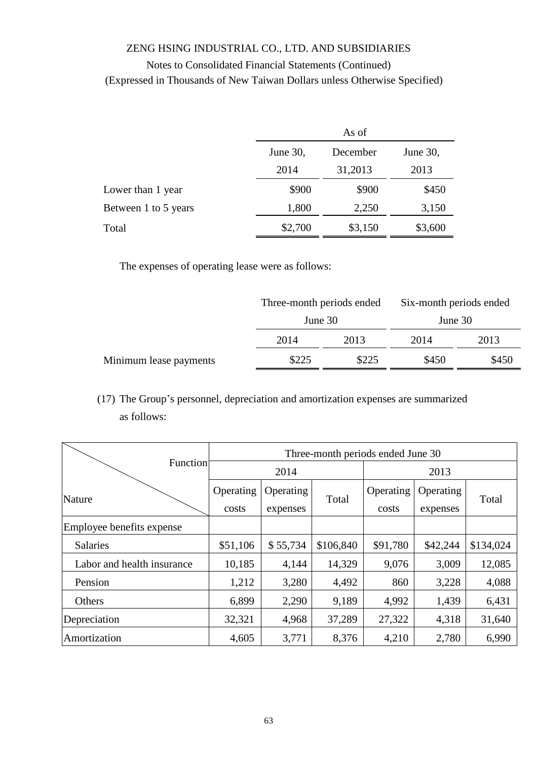ZENG HSING INDUSTRIAL CO., LTD. AND SUBSIDIARIES

Notes to Consolidated Financial Statements (Continued)

(Expressed in Thousands of New Taiwan Dollars unless Otherwise Specified)

| | As of | | |
|---|---|---|---|
| | June 30, 2014 | December 31,2013 | June 30, 2013 |
| Lower than 1 year | $900 | $900 | $450 |
| Between 1 to 5 years | 1,800 | 2,250 | 3,150 |
| Total | $2,700 | $3,150 | $3,600 |

The expenses of operating lease were as follows:

| | Three-month periods ended June 30 | | Six-month periods ended June 30 | |
|---|---|---|---|---|
| | 2014 | 2013 | 2014 | 2013 |
| Minimum lease payments | $225 | $225 | $450 | $450 |

(17) The Group's personnel, depreciation and amortization expenses are summarized as follows:

| Function / Nature | Three-month periods ended June 30 | | | | | |
|---|---|---|---|---|---|---|
| | 2014 | | | 2013 | | |
| | Operating costs | Operating expenses | Total | Operating costs | Operating expenses | Total |
| Employee benefits expense | | | | | | |
| Salaries | $51,106 | $ 55,734 | $106,840 | $91,780 | $42,244 | $134,024 |
| Labor and health insurance | 10,185 | 4,144 | 14,329 | 9,076 | 3,009 | 12,085 |
| Pension | 1,212 | 3,280 | 4,492 | 860 | 3,228 | 4,088 |
| Others | 6,899 | 2,290 | 9,189 | 4,992 | 1,439 | 6,431 |
| Depreciation | 32,321 | 4,968 | 37,289 | 27,322 | 4,318 | 31,640 |
| Amortization | 4,605 | 3,771 | 8,376 | 4,210 | 2,780 | 6,990 |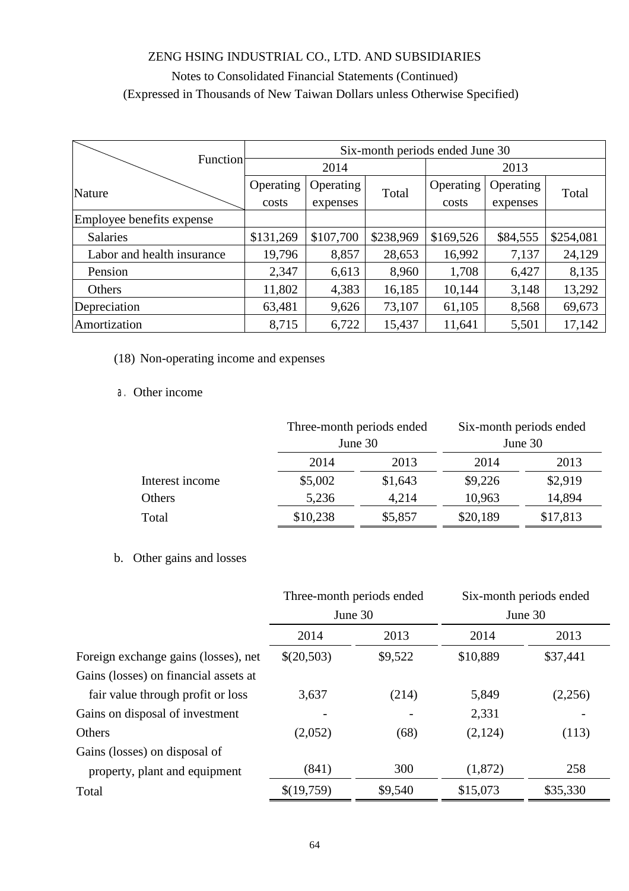ZENG HSING INDUSTRIAL CO., LTD. AND SUBSIDIARIES

Notes to Consolidated Financial Statements (Continued)

(Expressed in Thousands of New Taiwan Dollars unless Otherwise Specified)

| Function / Nature | Six-month periods ended June 30 | | | | | |
|---|---|---|---|---|---|---|
| | 2014 | | | 2013 | | |
| | Operating costs | Operating expenses | Total | Operating costs | Operating expenses | Total |
| Employee benefits expense | | | | | | |
| Salaries | $131,269 | $107,700 | $238,969 | $169,526 | $84,555 | $254,081 |
| Labor and health insurance | 19,796 | 8,857 | 28,653 | 16,992 | 7,137 | 24,129 |
| Pension | 2,347 | 6,613 | 8,960 | 1,708 | 6,427 | 8,135 |
| Others | 11,802 | 4,383 | 16,185 | 10,144 | 3,148 | 13,292 |
| Depreciation | 63,481 | 9,626 | 73,107 | 61,105 | 8,568 | 69,673 |
| Amortization | 8,715 | 6,722 | 15,437 | 11,641 | 5,501 | 17,142 |

(18) Non-operating income and expenses

a. Other income

| | Three-month periods ended June 30 | | Six-month periods ended June 30 | |
|---|---|---|---|---|
| | 2014 | 2013 | 2014 | 2013 |
| Interest income | $5,002 | $1,643 | $9,226 | $2,919 |
| Others | 5,236 | 4,214 | 10,963 | 14,894 |
| Total | $10,238 | $5,857 | $20,189 | $17,813 |

b. Other gains and losses

| | Three-month periods ended June 30 | | Six-month periods ended June 30 | |
|---|---|---|---|---|
| | 2014 | 2013 | 2014 | 2013 |
| Foreign exchange gains (losses), net | $(20,503) | $9,522 | $10,889 | $37,441 |
| Gains (losses) on financial assets at fair value through profit or loss | 3,637 | (214) | 5,849 | (2,256) |
| Gains on disposal of investment | - | - | 2,331 | - |
| Others | (2,052) | (68) | (2,124) | (113) |
| Gains (losses) on disposal of property, plant and equipment | (841) | 300 | (1,872) | 258 |
| Total | $(19,759) | $9,540 | $15,073 | $35,330 |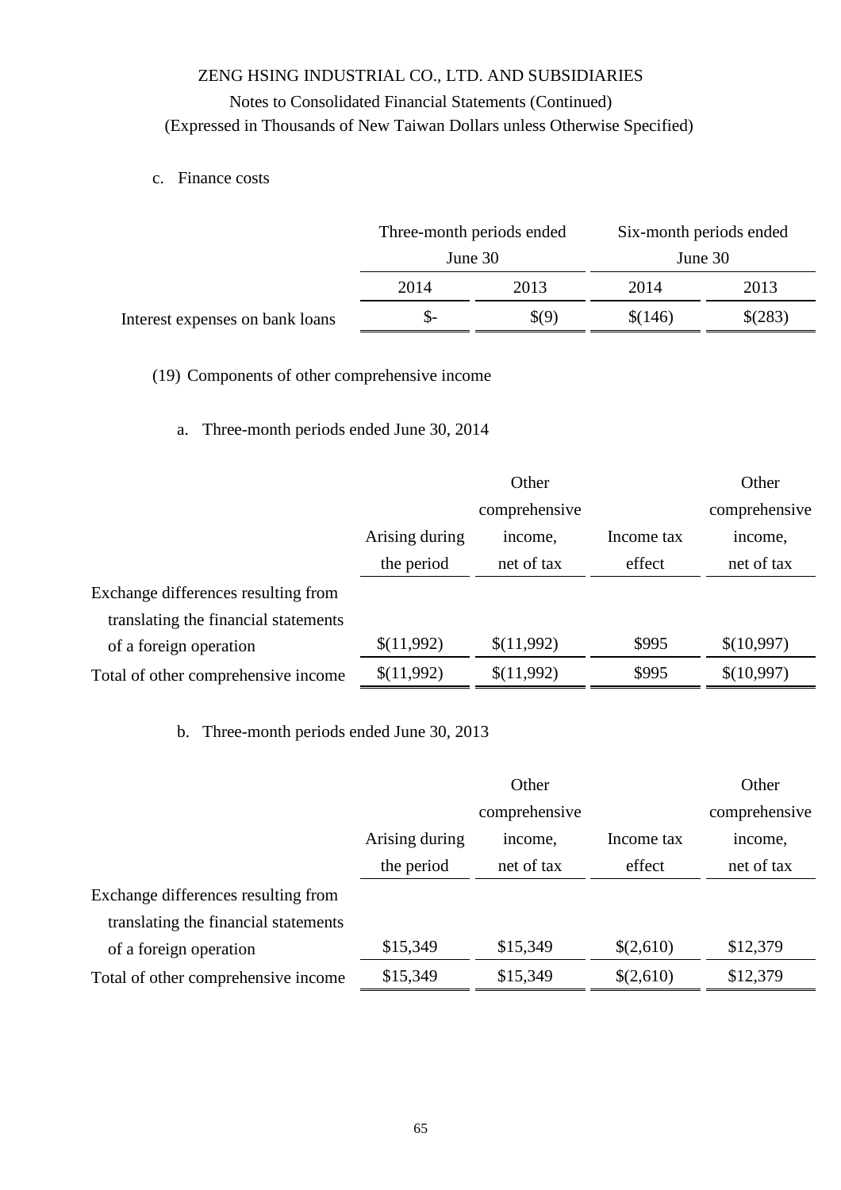ZENG HSING INDUSTRIAL CO., LTD. AND SUBSIDIARIES

Notes to Consolidated Financial Statements (Continued)

(Expressed in Thousands of New Taiwan Dollars unless Otherwise Specified)

c. Finance costs

| | Three-month periods ended June 30 | | Six-month periods ended June 30 | |
|---|---|---|---|---|
| | 2014 | 2013 | 2014 | 2013 |
| Interest expenses on bank loans | $- | $(9) | $(146) | $(283) |

(19) Components of other comprehensive income

a. Three-month periods ended June 30, 2014

| | Arising during the period | Other comprehensive income, net of tax | Income tax effect | Other comprehensive income, net of tax |
|---|---|---|---|---|
| Exchange differences resulting from translating the financial statements of a foreign operation | $(11,992) | $(11,992) | $995 | $(10,997) |
| Total of other comprehensive income | $(11,992) | $(11,992) | $995 | $(10,997) |

b. Three-month periods ended June 30, 2013

| | Arising during the period | Other comprehensive income, net of tax | Income tax effect | Other comprehensive income, net of tax |
|---|---|---|---|---|
| Exchange differences resulting from translating the financial statements of a foreign operation | $15,349 | $15,349 | $(2,610) | $12,379 |
| Total of other comprehensive income | $15,349 | $15,349 | $(2,610) | $12,379 |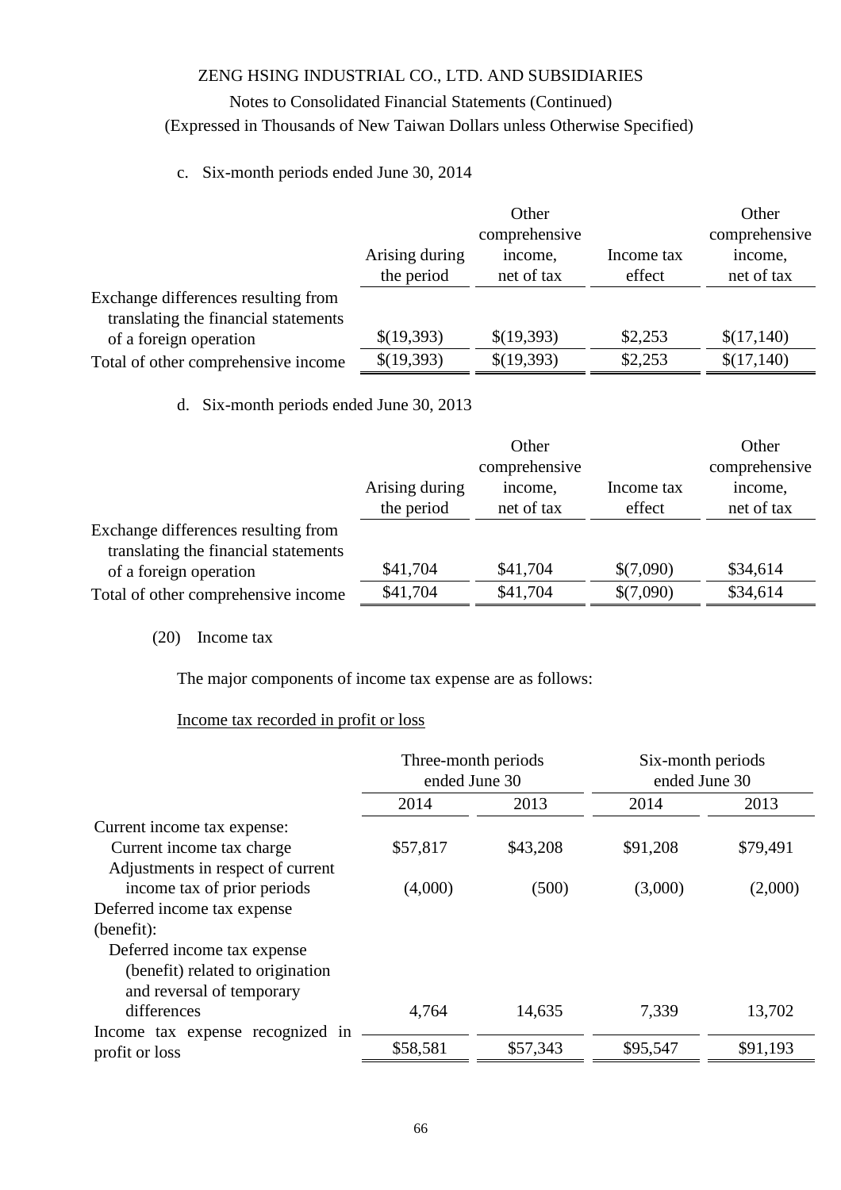c. Six-month periods ended June 30, 2014

| | Arising during the period | Other comprehensive income, net of tax | Income tax effect | Other comprehensive income, net of tax |
|---|---|---|---|---|
| Exchange differences resulting from translating the financial statements of a foreign operation | $(19,393) | $(19,393) | $2,253 | $(17,140) |
| Total of other comprehensive income | $(19,393) | $(19,393) | $2,253 | $(17,140) |

d. Six-month periods ended June 30, 2013

| | Arising during the period | Other comprehensive income, net of tax | Income tax effect | Other comprehensive income, net of tax |
|---|---|---|---|---|
| Exchange differences resulting from translating the financial statements of a foreign operation | $41,704 | $41,704 | $(7,090) | $34,614 |
| Total of other comprehensive income | $41,704 | $41,704 | $(7,090) | $34,614 |

(20) Income tax

The major components of income tax expense are as follows:

<u>Income tax recorded in profit or loss</u>

| | Three-month periods ended June 30 | | Six-month periods ended June 30 | |
|---|---|---|---|---|
| | 2014 | 2013 | 2014 | 2013 |
| Current income tax expense: | | | | |
| Current income tax charge | $57,817 | $43,208 | $91,208 | $79,491 |
| Adjustments in respect of current income tax of prior periods | (4,000) | (500) | (3,000) | (2,000) |
| Deferred income tax expense (benefit): | | | | |
| Deferred income tax expense (benefit) related to origination and reversal of temporary differences | 4,764 | 14,635 | 7,339 | 13,702 |
| Income tax expense recognized in profit or loss | $58,581 | $57,343 | $95,547 | $91,193 |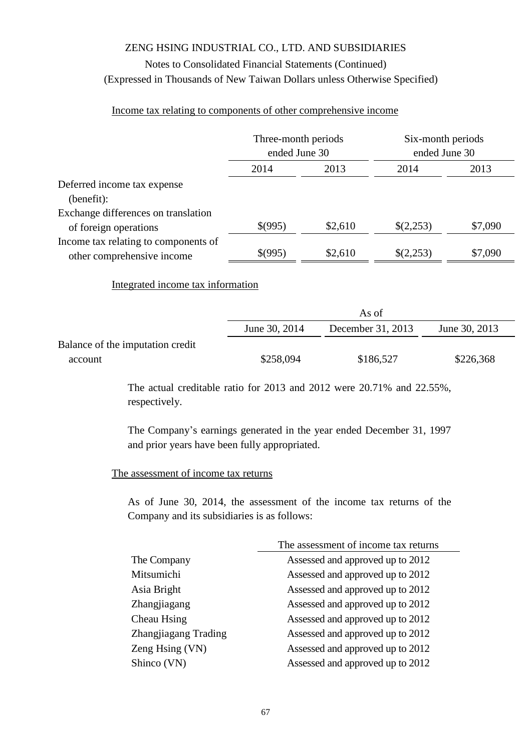ZENG HSING INDUSTRIAL CO., LTD. AND SUBSIDIARIES

Notes to Consolidated Financial Statements (Continued)

(Expressed in Thousands of New Taiwan Dollars unless Otherwise Specified)

Income tax relating to components of other comprehensive income

| | Three-month periods ended June 30 | | Six-month periods ended June 30 | |
|---|---|---|---|---|
| | 2014 | 2013 | 2014 | 2013 |
| Deferred income tax expense (benefit): | | | | |
| Exchange differences on translation of foreign operations | $(995) | $2,610 | $(2,253) | $7,090 |
| Income tax relating to components of other comprehensive income | $(995) | $2,610 | $(2,253) | $7,090 |

Integrated income tax information

| | As of | | |
|---|---|---|---|
| | June 30, 2014 | December 31, 2013 | June 30, 2013 |
| Balance of the imputation credit account | $258,094 | $186,527 | $226,368 |

The actual creditable ratio for 2013 and 2012 were 20.71% and 22.55%, respectively.

The Company's earnings generated in the year ended December 31, 1997 and prior years have been fully appropriated.

The assessment of income tax returns

As of June 30, 2014, the assessment of the income tax returns of the Company and its subsidiaries is as follows:

| | The assessment of income tax returns |
|---|---|
| The Company | Assessed and approved up to 2012 |
| Mitsumichi | Assessed and approved up to 2012 |
| Asia Bright | Assessed and approved up to 2012 |
| Zhangjiagang | Assessed and approved up to 2012 |
| Cheau Hsing | Assessed and approved up to 2012 |
| Zhangjiagang Trading | Assessed and approved up to 2012 |
| Zeng Hsing (VN) | Assessed and approved up to 2012 |
| Shinco (VN) | Assessed and approved up to 2012 |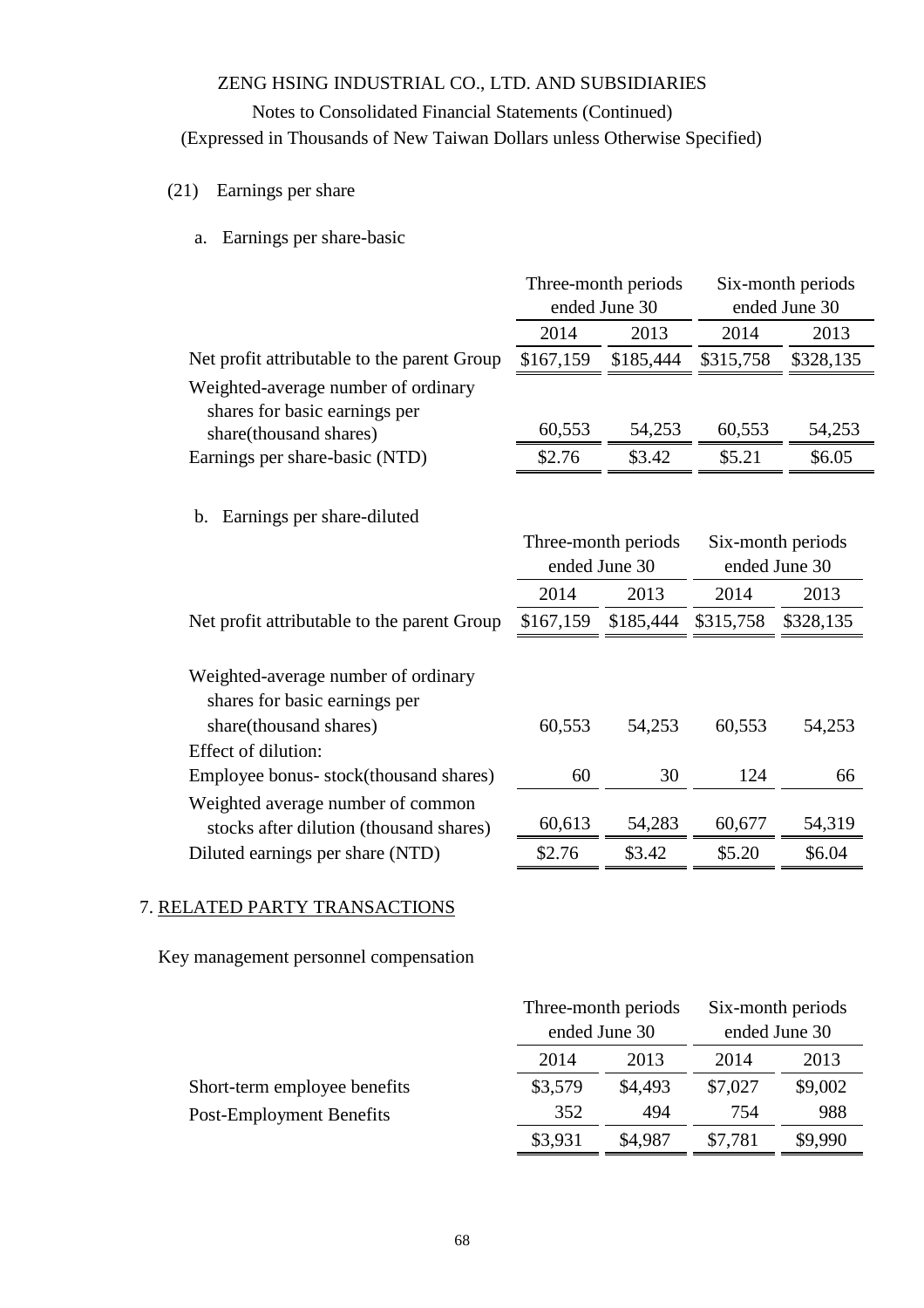ZENG HSING INDUSTRIAL CO., LTD. AND SUBSIDIARIES

Notes to Consolidated Financial Statements (Continued)

(Expressed in Thousands of New Taiwan Dollars unless Otherwise Specified)

(21) Earnings per share

a. Earnings per share-basic

| | Three-month periods ended June 30 | | Six-month periods ended June 30 | |
|---|---|---|---|---|
| | 2014 | 2013 | 2014 | 2013 |
| Net profit attributable to the parent Group | $167,159 | $185,444 | $315,758 | $328,135 |
| Weighted-average number of ordinary shares for basic earnings per share(thousand shares) | 60,553 | 54,253 | 60,553 | 54,253 |
| Earnings per share-basic (NTD) | $2.76 | $3.42 | $5.21 | $6.05 |

b. Earnings per share-diluted

| | Three-month periods ended June 30 | | Six-month periods ended June 30 | |
|---|---|---|---|---|
| | 2014 | 2013 | 2014 | 2013 |
| Net profit attributable to the parent Group | $167,159 | $185,444 | $315,758 | $328,135 |
| Weighted-average number of ordinary shares for basic earnings per share(thousand shares) | 60,553 | 54,253 | 60,553 | 54,253 |
| Effect of dilution: | | | | |
| Employee bonus- stock(thousand shares) | 60 | 30 | 124 | 66 |
| Weighted average number of common stocks after dilution (thousand shares) | 60,613 | 54,283 | 60,677 | 54,319 |
| Diluted earnings per share (NTD) | $2.76 | $3.42 | $5.20 | $6.04 |

## 7. RELATED PARTY TRANSACTIONS

Key management personnel compensation

| | Three-month periods ended June 30 | | Six-month periods ended June 30 | |
|---|---|---|---|---|
| | 2014 | 2013 | 2014 | 2013 |
| Short-term employee benefits | $3,579 | $4,493 | $7,027 | $9,002 |
| Post-Employment Benefits | 352 | 494 | 754 | 988 |
| | $3,931 | $4,987 | $7,781 | $9,990 |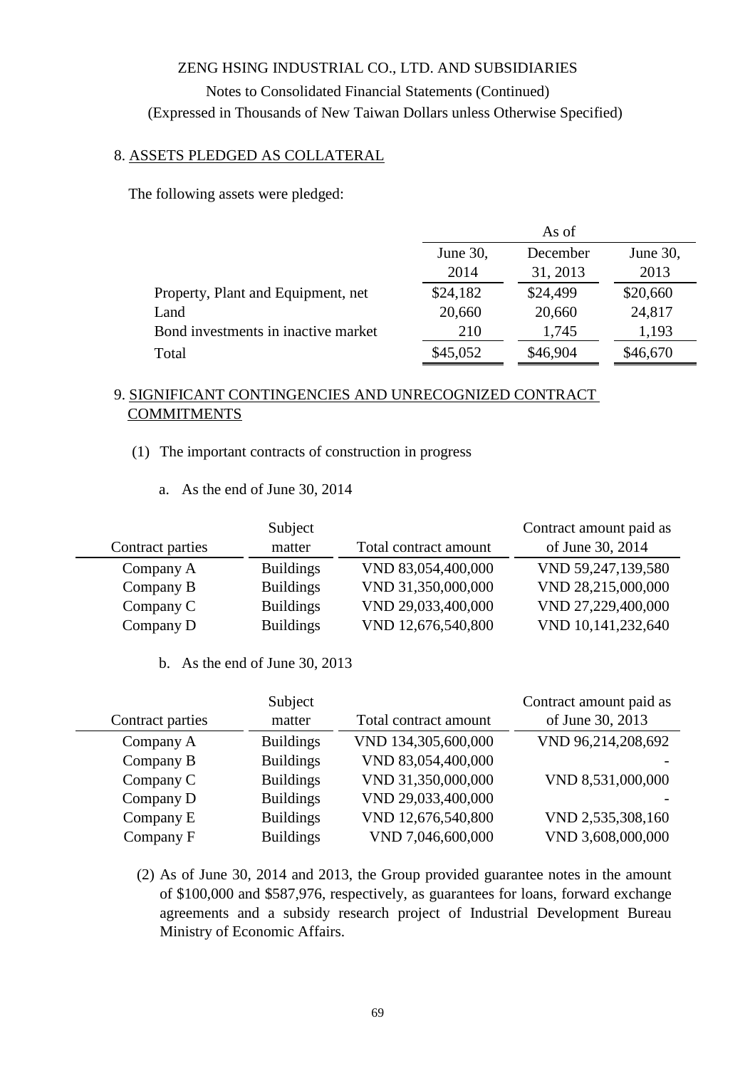ZENG HSING INDUSTRIAL CO., LTD. AND SUBSIDIARIES

Notes to Consolidated Financial Statements (Continued)

(Expressed in Thousands of New Taiwan Dollars unless Otherwise Specified)

## 8. ASSETS PLEDGED AS COLLATERAL

The following assets were pledged:

| | As of | | |
|---|---|---|---|
| | June 30, 2014 | December 31, 2013 | June 30, 2013 |
| Property, Plant and Equipment, net | $24,182 | $24,499 | $20,660 |
| Land | 20,660 | 20,660 | 24,817 |
| Bond investments in inactive market | 210 | 1,745 | 1,193 |
| Total | $45,052 | $46,904 | $46,670 |

## 9. SIGNIFICANT CONTINGENCIES AND UNRECOGNIZED CONTRACT COMMITMENTS

(1) The important contracts of construction in progress

a. As the end of June 30, 2014

| Contract parties | Subject matter | Total contract amount | Contract amount paid as of June 30, 2014 |
|---|---|---|---|
| Company A | Buildings | VND 83,054,400,000 | VND 59,247,139,580 |
| Company B | Buildings | VND 31,350,000,000 | VND 28,215,000,000 |
| Company C | Buildings | VND 29,033,400,000 | VND 27,229,400,000 |
| Company D | Buildings | VND 12,676,540,800 | VND 10,141,232,640 |

b. As the end of June 30, 2013

| Contract parties | Subject matter | Total contract amount | Contract amount paid as of June 30, 2013 |
|---|---|---|---|
| Company A | Buildings | VND 134,305,600,000 | VND 96,214,208,692 |
| Company B | Buildings | VND 83,054,400,000 | - |
| Company C | Buildings | VND 31,350,000,000 | VND 8,531,000,000 |
| Company D | Buildings | VND 29,033,400,000 | - |
| Company E | Buildings | VND 12,676,540,800 | VND 2,535,308,160 |
| Company F | Buildings | VND 7,046,600,000 | VND 3,608,000,000 |

(2) As of June 30, 2014 and 2013, the Group provided guarantee notes in the amount of $100,000 and $587,976, respectively, as guarantees for loans, forward exchange agreements and a subsidy research project of Industrial Development Bureau Ministry of Economic Affairs.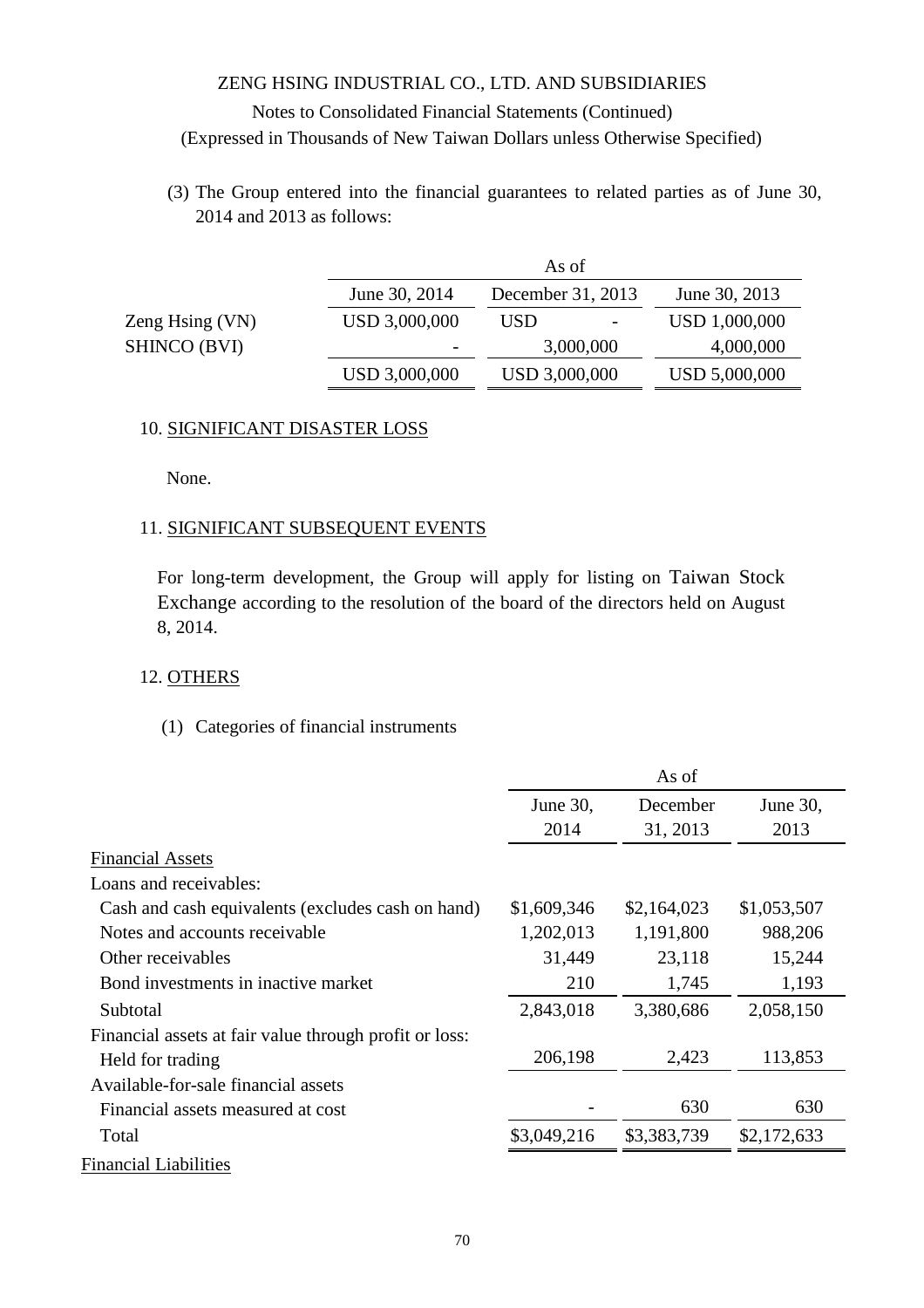ZENG HSING INDUSTRIAL CO., LTD. AND SUBSIDIARIES

Notes to Consolidated Financial Statements (Continued)

(Expressed in Thousands of New Taiwan Dollars unless Otherwise Specified)

(3) The Group entered into the financial guarantees to related parties as of June 30, 2014 and 2013 as follows:

| | As of | | |
|---|---|---|---|
| | June 30, 2014 | December 31, 2013 | June 30, 2013 |
| Zeng Hsing (VN) | USD 3,000,000 | USD - | USD 1,000,000 |
| SHINCO (BVI) | - | 3,000,000 | 4,000,000 |
| | USD 3,000,000 | USD 3,000,000 | USD 5,000,000 |

## 10. SIGNIFICANT DISASTER LOSS

None.

## 11. SIGNIFICANT SUBSEQUENT EVENTS

For long-term development, the Group will apply for listing on Taiwan Stock Exchange according to the resolution of the board of the directors held on August 8, 2014.

## 12. OTHERS

(1) Categories of financial instruments

| | As of | | |
|---|---|---|---|
| | June 30, 2014 | December 31, 2013 | June 30, 2013 |
| Financial Assets | | | |
| Loans and receivables: | | | |
| Cash and cash equivalents (excludes cash on hand) | $1,609,346 | $2,164,023 | $1,053,507 |
| Notes and accounts receivable | 1,202,013 | 1,191,800 | 988,206 |
| Other receivables | 31,449 | 23,118 | 15,244 |
| Bond investments in inactive market | 210 | 1,745 | 1,193 |
| Subtotal | 2,843,018 | 3,380,686 | 2,058,150 |
| Financial assets at fair value through profit or loss: | | | |
| Held for trading | 206,198 | 2,423 | 113,853 |
| Available-for-sale financial assets | | | |
| Financial assets measured at cost | - | 630 | 630 |
| Total | $3,049,216 | $3,383,739 | $2,172,633 |

Financial Liabilities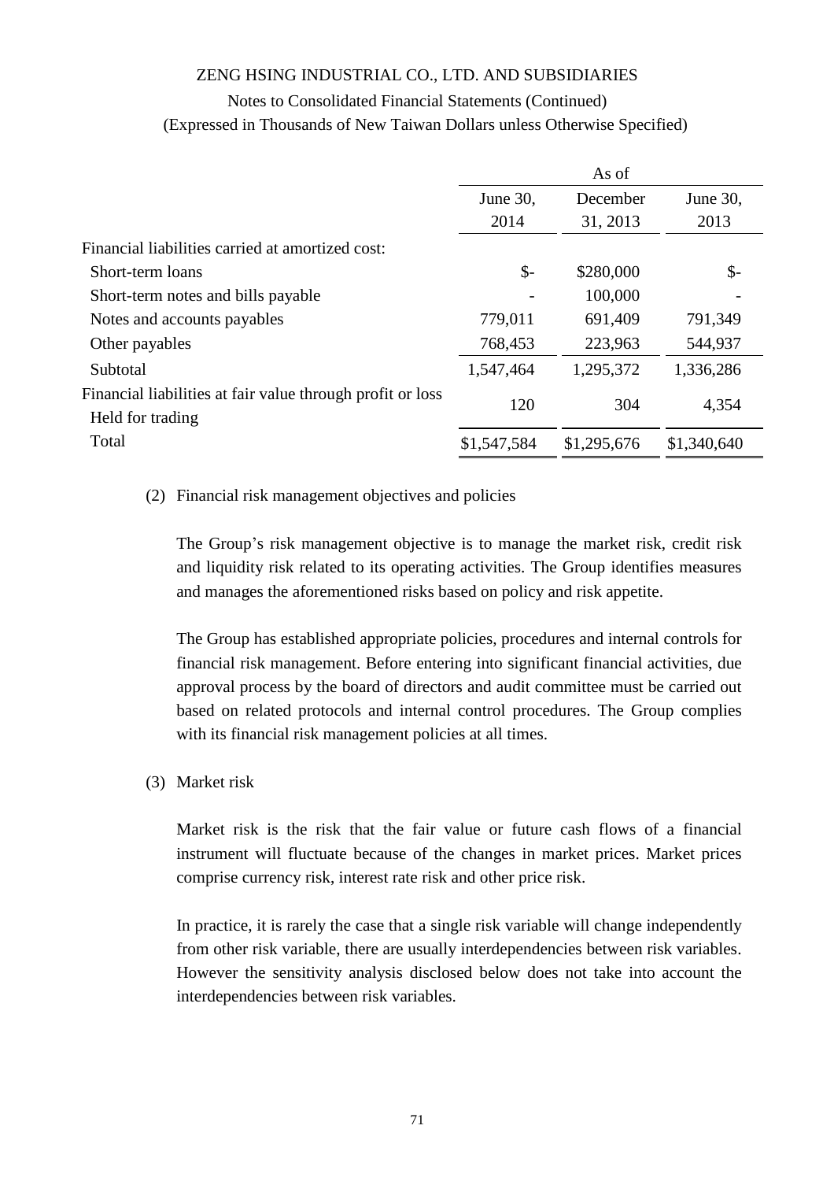| | As of | | |
|---|---|---|---|
| | June 30, 2014 | December 31, 2013 | June 30, 2013 |
| Financial liabilities carried at amortized cost: | | | |
| Short-term loans | $- | $280,000 | $- |
| Short-term notes and bills payable | - | 100,000 | - |
| Notes and accounts payables | 779,011 | 691,409 | 791,349 |
| Other payables | 768,453 | 223,963 | 544,937 |
| Subtotal | 1,547,464 | 1,295,372 | 1,336,286 |
| Financial liabilities at fair value through profit or loss Held for trading | 120 | 304 | 4,354 |
| Total | $1,547,584 | $1,295,676 | $1,340,640 |

(2) Financial risk management objectives and policies

The Group's risk management objective is to manage the market risk, credit risk and liquidity risk related to its operating activities. The Group identifies measures and manages the aforementioned risks based on policy and risk appetite.

The Group has established appropriate policies, procedures and internal controls for financial risk management. Before entering into significant financial activities, due approval process by the board of directors and audit committee must be carried out based on related protocols and internal control procedures. The Group complies with its financial risk management policies at all times.

(3) Market risk

Market risk is the risk that the fair value or future cash flows of a financial instrument will fluctuate because of the changes in market prices. Market prices comprise currency risk, interest rate risk and other price risk.

In practice, it is rarely the case that a single risk variable will change independently from other risk variable, there are usually interdependencies between risk variables. However the sensitivity analysis disclosed below does not take into account the interdependencies between risk variables.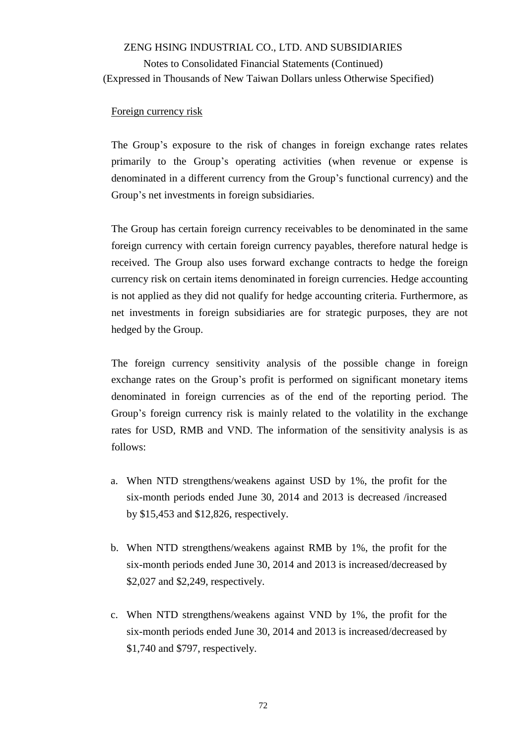Foreign currency risk

The Group's exposure to the risk of changes in foreign exchange rates relates primarily to the Group's operating activities (when revenue or expense is denominated in a different currency from the Group's functional currency) and the Group's net investments in foreign subsidiaries.

The Group has certain foreign currency receivables to be denominated in the same foreign currency with certain foreign currency payables, therefore natural hedge is received. The Group also uses forward exchange contracts to hedge the foreign currency risk on certain items denominated in foreign currencies. Hedge accounting is not applied as they did not qualify for hedge accounting criteria. Furthermore, as net investments in foreign subsidiaries are for strategic purposes, they are not hedged by the Group.

The foreign currency sensitivity analysis of the possible change in foreign exchange rates on the Group's profit is performed on significant monetary items denominated in foreign currencies as of the end of the reporting period. The Group's foreign currency risk is mainly related to the volatility in the exchange rates for USD, RMB and VND. The information of the sensitivity analysis is as follows:

a. When NTD strengthens/weakens against USD by 1%, the profit for the six-month periods ended June 30, 2014 and 2013 is decreased /increased by $15,453 and $12,826, respectively.

b. When NTD strengthens/weakens against RMB by 1%, the profit for the six-month periods ended June 30, 2014 and 2013 is increased/decreased by $2,027 and $2,249, respectively.

c. When NTD strengthens/weakens against VND by 1%, the profit for the six-month periods ended June 30, 2014 and 2013 is increased/decreased by $1,740 and $797, respectively.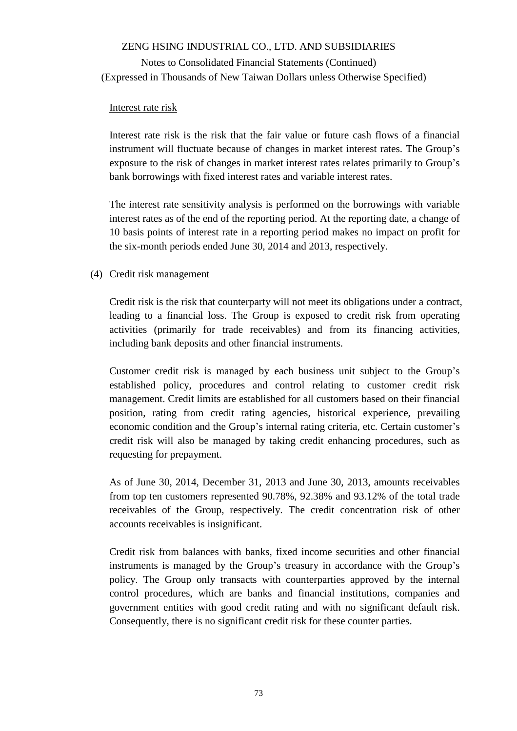Interest rate risk

Interest rate risk is the risk that the fair value or future cash flows of a financial instrument will fluctuate because of changes in market interest rates. The Group's exposure to the risk of changes in market interest rates relates primarily to Group's bank borrowings with fixed interest rates and variable interest rates.

The interest rate sensitivity analysis is performed on the borrowings with variable interest rates as of the end of the reporting period. At the reporting date, a change of 10 basis points of interest rate in a reporting period makes no impact on profit for the six-month periods ended June 30, 2014 and 2013, respectively.

(4) Credit risk management

Credit risk is the risk that counterparty will not meet its obligations under a contract, leading to a financial loss. The Group is exposed to credit risk from operating activities (primarily for trade receivables) and from its financing activities, including bank deposits and other financial instruments.

Customer credit risk is managed by each business unit subject to the Group's established policy, procedures and control relating to customer credit risk management. Credit limits are established for all customers based on their financial position, rating from credit rating agencies, historical experience, prevailing economic condition and the Group's internal rating criteria, etc. Certain customer's credit risk will also be managed by taking credit enhancing procedures, such as requesting for prepayment.

As of June 30, 2014, December 31, 2013 and June 30, 2013, amounts receivables from top ten customers represented 90.78%, 92.38% and 93.12% of the total trade receivables of the Group, respectively. The credit concentration risk of other accounts receivables is insignificant.

Credit risk from balances with banks, fixed income securities and other financial instruments is managed by the Group's treasury in accordance with the Group's policy. The Group only transacts with counterparties approved by the internal control procedures, which are banks and financial institutions, companies and government entities with good credit rating and with no significant default risk. Consequently, there is no significant credit risk for these counter parties.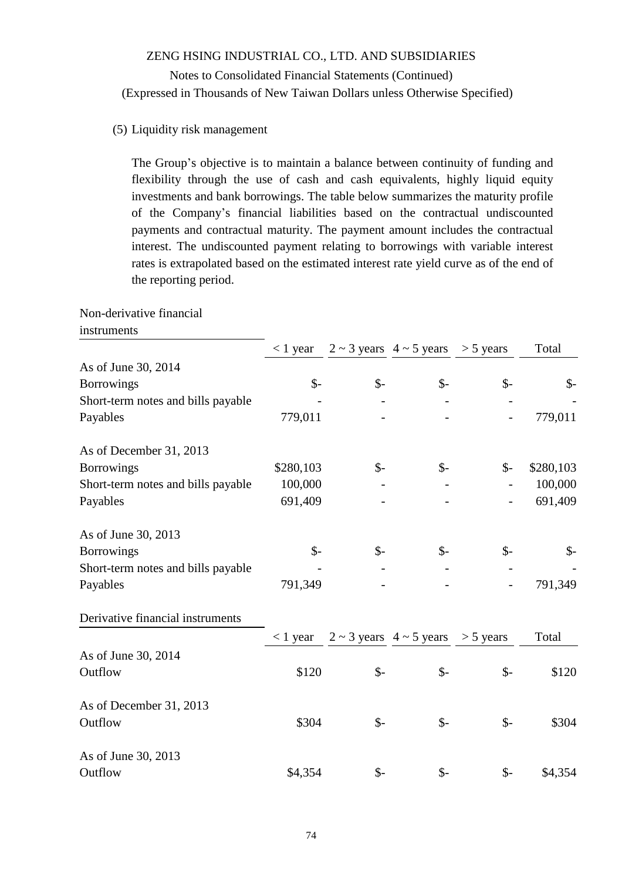(5) Liquidity risk management

The Group's objective is to maintain a balance between continuity of funding and flexibility through the use of cash and cash equivalents, highly liquid equity investments and bank borrowings. The table below summarizes the maturity profile of the Company's financial liabilities based on the contractual undiscounted payments and contractual maturity. The payment amount includes the contractual interest. The undiscounted payment relating to borrowings with variable interest rates is extrapolated based on the estimated interest rate yield curve as of the end of the reporting period.

| Non-derivative financial instruments | < 1 year | 2 ~ 3 years | 4 ~ 5 years | > 5 years | Total |
|---|---|---|---|---|---|
| As of June 30, 2014 | | | | | |
| Borrowings | $- | $- | $- | $- | $- |
| Short-term notes and bills payable | - | - | - | - | - |
| Payables | 779,011 | - | - | - | 779,011 |
| As of December 31, 2013 | | | | | |
| Borrowings | $280,103 | $- | $- | $- | $280,103 |
| Short-term notes and bills payable | 100,000 | - | - | - | 100,000 |
| Payables | 691,409 | - | - | - | 691,409 |
| As of June 30, 2013 | | | | | |
| Borrowings | $- | $- | $- | $- | $- |
| Short-term notes and bills payable | - | - | - | - | - |
| Payables | 791,349 | - | - | - | 791,349 |

| Derivative financial instruments | < 1 year | 2 ~ 3 years | 4 ~ 5 years | > 5 years | Total |
|---|---|---|---|---|---|
| As of June 30, 2014 | | | | | |
| Outflow | $120 | $- | $- | $- | $120 |
| As of December 31, 2013 | | | | | |
| Outflow | $304 | $- | $- | $- | $304 |
| As of June 30, 2013 | | | | | |
| Outflow | $4,354 | $- | $- | $- | $4,354 |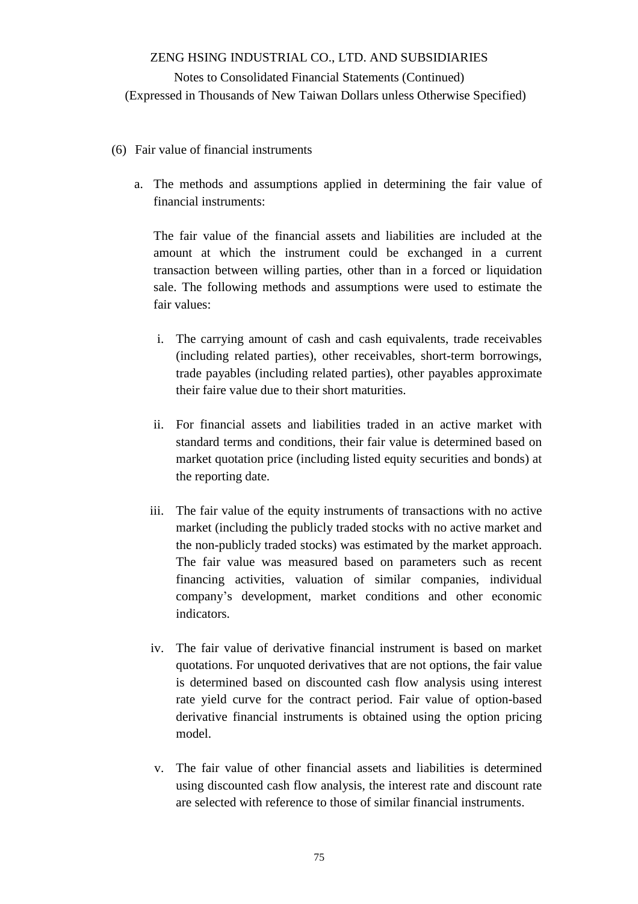(6) Fair value of financial instruments

a. The methods and assumptions applied in determining the fair value of financial instruments:

The fair value of the financial assets and liabilities are included at the amount at which the instrument could be exchanged in a current transaction between willing parties, other than in a forced or liquidation sale. The following methods and assumptions were used to estimate the fair values:

i. The carrying amount of cash and cash equivalents, trade receivables (including related parties), other receivables, short-term borrowings, trade payables (including related parties), other payables approximate their faire value due to their short maturities.

ii. For financial assets and liabilities traded in an active market with standard terms and conditions, their fair value is determined based on market quotation price (including listed equity securities and bonds) at the reporting date.

iii. The fair value of the equity instruments of transactions with no active market (including the publicly traded stocks with no active market and the non-publicly traded stocks) was estimated by the market approach. The fair value was measured based on parameters such as recent financing activities, valuation of similar companies, individual company's development, market conditions and other economic indicators.

iv. The fair value of derivative financial instrument is based on market quotations. For unquoted derivatives that are not options, the fair value is determined based on discounted cash flow analysis using interest rate yield curve for the contract period. Fair value of option-based derivative financial instruments is obtained using the option pricing model.

v. The fair value of other financial assets and liabilities is determined using discounted cash flow analysis, the interest rate and discount rate are selected with reference to those of similar financial instruments.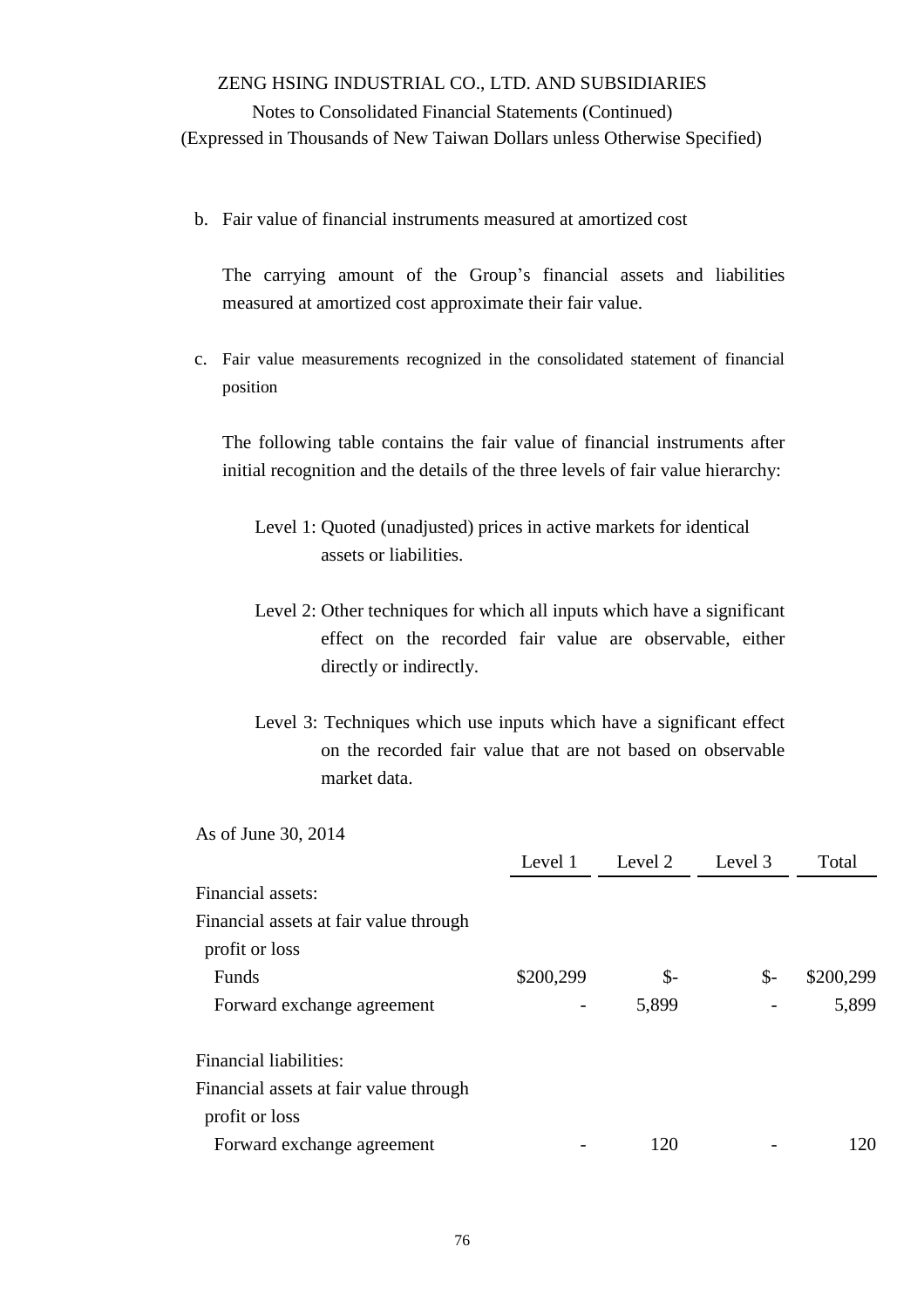b. Fair value of financial instruments measured at amortized cost

The carrying amount of the Group's financial assets and liabilities measured at amortized cost approximate their fair value.

c. Fair value measurements recognized in the consolidated statement of financial position

The following table contains the fair value of financial instruments after initial recognition and the details of the three levels of fair value hierarchy:

Level 1: Quoted (unadjusted) prices in active markets for identical assets or liabilities.

Level 2: Other techniques for which all inputs which have a significant effect on the recorded fair value are observable, either directly or indirectly.

Level 3: Techniques which use inputs which have a significant effect on the recorded fair value that are not based on observable market data.

As of June 30, 2014

| | Level 1 | Level 2 | Level 3 | Total |
|---|---|---|---|---|
| Financial assets: | | | | |
| Financial assets at fair value through profit or loss | | | | |
| Funds | $200,299 | $- | $- | $200,299 |
| Forward exchange agreement | - | 5,899 | - | 5,899 |
| Financial liabilities: | | | | |
| Financial assets at fair value through profit or loss | | | | |
| Forward exchange agreement | - | 120 | - | 120 |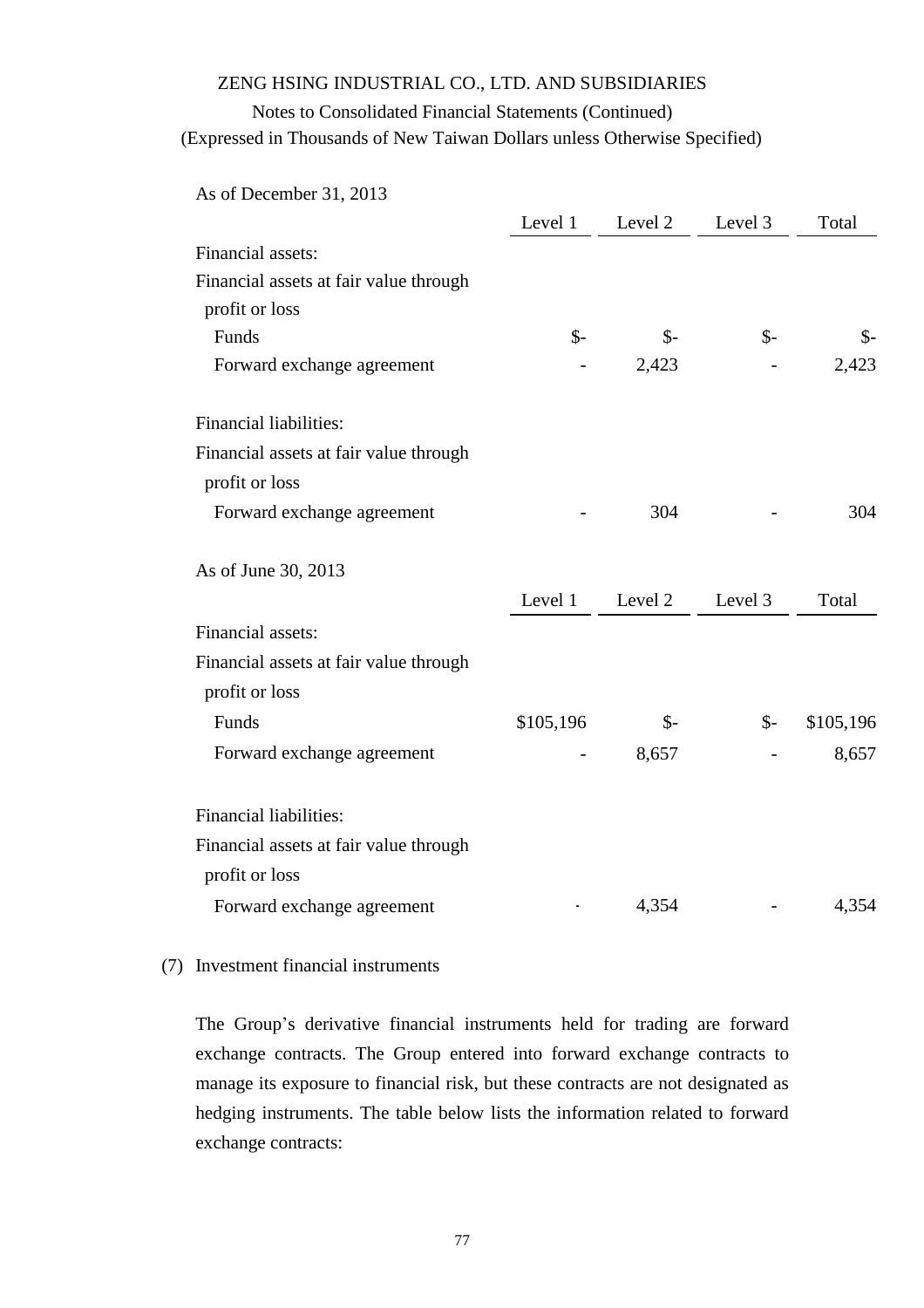As of December 31, 2013

| | Level 1 | Level 2 | Level 3 | Total |
|---|---|---|---|---|
| Financial assets: | | | | |
| Financial assets at fair value through profit or loss | | | | |
| Funds | $- | $- | $- | $- |
| Forward exchange agreement | - | 2,423 | - | 2,423 |
| Financial liabilities: | | | | |
| Financial assets at fair value through profit or loss | | | | |
| Forward exchange agreement | - | 304 | - | 304 |

As of June 30, 2013

| | Level 1 | Level 2 | Level 3 | Total |
|---|---|---|---|---|
| Financial assets: | | | | |
| Financial assets at fair value through profit or loss | | | | |
| Funds | $105,196 | $- | $- | $105,196 |
| Forward exchange agreement | - | 8,657 | - | 8,657 |
| Financial liabilities: | | | | |
| Financial assets at fair value through profit or loss | | | | |
| Forward exchange agreement | - | 4,354 | - | 4,354 |

(7) Investment financial instruments

The Group's derivative financial instruments held for trading are forward exchange contracts. The Group entered into forward exchange contracts to manage its exposure to financial risk, but these contracts are not designated as hedging instruments. The table below lists the information related to forward exchange contracts: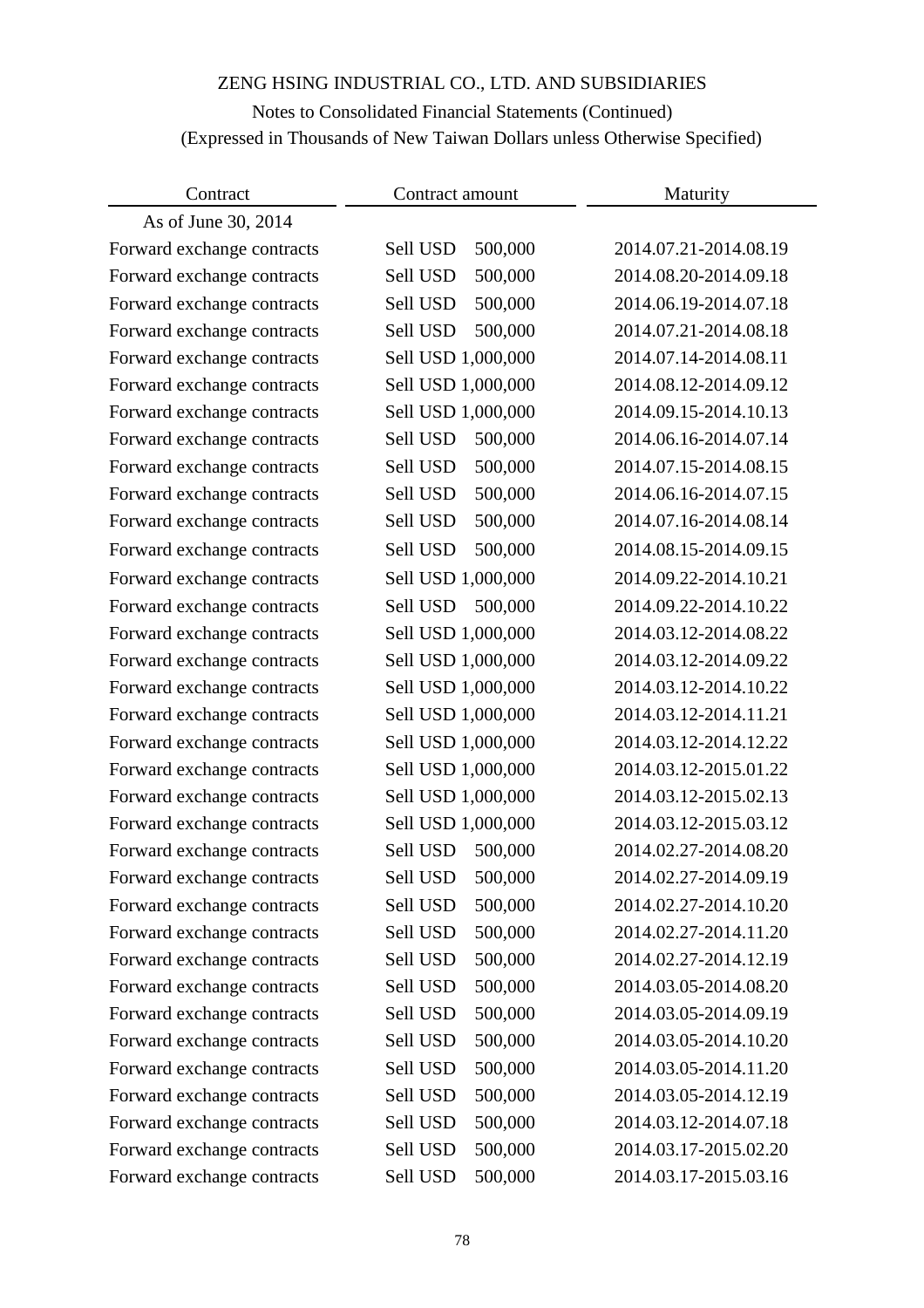| Contract | Contract amount | Maturity |
|---|---|---|
| As of June 30, 2014 | | |
| Forward exchange contracts | Sell USD 500,000 | 2014.07.21-2014.08.19 |
| Forward exchange contracts | Sell USD 500,000 | 2014.08.20-2014.09.18 |
| Forward exchange contracts | Sell USD 500,000 | 2014.06.19-2014.07.18 |
| Forward exchange contracts | Sell USD 500,000 | 2014.07.21-2014.08.18 |
| Forward exchange contracts | Sell USD 1,000,000 | 2014.07.14-2014.08.11 |
| Forward exchange contracts | Sell USD 1,000,000 | 2014.08.12-2014.09.12 |
| Forward exchange contracts | Sell USD 1,000,000 | 2014.09.15-2014.10.13 |
| Forward exchange contracts | Sell USD 500,000 | 2014.06.16-2014.07.14 |
| Forward exchange contracts | Sell USD 500,000 | 2014.07.15-2014.08.15 |
| Forward exchange contracts | Sell USD 500,000 | 2014.06.16-2014.07.15 |
| Forward exchange contracts | Sell USD 500,000 | 2014.07.16-2014.08.14 |
| Forward exchange contracts | Sell USD 500,000 | 2014.08.15-2014.09.15 |
| Forward exchange contracts | Sell USD 1,000,000 | 2014.09.22-2014.10.21 |
| Forward exchange contracts | Sell USD 500,000 | 2014.09.22-2014.10.22 |
| Forward exchange contracts | Sell USD 1,000,000 | 2014.03.12-2014.08.22 |
| Forward exchange contracts | Sell USD 1,000,000 | 2014.03.12-2014.09.22 |
| Forward exchange contracts | Sell USD 1,000,000 | 2014.03.12-2014.10.22 |
| Forward exchange contracts | Sell USD 1,000,000 | 2014.03.12-2014.11.21 |
| Forward exchange contracts | Sell USD 1,000,000 | 2014.03.12-2014.12.22 |
| Forward exchange contracts | Sell USD 1,000,000 | 2014.03.12-2015.01.22 |
| Forward exchange contracts | Sell USD 1,000,000 | 2014.03.12-2015.02.13 |
| Forward exchange contracts | Sell USD 1,000,000 | 2014.03.12-2015.03.12 |
| Forward exchange contracts | Sell USD 500,000 | 2014.02.27-2014.08.20 |
| Forward exchange contracts | Sell USD 500,000 | 2014.02.27-2014.09.19 |
| Forward exchange contracts | Sell USD 500,000 | 2014.02.27-2014.10.20 |
| Forward exchange contracts | Sell USD 500,000 | 2014.02.27-2014.11.20 |
| Forward exchange contracts | Sell USD 500,000 | 2014.02.27-2014.12.19 |
| Forward exchange contracts | Sell USD 500,000 | 2014.03.05-2014.08.20 |
| Forward exchange contracts | Sell USD 500,000 | 2014.03.05-2014.09.19 |
| Forward exchange contracts | Sell USD 500,000 | 2014.03.05-2014.10.20 |
| Forward exchange contracts | Sell USD 500,000 | 2014.03.05-2014.11.20 |
| Forward exchange contracts | Sell USD 500,000 | 2014.03.05-2014.12.19 |
| Forward exchange contracts | Sell USD 500,000 | 2014.03.12-2014.07.18 |
| Forward exchange contracts | Sell USD 500,000 | 2014.03.17-2015.02.20 |
| Forward exchange contracts | Sell USD 500,000 | 2014.03.17-2015.03.16 |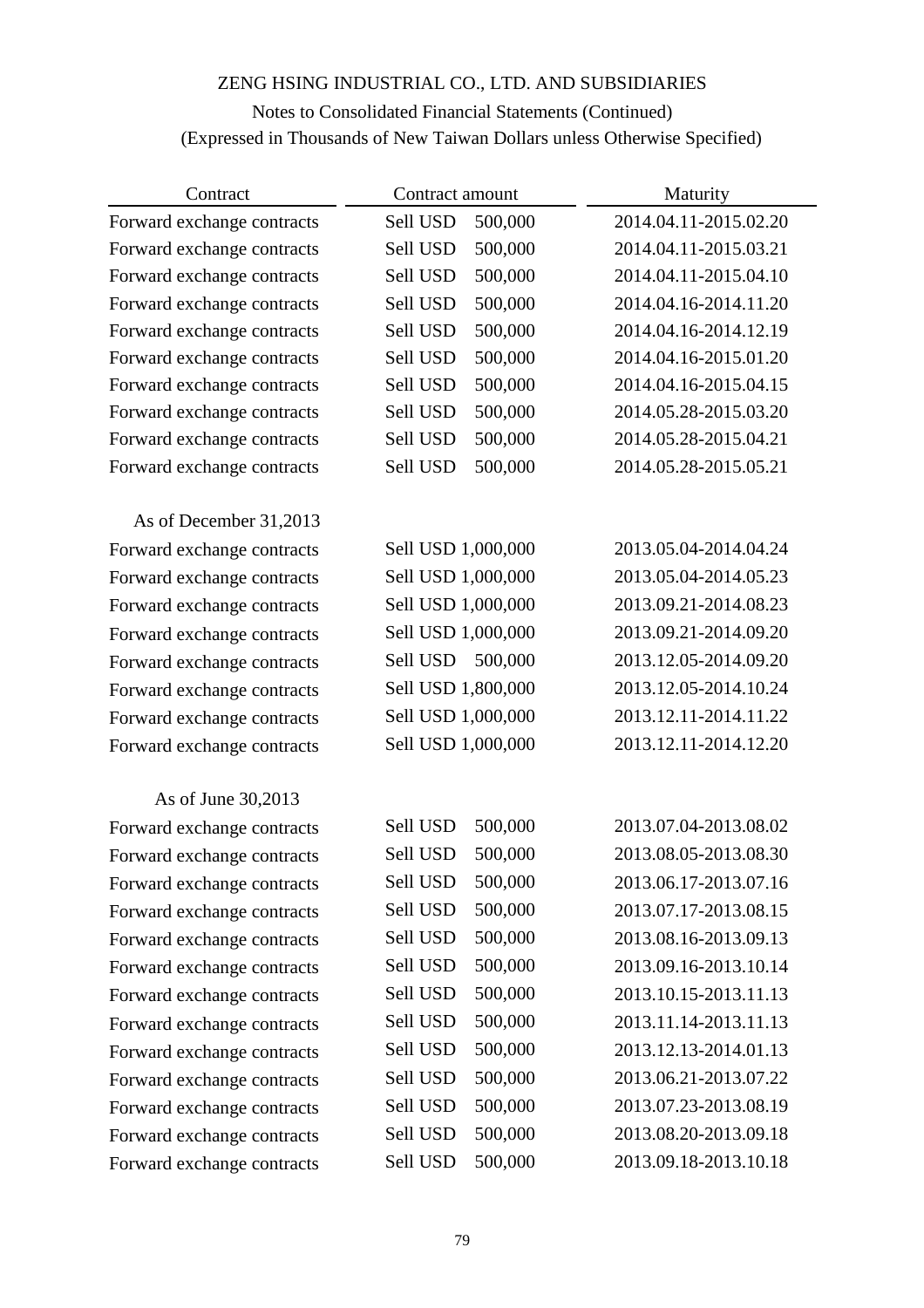ZENG HSING INDUSTRIAL CO., LTD. AND SUBSIDIARIES

Notes to Consolidated Financial Statements (Continued)

(Expressed in Thousands of New Taiwan Dollars unless Otherwise Specified)

| Contract | Contract amount | Maturity |
|---|---|---|
| Forward exchange contracts | Sell USD 500,000 | 2014.04.11-2015.02.20 |
| Forward exchange contracts | Sell USD 500,000 | 2014.04.11-2015.03.21 |
| Forward exchange contracts | Sell USD 500,000 | 2014.04.11-2015.04.10 |
| Forward exchange contracts | Sell USD 500,000 | 2014.04.16-2014.11.20 |
| Forward exchange contracts | Sell USD 500,000 | 2014.04.16-2014.12.19 |
| Forward exchange contracts | Sell USD 500,000 | 2014.04.16-2015.01.20 |
| Forward exchange contracts | Sell USD 500,000 | 2014.04.16-2015.04.15 |
| Forward exchange contracts | Sell USD 500,000 | 2014.05.28-2015.03.20 |
| Forward exchange contracts | Sell USD 500,000 | 2014.05.28-2015.04.21 |
| Forward exchange contracts | Sell USD 500,000 | 2014.05.28-2015.05.21 |
| As of December 31,2013 | | |
| Forward exchange contracts | Sell USD 1,000,000 | 2013.05.04-2014.04.24 |
| Forward exchange contracts | Sell USD 1,000,000 | 2013.05.04-2014.05.23 |
| Forward exchange contracts | Sell USD 1,000,000 | 2013.09.21-2014.08.23 |
| Forward exchange contracts | Sell USD 1,000,000 | 2013.09.21-2014.09.20 |
| Forward exchange contracts | Sell USD 500,000 | 2013.12.05-2014.09.20 |
| Forward exchange contracts | Sell USD 1,800,000 | 2013.12.05-2014.10.24 |
| Forward exchange contracts | Sell USD 1,000,000 | 2013.12.11-2014.11.22 |
| Forward exchange contracts | Sell USD 1,000,000 | 2013.12.11-2014.12.20 |
| As of June 30,2013 | | |
| Forward exchange contracts | Sell USD 500,000 | 2013.07.04-2013.08.02 |
| Forward exchange contracts | Sell USD 500,000 | 2013.08.05-2013.08.30 |
| Forward exchange contracts | Sell USD 500,000 | 2013.06.17-2013.07.16 |
| Forward exchange contracts | Sell USD 500,000 | 2013.07.17-2013.08.15 |
| Forward exchange contracts | Sell USD 500,000 | 2013.08.16-2013.09.13 |
| Forward exchange contracts | Sell USD 500,000 | 2013.09.16-2013.10.14 |
| Forward exchange contracts | Sell USD 500,000 | 2013.10.15-2013.11.13 |
| Forward exchange contracts | Sell USD 500,000 | 2013.11.14-2013.11.13 |
| Forward exchange contracts | Sell USD 500,000 | 2013.12.13-2014.01.13 |
| Forward exchange contracts | Sell USD 500,000 | 2013.06.21-2013.07.22 |
| Forward exchange contracts | Sell USD 500,000 | 2013.07.23-2013.08.19 |
| Forward exchange contracts | Sell USD 500,000 | 2013.08.20-2013.09.18 |
| Forward exchange contracts | Sell USD 500,000 | 2013.09.18-2013.10.18 |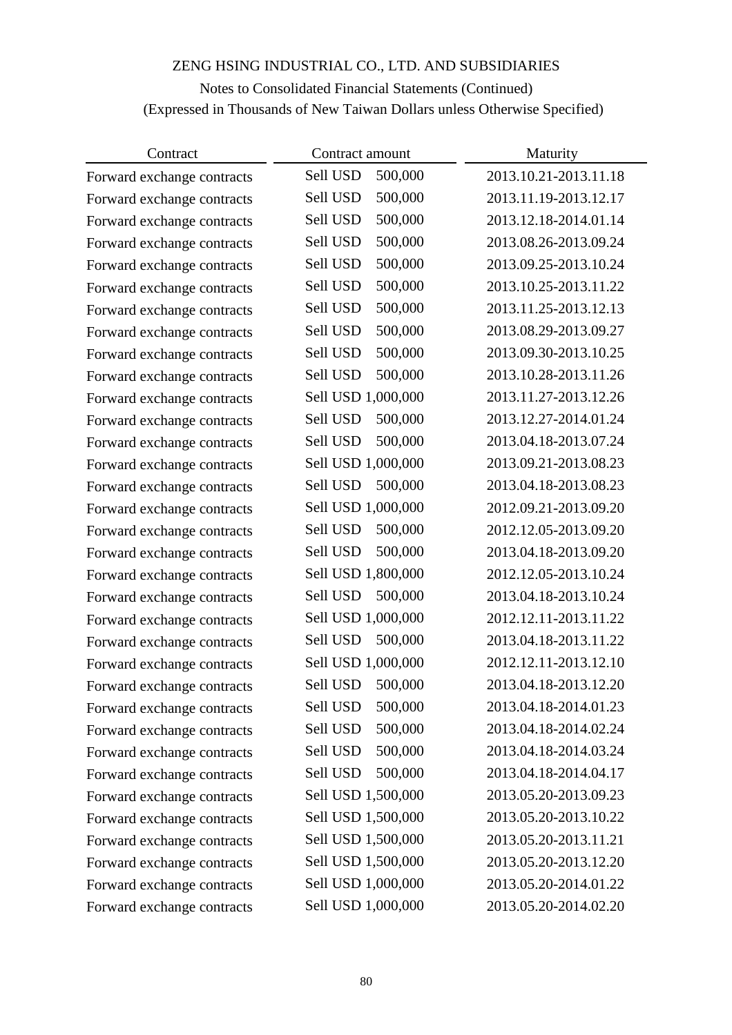| Contract | Contract amount | Maturity |
|---|---|---|
| Forward exchange contracts | Sell USD 500,000 | 2013.10.21-2013.11.18 |
| Forward exchange contracts | Sell USD 500,000 | 2013.11.19-2013.12.17 |
| Forward exchange contracts | Sell USD 500,000 | 2013.12.18-2014.01.14 |
| Forward exchange contracts | Sell USD 500,000 | 2013.08.26-2013.09.24 |
| Forward exchange contracts | Sell USD 500,000 | 2013.09.25-2013.10.24 |
| Forward exchange contracts | Sell USD 500,000 | 2013.10.25-2013.11.22 |
| Forward exchange contracts | Sell USD 500,000 | 2013.11.25-2013.12.13 |
| Forward exchange contracts | Sell USD 500,000 | 2013.08.29-2013.09.27 |
| Forward exchange contracts | Sell USD 500,000 | 2013.09.30-2013.10.25 |
| Forward exchange contracts | Sell USD 500,000 | 2013.10.28-2013.11.26 |
| Forward exchange contracts | Sell USD 1,000,000 | 2013.11.27-2013.12.26 |
| Forward exchange contracts | Sell USD 500,000 | 2013.12.27-2014.01.24 |
| Forward exchange contracts | Sell USD 500,000 | 2013.04.18-2013.07.24 |
| Forward exchange contracts | Sell USD 1,000,000 | 2013.09.21-2013.08.23 |
| Forward exchange contracts | Sell USD 500,000 | 2013.04.18-2013.08.23 |
| Forward exchange contracts | Sell USD 1,000,000 | 2012.09.21-2013.09.20 |
| Forward exchange contracts | Sell USD 500,000 | 2012.12.05-2013.09.20 |
| Forward exchange contracts | Sell USD 500,000 | 2013.04.18-2013.09.20 |
| Forward exchange contracts | Sell USD 1,800,000 | 2012.12.05-2013.10.24 |
| Forward exchange contracts | Sell USD 500,000 | 2013.04.18-2013.10.24 |
| Forward exchange contracts | Sell USD 1,000,000 | 2012.12.11-2013.11.22 |
| Forward exchange contracts | Sell USD 500,000 | 2013.04.18-2013.11.22 |
| Forward exchange contracts | Sell USD 1,000,000 | 2012.12.11-2013.12.10 |
| Forward exchange contracts | Sell USD 500,000 | 2013.04.18-2013.12.20 |
| Forward exchange contracts | Sell USD 500,000 | 2013.04.18-2014.01.23 |
| Forward exchange contracts | Sell USD 500,000 | 2013.04.18-2014.02.24 |
| Forward exchange contracts | Sell USD 500,000 | 2013.04.18-2014.03.24 |
| Forward exchange contracts | Sell USD 500,000 | 2013.04.18-2014.04.17 |
| Forward exchange contracts | Sell USD 1,500,000 | 2013.05.20-2013.09.23 |
| Forward exchange contracts | Sell USD 1,500,000 | 2013.05.20-2013.10.22 |
| Forward exchange contracts | Sell USD 1,500,000 | 2013.05.20-2013.11.21 |
| Forward exchange contracts | Sell USD 1,500,000 | 2013.05.20-2013.12.20 |
| Forward exchange contracts | Sell USD 1,000,000 | 2013.05.20-2014.01.22 |
| Forward exchange contracts | Sell USD 1,000,000 | 2013.05.20-2014.02.20 |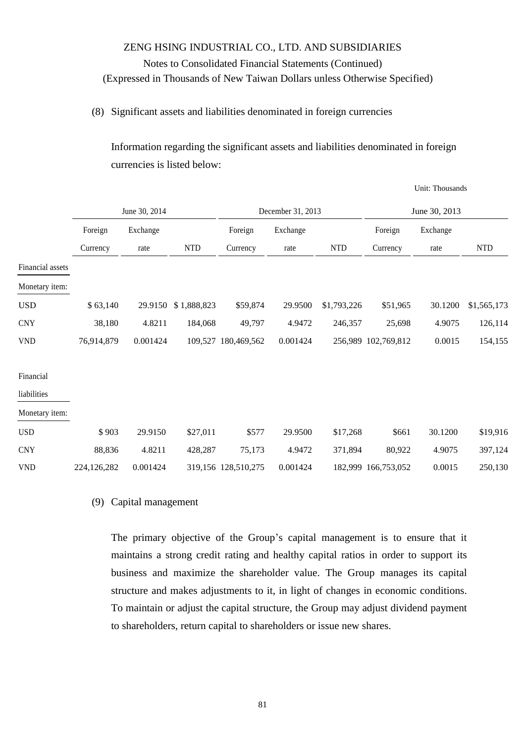ZENG HSING INDUSTRIAL CO., LTD. AND SUBSIDIARIES

Notes to Consolidated Financial Statements (Continued)

(Expressed in Thousands of New Taiwan Dollars unless Otherwise Specified)

(8) Significant assets and liabilities denominated in foreign currencies

Information regarding the significant assets and liabilities denominated in foreign currencies is listed below:

Unit: Thousands

| | June 30, 2014 | | | December 31, 2013 | | | June 30, 2013 | | |
|---|---|---|---|---|---|---|---|---|---|
| | Foreign Currency | Exchange rate | NTD | Foreign Currency | Exchange rate | NTD | Foreign Currency | Exchange rate | NTD |
| Financial assets | | | | | | | | | |
| Monetary item: | | | | | | | | | |
| USD | $ 63,140 | 29.9150 | $ 1,888,823 | $59,874 | 29.9500 | $1,793,226 | $51,965 | 30.1200 | $1,565,173 |
| CNY | 38,180 | 4.8211 | 184,068 | 49,797 | 4.9472 | 246,357 | 25,698 | 4.9075 | 126,114 |
| VND | 76,914,879 | 0.001424 | 109,527 | 180,469,562 | 0.001424 | 256,989 | 102,769,812 | 0.0015 | 154,155 |
| Financial liabilities | | | | | | | | | |
| Monetary item: | | | | | | | | | |
| USD | $ 903 | 29.9150 | $27,011 | $577 | 29.9500 | $17,268 | $661 | 30.1200 | $19,916 |
| CNY | 88,836 | 4.8211 | 428,287 | 75,173 | 4.9472 | 371,894 | 80,922 | 4.9075 | 397,124 |
| VND | 224,126,282 | 0.001424 | 319,156 | 128,510,275 | 0.001424 | 182,999 | 166,753,052 | 0.0015 | 250,130 |

(9) Capital management

The primary objective of the Group's capital management is to ensure that it maintains a strong credit rating and healthy capital ratios in order to support its business and maximize the shareholder value. The Group manages its capital structure and makes adjustments to it, in light of changes in economic conditions. To maintain or adjust the capital structure, the Group may adjust dividend payment to shareholders, return capital to shareholders or issue new shares.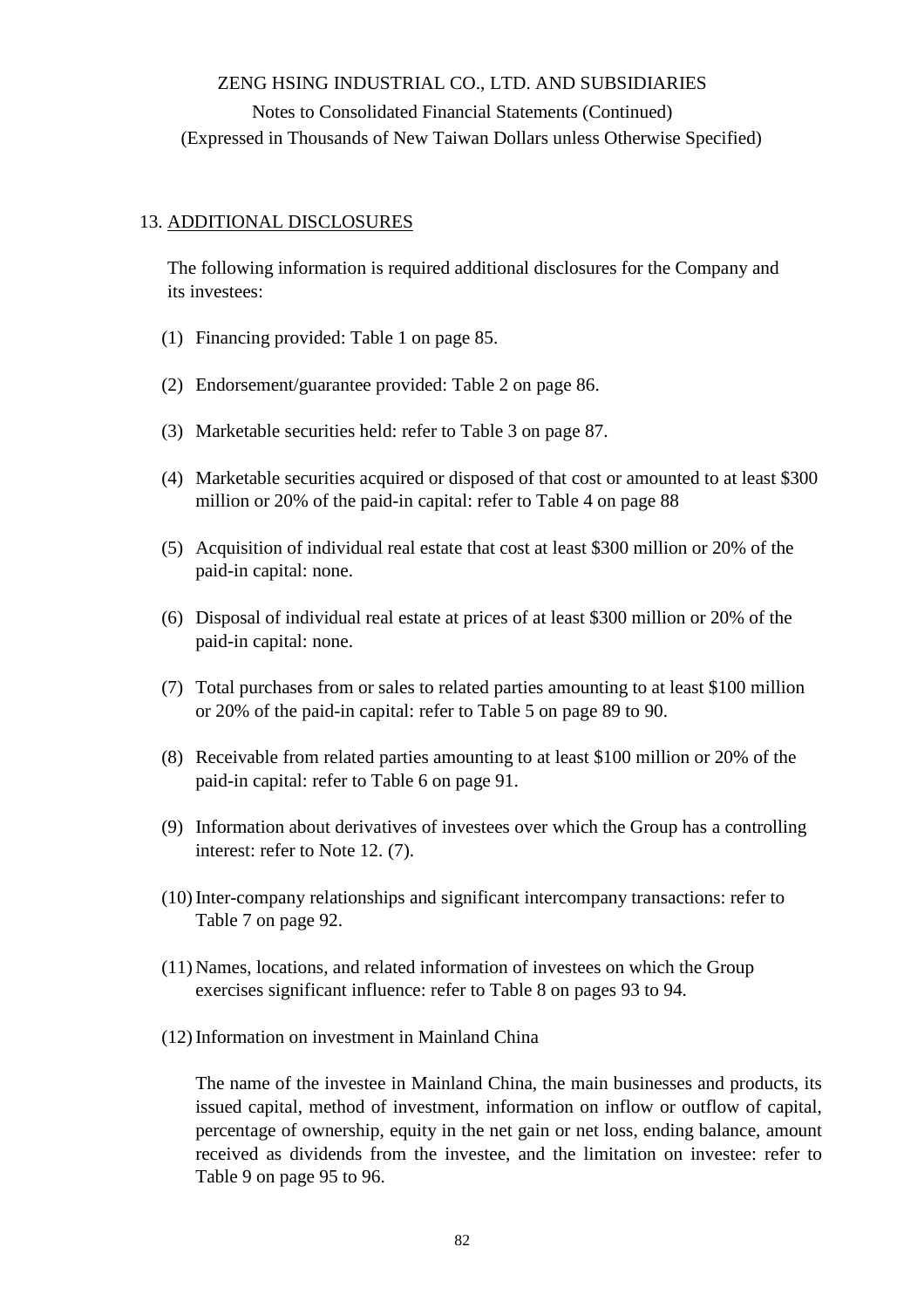## 13. ADDITIONAL DISCLOSURES

The following information is required additional disclosures for the Company and its investees:

(1) Financing provided: Table 1 on page 85.

(2) Endorsement/guarantee provided: Table 2 on page 86.

(3) Marketable securities held: refer to Table 3 on page 87.

(4) Marketable securities acquired or disposed of that cost or amounted to at least $300 million or 20% of the paid-in capital: refer to Table 4 on page 88

(5) Acquisition of individual real estate that cost at least $300 million or 20% of the paid-in capital: none.

(6) Disposal of individual real estate at prices of at least $300 million or 20% of the paid-in capital: none.

(7) Total purchases from or sales to related parties amounting to at least $100 million or 20% of the paid-in capital: refer to Table 5 on page 89 to 90.

(8) Receivable from related parties amounting to at least $100 million or 20% of the paid-in capital: refer to Table 6 on page 91.

(9) Information about derivatives of investees over which the Group has a controlling interest: refer to Note 12. (7).

(10) Inter-company relationships and significant intercompany transactions: refer to Table 7 on page 92.

(11) Names, locations, and related information of investees on which the Group exercises significant influence: refer to Table 8 on pages 93 to 94.

(12) Information on investment in Mainland China

The name of the investee in Mainland China, the main businesses and products, its issued capital, method of investment, information on inflow or outflow of capital, percentage of ownership, equity in the net gain or net loss, ending balance, amount received as dividends from the investee, and the limitation on investee: refer to Table 9 on page 95 to 96.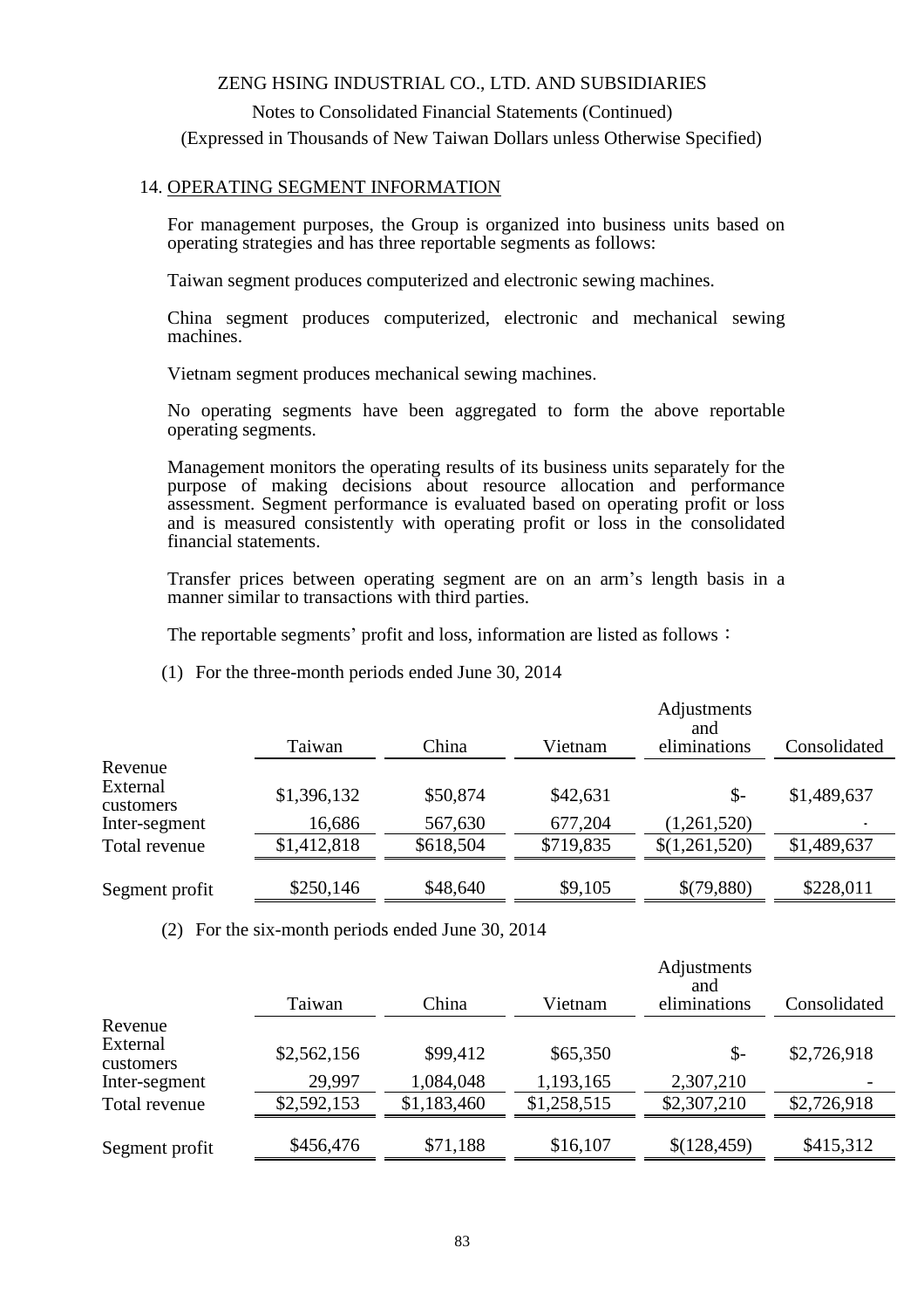ZENG HSING INDUSTRIAL CO., LTD. AND SUBSIDIARIES

Notes to Consolidated Financial Statements (Continued)

(Expressed in Thousands of New Taiwan Dollars unless Otherwise Specified)

## 14. OPERATING SEGMENT INFORMATION

For management purposes, the Group is organized into business units based on operating strategies and has three reportable segments as follows:

Taiwan segment produces computerized and electronic sewing machines.

China segment produces computerized, electronic and mechanical sewing machines.

Vietnam segment produces mechanical sewing machines.

No operating segments have been aggregated to form the above reportable operating segments.

Management monitors the operating results of its business units separately for the purpose of making decisions about resource allocation and performance assessment. Segment performance is evaluated based on operating profit or loss and is measured consistently with operating profit or loss in the consolidated financial statements.

Transfer prices between operating segment are on an arm's length basis in a manner similar to transactions with third parties.

The reportable segments' profit and loss, information are listed as follows：

(1) For the three-month periods ended June 30, 2014

| | Taiwan | China | Vietnam | Adjustments and eliminations | Consolidated |
|---|---|---|---|---|---|
| Revenue | | | | | |
| External customers | $1,396,132 | $50,874 | $42,631 | $- | $1,489,637 |
| Inter-segment | 16,686 | 567,630 | 677,204 | (1,261,520) | - |
| Total revenue | $1,412,818 | $618,504 | $719,835 | $(1,261,520) | $1,489,637 |
| Segment profit | $250,146 | $48,640 | $9,105 | $(79,880) | $228,011 |

(2) For the six-month periods ended June 30, 2014

| | Taiwan | China | Vietnam | Adjustments and eliminations | Consolidated |
|---|---|---|---|---|---|
| Revenue | | | | | |
| External customers | $2,562,156 | $99,412 | $65,350 | $- | $2,726,918 |
| Inter-segment | 29,997 | 1,084,048 | 1,193,165 | 2,307,210 | - |
| Total revenue | $2,592,153 | $1,183,460 | $1,258,515 | $2,307,210 | $2,726,918 |
| Segment profit | $456,476 | $71,188 | $16,107 | $(128,459) | $415,312 |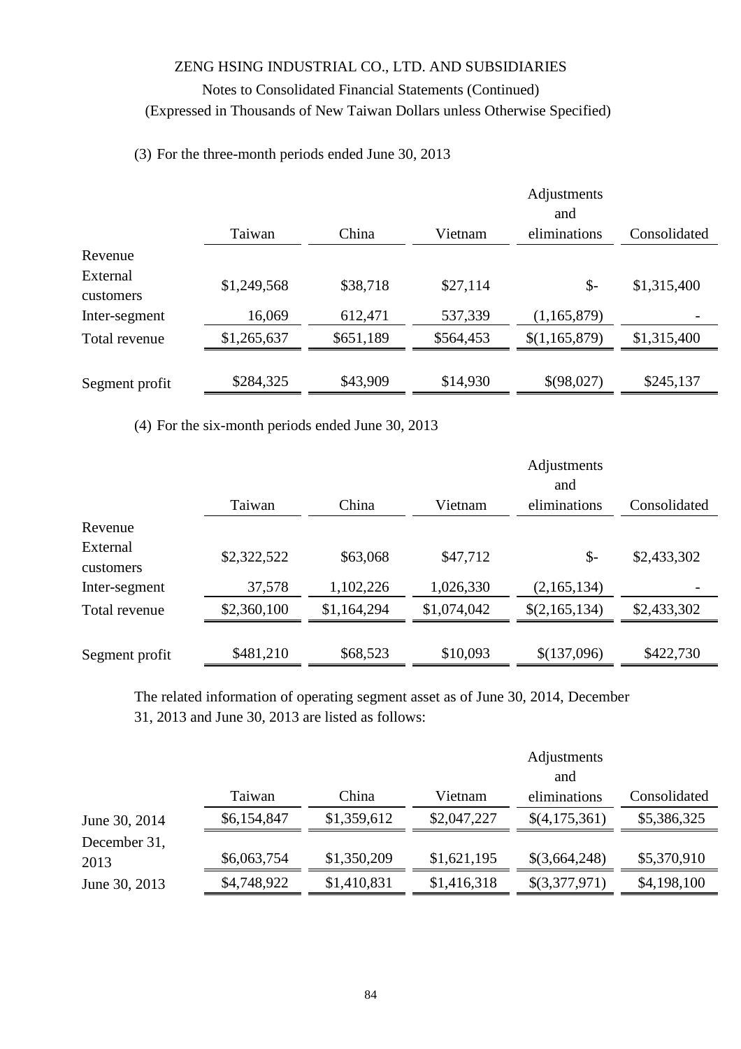ZENG HSING INDUSTRIAL CO., LTD. AND SUBSIDIARIES

Notes to Consolidated Financial Statements (Continued)

(Expressed in Thousands of New Taiwan Dollars unless Otherwise Specified)

(3) For the three-month periods ended June 30, 2013

| | Taiwan | China | Vietnam | Adjustments and eliminations | Consolidated |
|---|---|---|---|---|---|
| Revenue | | | | | |
| External customers | $1,249,568 | $38,718 | $27,114 | $- | $1,315,400 |
| Inter-segment | 16,069 | 612,471 | 537,339 | (1,165,879) | - |
| Total revenue | $1,265,637 | $651,189 | $564,453 | $(1,165,879) | $1,315,400 |
| Segment profit | $284,325 | $43,909 | $14,930 | $(98,027) | $245,137 |

(4) For the six-month periods ended June 30, 2013

| | Taiwan | China | Vietnam | Adjustments and eliminations | Consolidated |
|---|---|---|---|---|---|
| Revenue | | | | | |
| External customers | $2,322,522 | $63,068 | $47,712 | $- | $2,433,302 |
| Inter-segment | 37,578 | 1,102,226 | 1,026,330 | (2,165,134) | - |
| Total revenue | $2,360,100 | $1,164,294 | $1,074,042 | $(2,165,134) | $2,433,302 |
| Segment profit | $481,210 | $68,523 | $10,093 | $(137,096) | $422,730 |

The related information of operating segment asset as of June 30, 2014, December 31, 2013 and June 30, 2013 are listed as follows:

| | Taiwan | China | Vietnam | Adjustments and eliminations | Consolidated |
|---|---|---|---|---|---|
| June 30, 2014 | $6,154,847 | $1,359,612 | $2,047,227 | $(4,175,361) | $5,386,325 |
| December 31, 2013 | $6,063,754 | $1,350,209 | $1,621,195 | $(3,664,248) | $5,370,910 |
| June 30, 2013 | $4,748,922 | $1,410,831 | $1,416,318 | $(3,377,971) | $4,198,100 |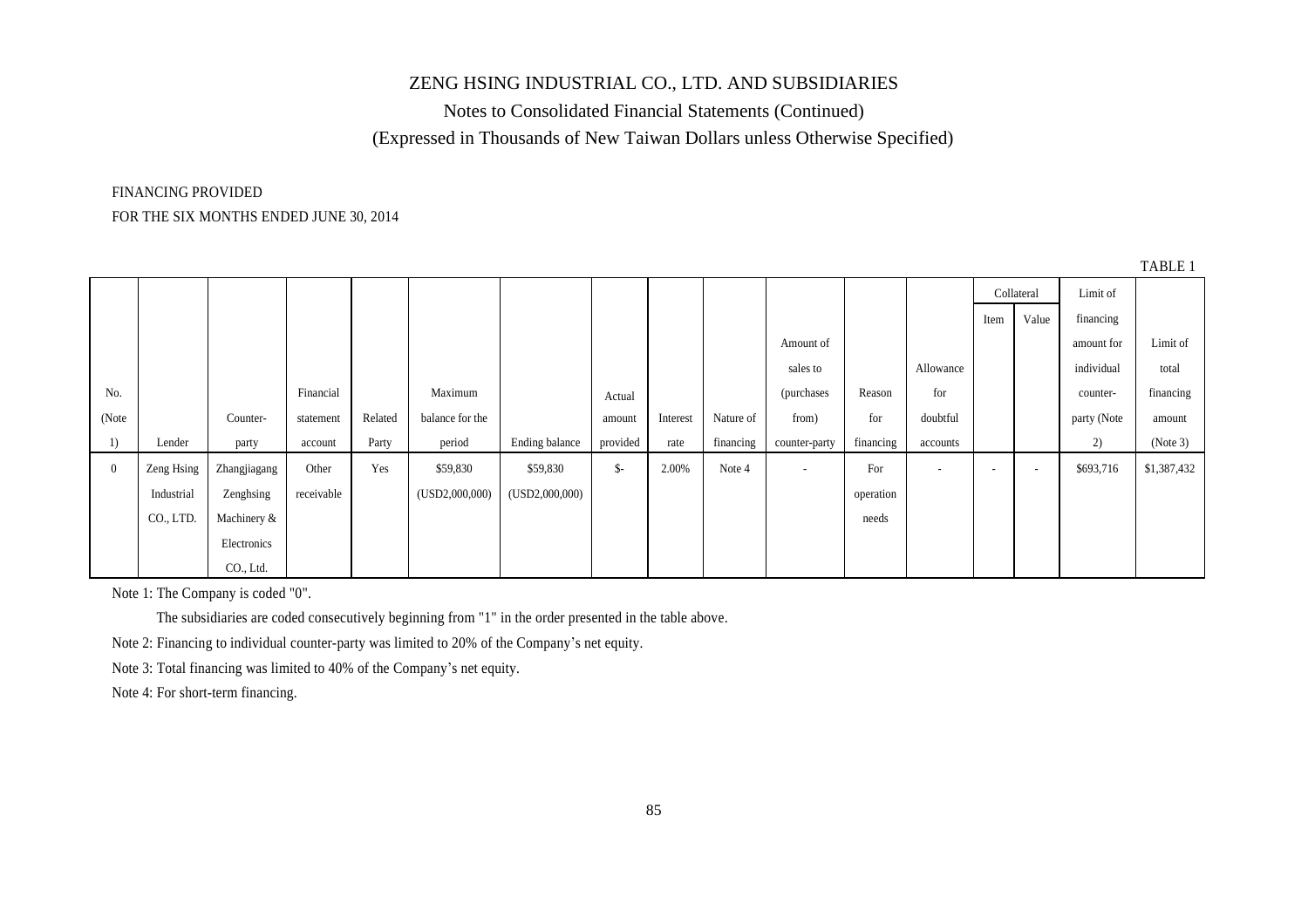# ZENG HSING INDUSTRIAL CO., LTD. AND SUBSIDIARIES

## Notes to Consolidated Financial Statements (Continued)

### (Expressed in Thousands of New Taiwan Dollars unless Otherwise Specified)

FINANCING PROVIDED

FOR THE SIX MONTHS ENDED JUNE 30, 2014

TABLE 1

| No. (Note 1) | Lender | Counter-party | Financial statement account | Related Party | Maximum balance for the period | Ending balance | Actual amount provided | Interest rate | Nature of financing | Amount of sales to (purchases from) counter-party | Reason for financing | Allowance for doubtful accounts | Collateral | | Limit of financing amount for individual counter-party (Note 2) | Limit of total financing amount (Note 3) |
|---|---|---|---|---|---|---|---|---|---|---|---|---|---|---|---|---|
| | | | | | | | | | | | | | Item | Value | | |
| 0 | Zeng Hsing Industrial CO., LTD. | Zhangjiagang Zenghsing Machinery & Electronics CO., Ltd. | Other receivable | Yes | $59,830 (USD2,000,000) | $59,830 (USD2,000,000) | $- | 2.00% | Note 4 | - | For operation needs | - | - | - | $693,716 | $1,387,432 |

Note 1: The Company is coded "0".

The subsidiaries are coded consecutively beginning from "1" in the order presented in the table above.

Note 2: Financing to individual counter-party was limited to 20% of the Company's net equity.

Note 3: Total financing was limited to 40% of the Company's net equity.

Note 4: For short-term financing.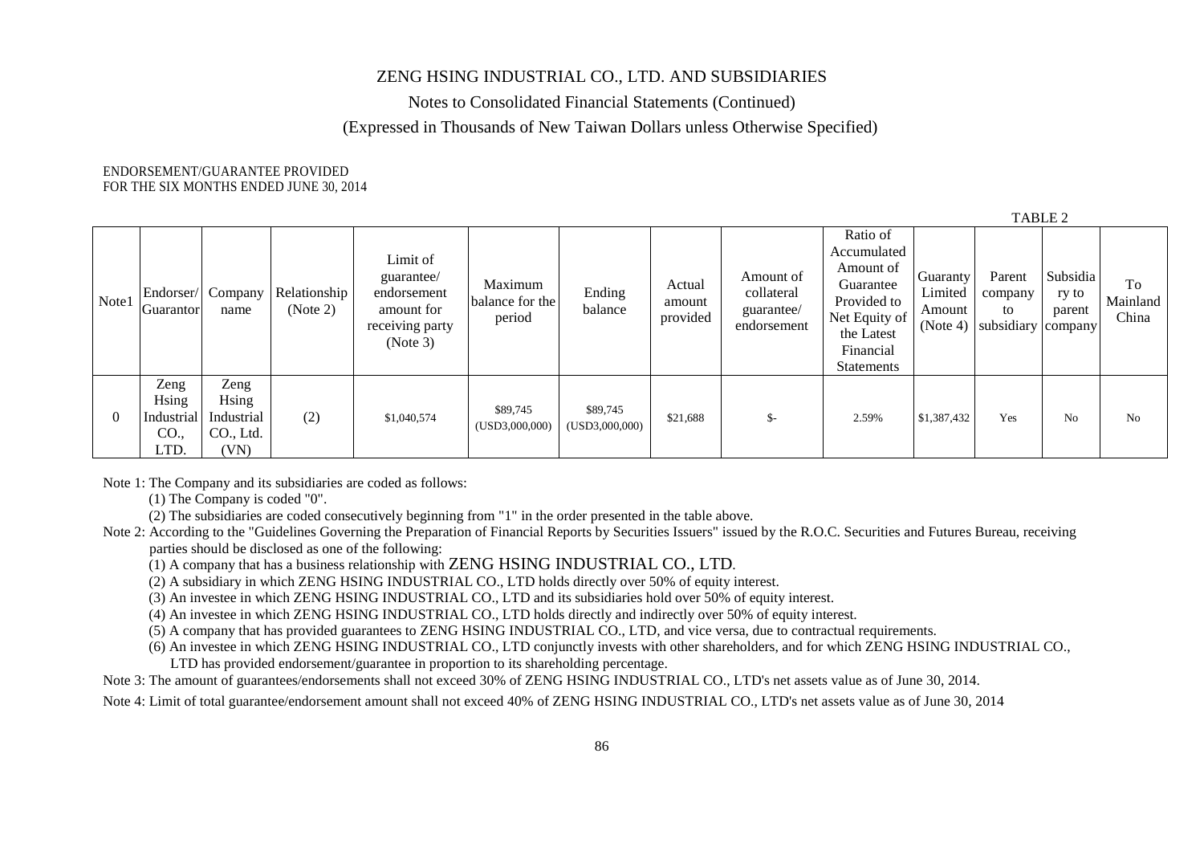ZENG HSING INDUSTRIAL CO., LTD. AND SUBSIDIARIES

Notes to Consolidated Financial Statements (Continued)

(Expressed in Thousands of New Taiwan Dollars unless Otherwise Specified)

ENDORSEMENT/GUARANTEE PROVIDED
FOR THE SIX MONTHS ENDED JUNE 30, 2014

TABLE 2

| Note1 | Endorser/ Guarantor | Company name | Relationship (Note 2) | Limit of guarantee/ endorsement amount for receiving party (Note 3) | Maximum balance for the period | Ending balance | Actual amount provided | Amount of collateral guarantee/ endorsement | Ratio of Accumulated Amount of Guarantee Provided to Net Equity of the Latest Financial Statements | Guaranty Limited Amount (Note 4) | Parent company to subsidiary | Subsidiary to parent company | To Mainland China |
|---|---|---|---|---|---|---|---|---|---|---|---|---|---|
| 0 | Zeng Hsing Industrial CO., LTD. | Zeng Hsing Industrial CO., Ltd. (VN) | (2) | $1,040,574 | $89,745 (USD3,000,000) | $89,745 (USD3,000,000) | $21,688 | $- | 2.59% | $1,387,432 | Yes | No | No |

Note 1: The Company and its subsidiaries are coded as follows:

(1) The Company is coded "0".

(2) The subsidiaries are coded consecutively beginning from "1" in the order presented in the table above.

Note 2: According to the "Guidelines Governing the Preparation of Financial Reports by Securities Issuers" issued by the R.O.C. Securities and Futures Bureau, receiving parties should be disclosed as one of the following:

(1) A company that has a business relationship with ZENG HSING INDUSTRIAL CO., LTD.

(2) A subsidiary in which ZENG HSING INDUSTRIAL CO., LTD holds directly over 50% of equity interest.

(3) An investee in which ZENG HSING INDUSTRIAL CO., LTD and its subsidiaries hold over 50% of equity interest.

(4) An investee in which ZENG HSING INDUSTRIAL CO., LTD holds directly and indirectly over 50% of equity interest.

(5) A company that has provided guarantees to ZENG HSING INDUSTRIAL CO., LTD, and vice versa, due to contractual requirements.

(6) An investee in which ZENG HSING INDUSTRIAL CO., LTD conjunctly invests with other shareholders, and for which ZENG HSING INDUSTRIAL CO., LTD has provided endorsement/guarantee in proportion to its shareholding percentage.

Note 3: The amount of guarantees/endorsements shall not exceed 30% of ZENG HSING INDUSTRIAL CO., LTD's net assets value as of June 30, 2014.

Note 4: Limit of total guarantee/endorsement amount shall not exceed 40% of ZENG HSING INDUSTRIAL CO., LTD's net assets value as of June 30, 2014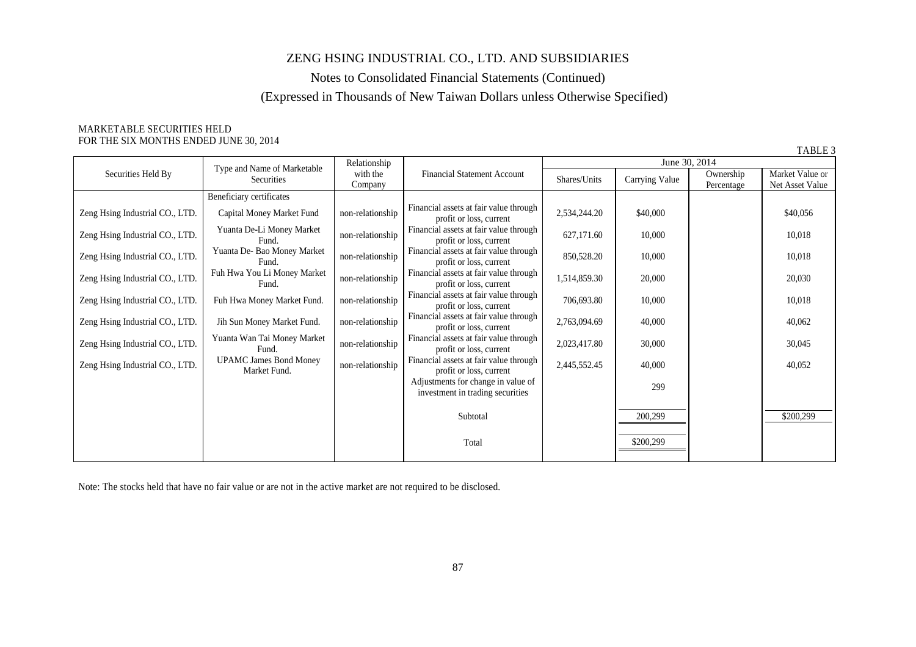# ZENG HSING INDUSTRIAL CO., LTD. AND SUBSIDIARIES

## Notes to Consolidated Financial Statements (Continued)

## (Expressed in Thousands of New Taiwan Dollars unless Otherwise Specified)

MARKETABLE SECURITIES HELD
FOR THE SIX MONTHS ENDED JUNE 30, 2014

TABLE 3

| Securities Held By | Type and Name of Marketable Securities | Relationship with the Company | Financial Statement Account | June 30, 2014 | | | |
|---|---|---|---|---|---|---|---|
| | | | | Shares/Units | Carrying Value | Ownership Percentage | Market Value or Net Asset Value |
| | Beneficiary certificates | | | | | | |
| Zeng Hsing Industrial CO., LTD. | Capital Money Market Fund | non-relationship | Financial assets at fair value through profit or loss, current | 2,534,244.20 | $40,000 | | $40,056 |
| Zeng Hsing Industrial CO., LTD. | Yuanta De-Li Money Market Fund. | non-relationship | Financial assets at fair value through profit or loss, current | 627,171.60 | 10,000 | | 10,018 |
| Zeng Hsing Industrial CO., LTD. | Yuanta De- Bao Money Market Fund. | non-relationship | Financial assets at fair value through profit or loss, current | 850,528.20 | 10,000 | | 10,018 |
| Zeng Hsing Industrial CO., LTD. | Fuh Hwa You Li Money Market Fund. | non-relationship | Financial assets at fair value through profit or loss, current | 1,514,859.30 | 20,000 | | 20,030 |
| Zeng Hsing Industrial CO., LTD. | Fuh Hwa Money Market Fund. | non-relationship | Financial assets at fair value through profit or loss, current | 706,693.80 | 10,000 | | 10,018 |
| Zeng Hsing Industrial CO., LTD. | Jih Sun Money Market Fund. | non-relationship | Financial assets at fair value through profit or loss, current | 2,763,094.69 | 40,000 | | 40,062 |
| Zeng Hsing Industrial CO., LTD. | Yuanta Wan Tai Money Market Fund. | non-relationship | Financial assets at fair value through profit or loss, current | 2,023,417.80 | 30,000 | | 30,045 |
| Zeng Hsing Industrial CO., LTD. | UPAMC James Bond Money Market Fund. | non-relationship | Financial assets at fair value through profit or loss, current | 2,445,552.45 | 40,000 | | 40,052 |
| | | | Adjustments for change in value of investment in trading securities | | 299 | | |
| | | | Subtotal | | 200,299 | | $200,299 |
| | | | Total | | $200,299 | | |

Note: The stocks held that have no fair value or are not in the active market are not required to be disclosed.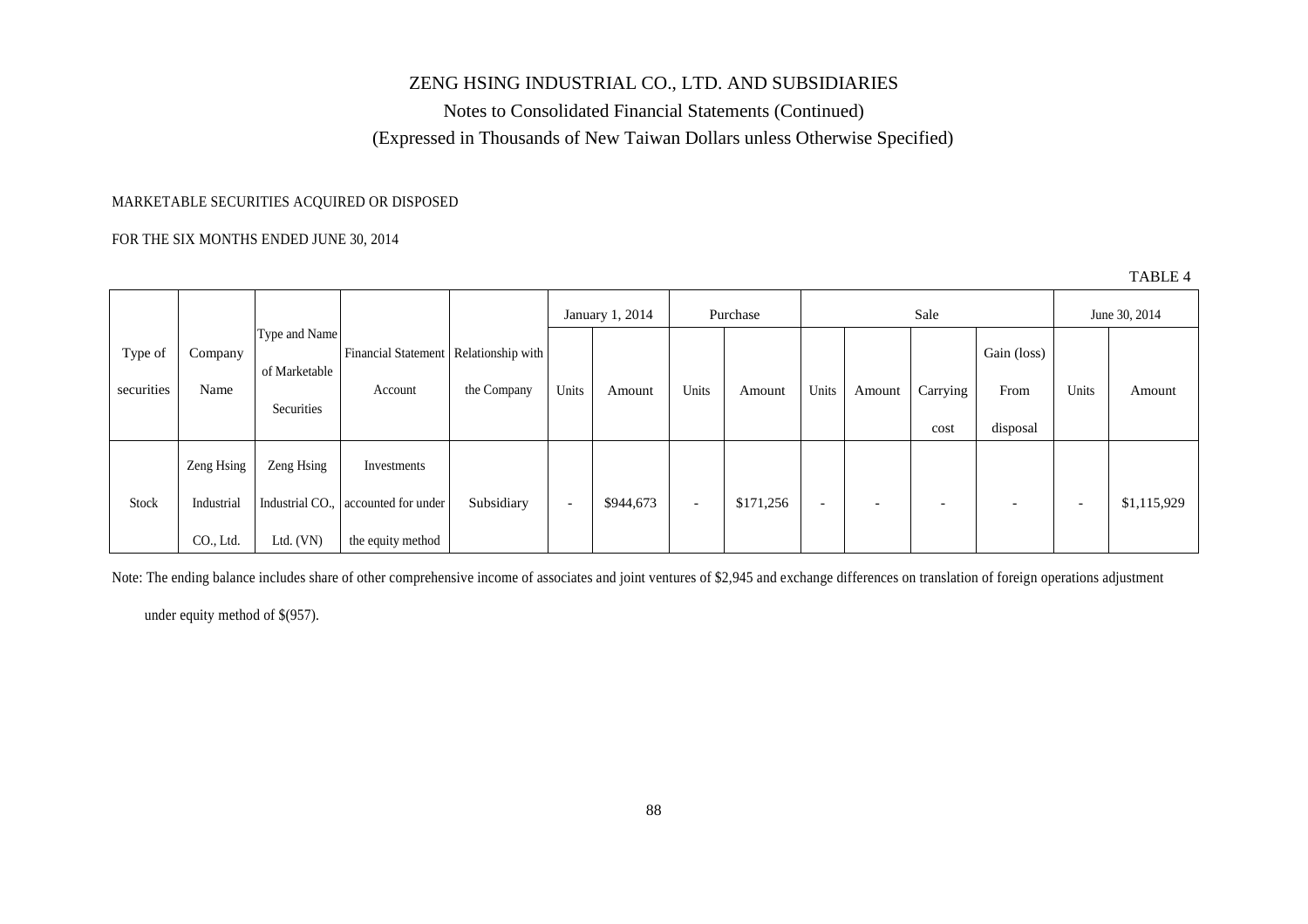# ZENG HSING INDUSTRIAL CO., LTD. AND SUBSIDIARIES

Notes to Consolidated Financial Statements (Continued)

(Expressed in Thousands of New Taiwan Dollars unless Otherwise Specified)

MARKETABLE SECURITIES ACQUIRED OR DISPOSED

FOR THE SIX MONTHS ENDED JUNE 30, 2014

TABLE 4

| Type of securities | Company Name | Type and Name of Marketable Securities | Financial Statement Account | Relationship with the Company | January 1, 2014 | | Purchase | | Sale | | | | June 30, 2014 | |
|---|---|---|---|---|---|---|---|---|---|---|---|---|---|---|
| | | | | | Units | Amount | Units | Amount | Units | Amount | Carrying cost | Gain (loss) From disposal | Units | Amount |
| Stock | Zeng Hsing Industrial CO., Ltd. | Zeng Hsing Industrial CO., Ltd. (VN) | Investments accounted for under the equity method | Subsidiary | - | \$944,673 | - | \$171,256 | - | - | - | - | - | \$1,115,929 |

Note: The ending balance includes share of other comprehensive income of associates and joint ventures of \$2,945 and exchange differences on translation of foreign operations adjustment under equity method of \$(957).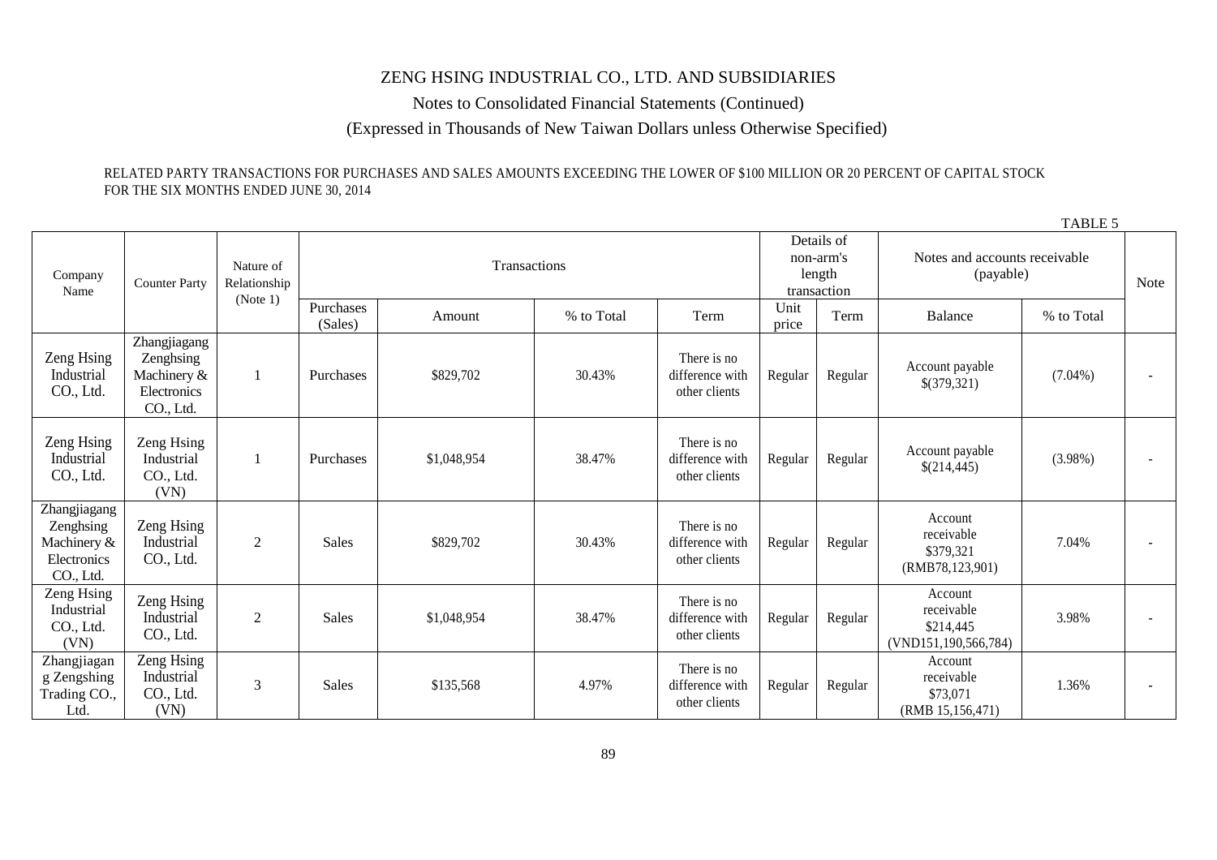ZENG HSING INDUSTRIAL CO., LTD. AND SUBSIDIARIES

Notes to Consolidated Financial Statements (Continued)

(Expressed in Thousands of New Taiwan Dollars unless Otherwise Specified)

RELATED PARTY TRANSACTIONS FOR PURCHASES AND SALES AMOUNTS EXCEEDING THE LOWER OF $100 MILLION OR 20 PERCENT OF CAPITAL STOCK FOR THE SIX MONTHS ENDED JUNE 30, 2014

TABLE 5

| Company Name | Counter Party | Nature of Relationship (Note 1) | Transactions | | | | Details of non-arm's length transaction | | Notes and accounts receivable (payable) | | Note |
|---|---|---|---|---|---|---|---|---|---|---|---|
| | | | Purchases (Sales) | Amount | % to Total | Term | Unit price | Term | Balance | % to Total | |
| Zeng Hsing Industrial CO., Ltd. | Zhangjiagang Zenghsing Machinery & Electronics CO., Ltd. | 1 | Purchases | $829,702 | 30.43% | There is no difference with other clients | Regular | Regular | Account payable $(379,321) | (7.04%) | - |
| Zeng Hsing Industrial CO., Ltd. | Zeng Hsing Industrial CO., Ltd. (VN) | 1 | Purchases | $1,048,954 | 38.47% | There is no difference with other clients | Regular | Regular | Account payable $(214,445) | (3.98%) | - |
| Zhangjiagang Zenghsing Machinery & Electronics CO., Ltd. | Zeng Hsing Industrial CO., Ltd. | 2 | Sales | $829,702 | 30.43% | There is no difference with other clients | Regular | Regular | Account receivable $379,321 (RMB78,123,901) | 7.04% | - |
| Zeng Hsing Industrial CO., Ltd. (VN) | Zeng Hsing Industrial CO., Ltd. | 2 | Sales | $1,048,954 | 38.47% | There is no difference with other clients | Regular | Regular | Account receivable $214,445 (VND151,190,566,784) | 3.98% | - |
| Zhangjiagang Zengshing Trading CO., Ltd. | Zeng Hsing Industrial CO., Ltd. (VN) | 3 | Sales | $135,568 | 4.97% | There is no difference with other clients | Regular | Regular | Account receivable $73,071 (RMB 15,156,471) | 1.36% | - |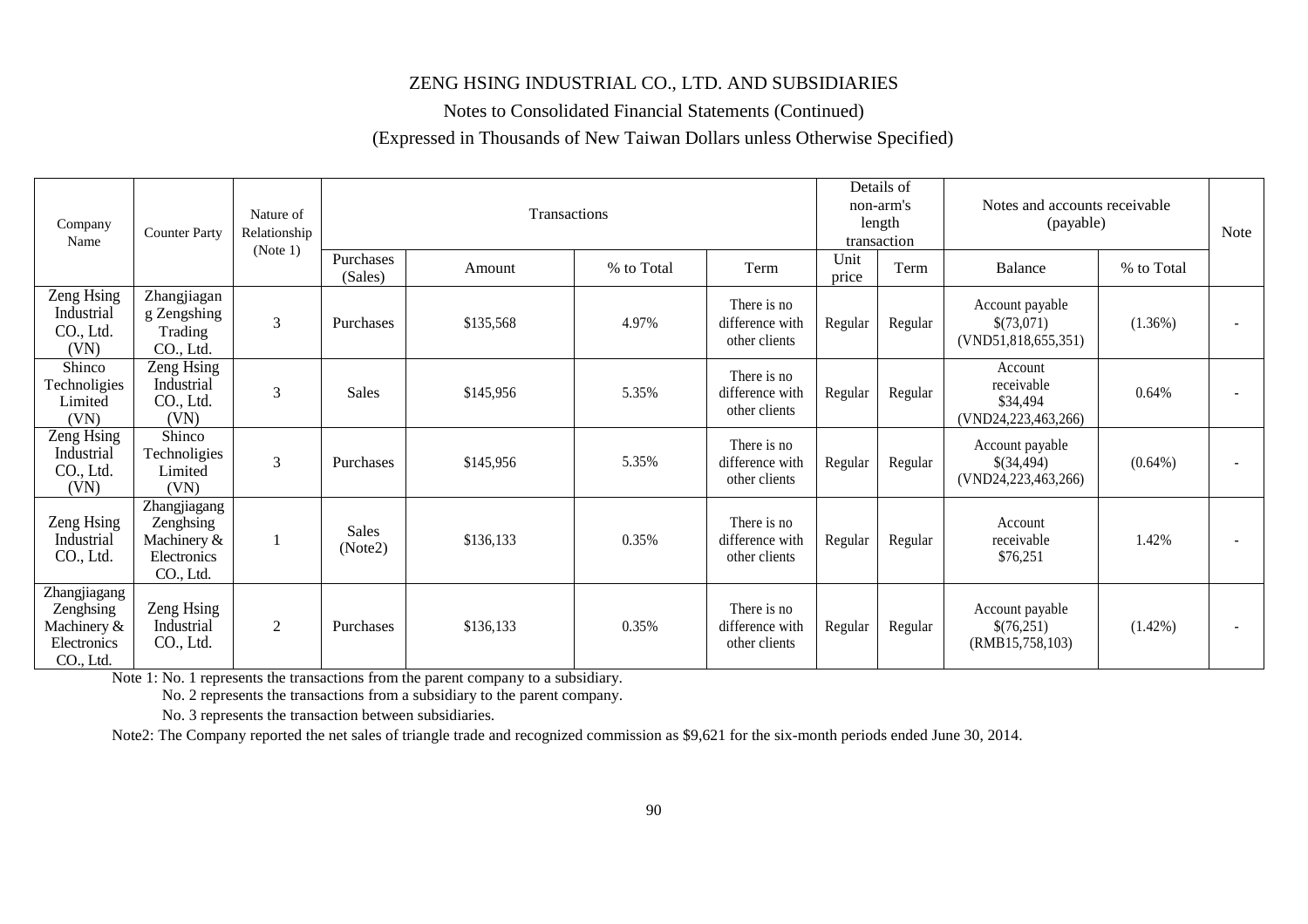ZENG HSING INDUSTRIAL CO., LTD. AND SUBSIDIARIES

Notes to Consolidated Financial Statements (Continued)

(Expressed in Thousands of New Taiwan Dollars unless Otherwise Specified)

| Company Name | Counter Party | Nature of Relationship (Note 1) | Transactions | | | | Details of non-arm's length transaction | | Notes and accounts receivable (payable) | | Note |
|---|---|---|---|---|---|---|---|---|---|---|---|
| | | | Purchases (Sales) | Amount | % to Total | Term | Unit price | Term | Balance | % to Total | |
| Zeng Hsing Industrial CO., Ltd. (VN) | Zhangjiagang Zengshing Trading CO., Ltd. | 3 | Purchases | $135,568 | 4.97% | There is no difference with other clients | Regular | Regular | Account payable $(73,071) (VND51,818,655,351) | (1.36%) | - |
| Shinco Technoligies Limited (VN) | Zeng Hsing Industrial CO., Ltd. (VN) | 3 | Sales | $145,956 | 5.35% | There is no difference with other clients | Regular | Regular | Account receivable $34,494 (VND24,223,463,266) | 0.64% | - |
| Zeng Hsing Industrial CO., Ltd. (VN) | Shinco Technoligies Limited (VN) | 3 | Purchases | $145,956 | 5.35% | There is no difference with other clients | Regular | Regular | Account payable $(34,494) (VND24,223,463,266) | (0.64%) | - |
| Zeng Hsing Industrial CO., Ltd. | Zhangjiagang Zenghsing Machinery & Electronics CO., Ltd. | 1 | Sales (Note2) | $136,133 | 0.35% | There is no difference with other clients | Regular | Regular | Account receivable $76,251 | 1.42% | - |
| Zhangjiagang Zenghsing Machinery & Electronics CO., Ltd. | Zeng Hsing Industrial CO., Ltd. | 2 | Purchases | $136,133 | 0.35% | There is no difference with other clients | Regular | Regular | Account payable $(76,251) (RMB15,758,103) | (1.42%) | - |

Note 1: No. 1 represents the transactions from the parent company to a subsidiary.

No. 2 represents the transactions from a subsidiary to the parent company.

No. 3 represents the transaction between subsidiaries.

Note2: The Company reported the net sales of triangle trade and recognized commission as $9,621 for the six-month periods ended June 30, 2014.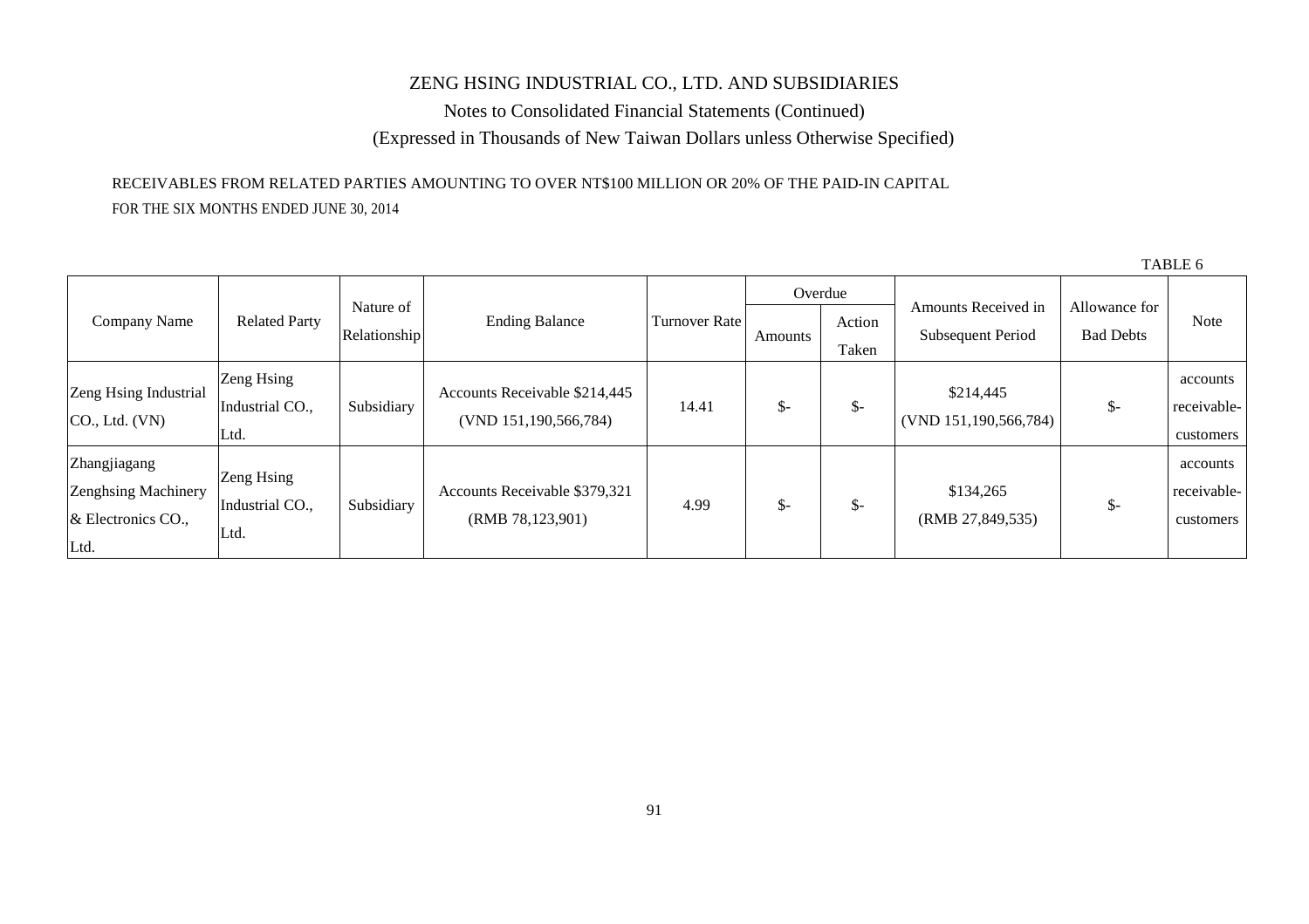# ZENG HSING INDUSTRIAL CO., LTD. AND SUBSIDIARIES

Notes to Consolidated Financial Statements (Continued)

(Expressed in Thousands of New Taiwan Dollars unless Otherwise Specified)

RECEIVABLES FROM RELATED PARTIES AMOUNTING TO OVER NT$100 MILLION OR 20% OF THE PAID-IN CAPITAL

FOR THE SIX MONTHS ENDED JUNE 30, 2014

TABLE 6

| Company Name | Related Party | Nature of Relationship | Ending Balance | Turnover Rate | Overdue | | Amounts Received in Subsequent Period | Allowance for Bad Debts | Note |
|---|---|---|---|---|---|---|---|---|---|
| | | | | | Amounts | Action Taken | | | |
| Zeng Hsing Industrial CO., Ltd. (VN) | Zeng Hsing Industrial CO., Ltd. | Subsidiary | Accounts Receivable $214,445 (VND 151,190,566,784) | 14.41 | $- | $- | $214,445 (VND 151,190,566,784) | $- | accounts receivable-customers |
| Zhangjiagang Zenghsing Machinery & Electronics CO., Ltd. | Zeng Hsing Industrial CO., Ltd. | Subsidiary | Accounts Receivable $379,321 (RMB 78,123,901) | 4.99 | $- | $- | $134,265 (RMB 27,849,535) | $- | accounts receivable-customers |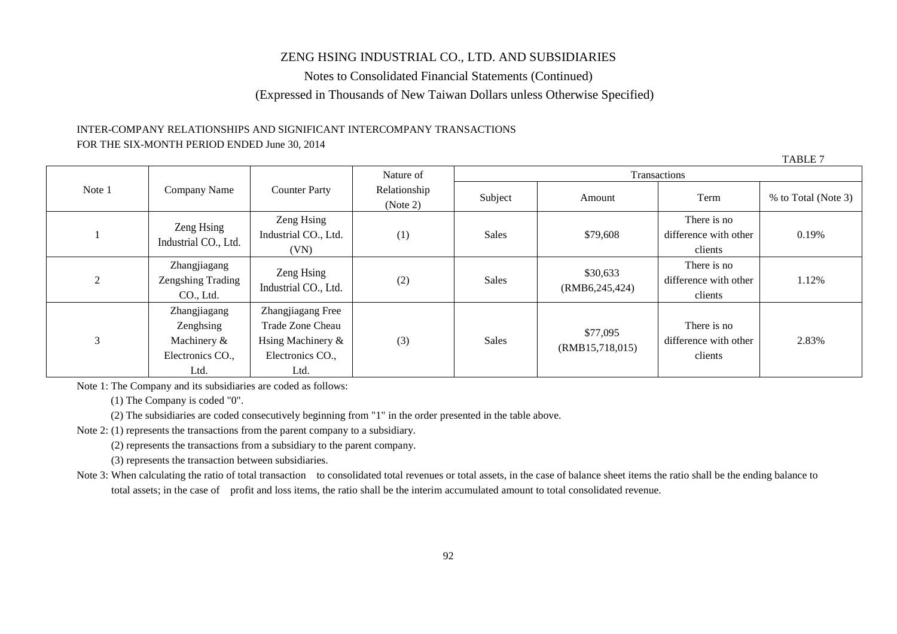ZENG HSING INDUSTRIAL CO., LTD. AND SUBSIDIARIES

Notes to Consolidated Financial Statements (Continued)

(Expressed in Thousands of New Taiwan Dollars unless Otherwise Specified)

INTER-COMPANY RELATIONSHIPS AND SIGNIFICANT INTERCOMPANY TRANSACTIONS
FOR THE SIX-MONTH PERIOD ENDED June 30, 2014

TABLE 7

| Note 1 | Company Name | Counter Party | Nature of Relationship (Note 2) | Transactions | | | |
|---|---|---|---|---|---|---|---|
| | | | | Subject | Amount | Term | % to Total (Note 3) |
| 1 | Zeng Hsing Industrial CO., Ltd. | Zeng Hsing Industrial CO., Ltd. (VN) | (1) | Sales | $79,608 | There is no difference with other clients | 0.19% |
| 2 | Zhangjiagang Zengshing Trading CO., Ltd. | Zeng Hsing Industrial CO., Ltd. | (2) | Sales | $30,633 (RMB6,245,424) | There is no difference with other clients | 1.12% |
| 3 | Zhangjiagang Zenghsing Machinery & Electronics CO., Ltd. | Zhangjiagang Free Trade Zone Cheau Hsing Machinery & Electronics CO., Ltd. | (3) | Sales | $77,095 (RMB15,718,015) | There is no difference with other clients | 2.83% |

Note 1: The Company and its subsidiaries are coded as follows:

(1) The Company is coded "0".

(2) The subsidiaries are coded consecutively beginning from "1" in the order presented in the table above.

Note 2: (1) represents the transactions from the parent company to a subsidiary.

(2) represents the transactions from a subsidiary to the parent company.

(3) represents the transaction between subsidiaries.

Note 3: When calculating the ratio of total transaction to consolidated total revenues or total assets, in the case of balance sheet items the ratio shall be the ending balance to total assets; in the case of profit and loss items, the ratio shall be the interim accumulated amount to total consolidated revenue.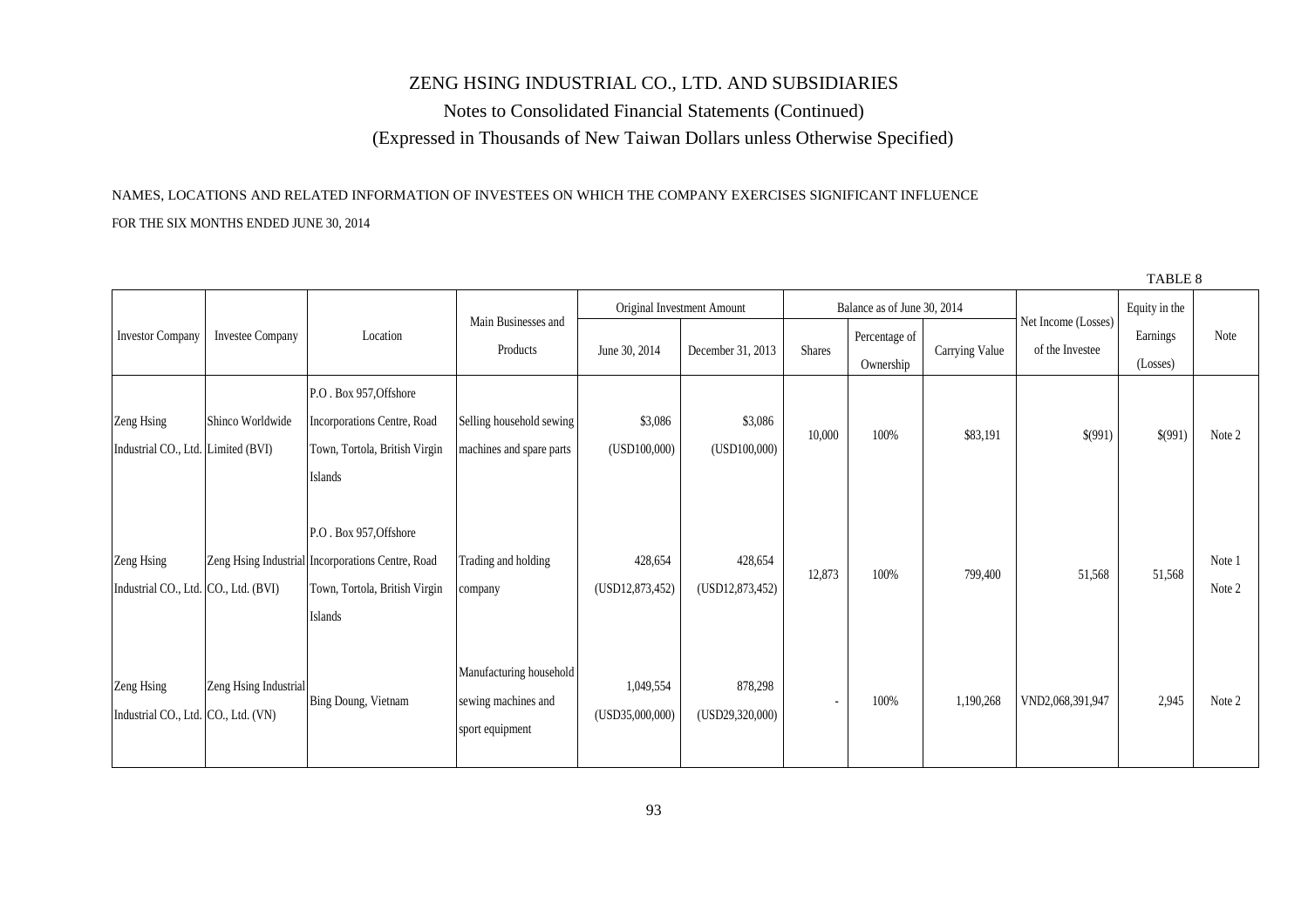# ZENG HSING INDUSTRIAL CO., LTD. AND SUBSIDIARIES

## Notes to Consolidated Financial Statements (Continued)

## (Expressed in Thousands of New Taiwan Dollars unless Otherwise Specified)

NAMES, LOCATIONS AND RELATED INFORMATION OF INVESTEES ON WHICH THE COMPANY EXERCISES SIGNIFICANT INFLUENCE

FOR THE SIX MONTHS ENDED JUNE 30, 2014

TABLE 8

| Investor Company | Investee Company | Location | Main Businesses and Products | Original Investment Amount | | Balance as of June 30, 2014 | | | Net Income (Losses) of the Investee | Equity in the Earnings (Losses) | Note |
|---|---|---|---|---|---|---|---|---|---|---|---|
| | | | | June 30, 2014 | December 31, 2013 | Shares | Percentage of Ownership | Carrying Value | | | |
| Zeng Hsing Industrial CO., Ltd. | Shinco Worldwide Limited (BVI) | P.O . Box 957,Offshore Incorporations Centre, Road Town, Tortola, British Virgin Islands | Selling household sewing machines and spare parts | $3,086 (USD100,000) | $3,086 (USD100,000) | 10,000 | 100% | $83,191 | $(991) | $(991) | Note 2 |
| Zeng Hsing Industrial CO., Ltd. | Zeng Hsing Industrial CO., Ltd. (BVI) | P.O . Box 957,Offshore Incorporations Centre, Road Town, Tortola, British Virgin Islands | Trading and holding company | 428,654 (USD12,873,452) | 428,654 (USD12,873,452) | 12,873 | 100% | 799,400 | 51,568 | 51,568 | Note 1 Note 2 |
| Zeng Hsing Industrial CO., Ltd. | Zeng Hsing Industrial CO., Ltd. (VN) | Bing Doung, Vietnam | Manufacturing household sewing machines and sport equipment | 1,049,554 (USD35,000,000) | 878,298 (USD29,320,000) | - | 100% | 1,190,268 | VND2,068,391,947 | 2,945 | Note 2 |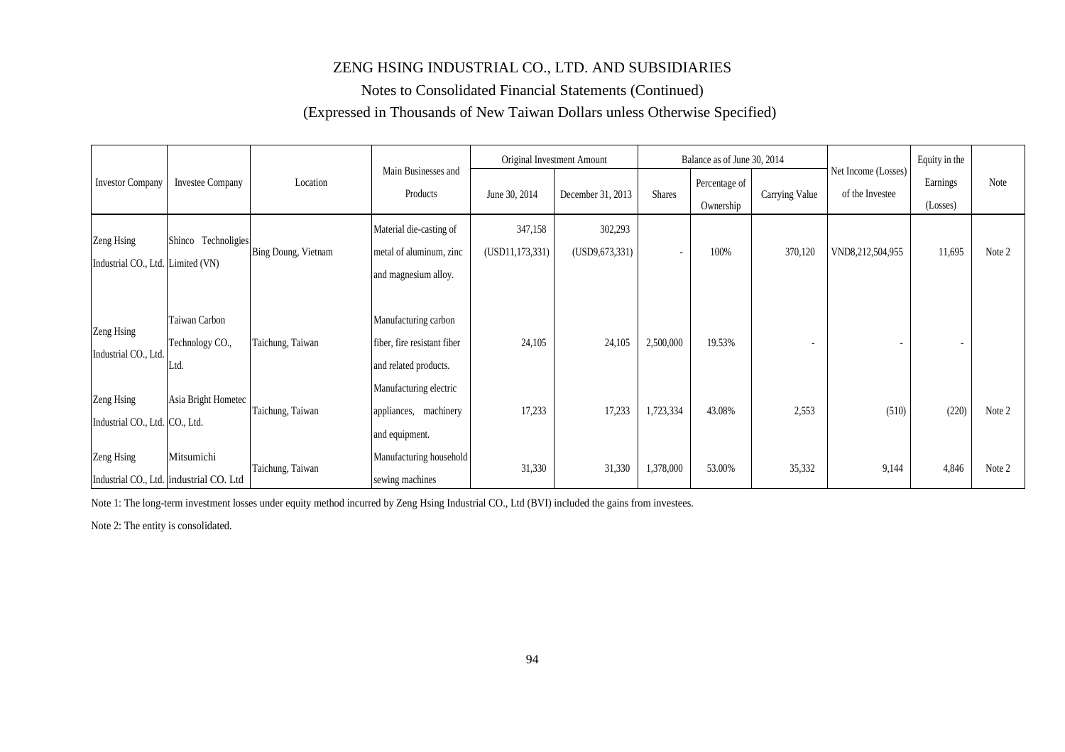# ZENG HSING INDUSTRIAL CO., LTD. AND SUBSIDIARIES

## Notes to Consolidated Financial Statements (Continued)

### (Expressed in Thousands of New Taiwan Dollars unless Otherwise Specified)

| Investor Company | Investee Company | Location | Main Businesses and Products | Original Investment Amount | | Balance as of June 30, 2014 | | | Net Income (Losses) of the Investee | Equity in the Earnings (Losses) | Note |
|---|---|---|---|---|---|---|---|---|---|---|---|
| | | | | June 30, 2014 | December 31, 2013 | Shares | Percentage of Ownership | Carrying Value | | | |
| Zeng Hsing Industrial CO., Ltd. | Shinco Technoligies Limited (VN) | Bing Doung, Vietnam | Material die-casting of metal of aluminum, zinc and magnesium alloy. | 347,158 (USD11,173,331) | 302,293 (USD9,673,331) | - | 100% | 370,120 | VND8,212,504,955 | 11,695 | Note 2 |
| Zeng Hsing Industrial CO., Ltd. | Taiwan Carbon Technology CO., Ltd. | Taichung, Taiwan | Manufacturing carbon fiber, fire resistant fiber and related products. | 24,105 | 24,105 | 2,500,000 | 19.53% | - | - | - | |
| Zeng Hsing Industrial CO., Ltd. | Asia Bright Hometec CO., Ltd. | Taichung, Taiwan | Manufacturing electric appliances, machinery and equipment. | 17,233 | 17,233 | 1,723,334 | 43.08% | 2,553 | (510) | (220) | Note 2 |
| Zeng Hsing Industrial CO., Ltd. | Mitsumichi industrial CO. Ltd | Taichung, Taiwan | Manufacturing household sewing machines | 31,330 | 31,330 | 1,378,000 | 53.00% | 35,332 | 9,144 | 4,846 | Note 2 |

Note 1: The long-term investment losses under equity method incurred by Zeng Hsing Industrial CO., Ltd (BVI) included the gains from investees.

Note 2: The entity is consolidated.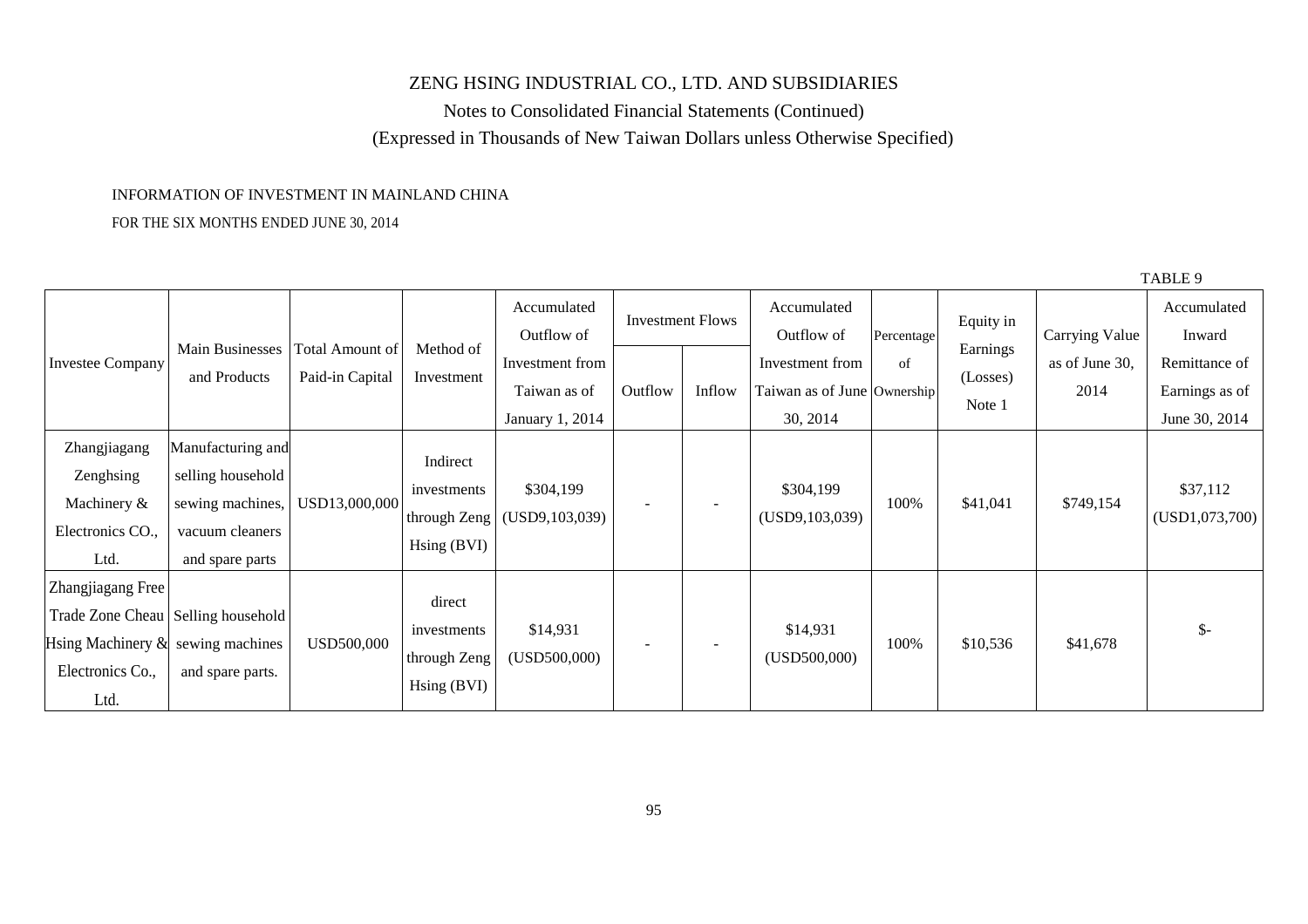# ZENG HSING INDUSTRIAL CO., LTD. AND SUBSIDIARIES

Notes to Consolidated Financial Statements (Continued)

(Expressed in Thousands of New Taiwan Dollars unless Otherwise Specified)

INFORMATION OF INVESTMENT IN MAINLAND CHINA

FOR THE SIX MONTHS ENDED JUNE 30, 2014

TABLE 9

| Investee Company | Main Businesses and Products | Total Amount of Paid-in Capital | Method of Investment | Accumulated Outflow of Investment from Taiwan as of January 1, 2014 | Investment Flows | | Accumulated Outflow of Investment from Taiwan as of June 30, 2014 | Percentage of Ownership | Equity in Earnings (Losses) Note 1 | Carrying Value as of June 30, 2014 | Accumulated Inward Remittance of Earnings as of June 30, 2014 |
|---|---|---|---|---|---|---|---|---|---|---|---|
| | | | | | Outflow | Inflow | | | | | |
| Zhangjiagang Zenghsing Machinery & Electronics CO., Ltd. | Manufacturing and selling household sewing machines, vacuum cleaners and spare parts | USD13,000,000 | Indirect investments through Zeng Hsing (BVI) | $304,199 (USD9,103,039) | - | - | $304,199 (USD9,103,039) | 100% | $41,041 | $749,154 | $37,112 (USD1,073,700) |
| Zhangjiagang Free Trade Zone Cheau Hsing Machinery & Electronics Co., Ltd. | Selling household sewing machines and spare parts. | USD500,000 | direct investments through Zeng Hsing (BVI) | $14,931 (USD500,000) | - | - | $14,931 (USD500,000) | 100% | $10,536 | $41,678 | $- |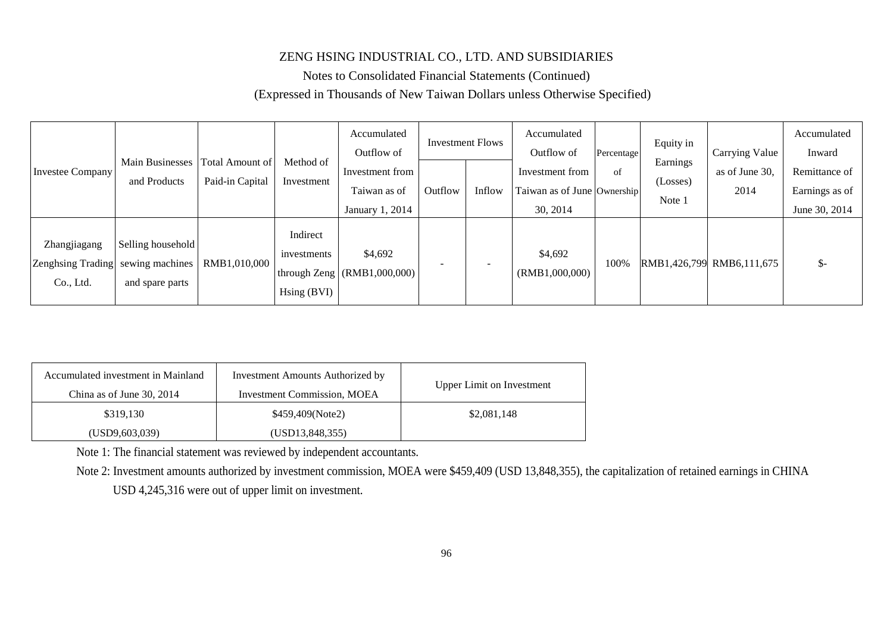ZENG HSING INDUSTRIAL CO., LTD. AND SUBSIDIARIES

Notes to Consolidated Financial Statements (Continued)

(Expressed in Thousands of New Taiwan Dollars unless Otherwise Specified)

| Investee Company | Main Businesses and Products | Total Amount of Paid-in Capital | Method of Investment | Accumulated Outflow of Investment from Taiwan as of January 1, 2014 | Investment Flows | | Accumulated Outflow of Investment from Taiwan as of June 30, 2014 | Percentage of Ownership | Equity in Earnings (Losses) Note 1 | Carrying Value as of June 30, 2014 | Accumulated Inward Remittance of Earnings as of June 30, 2014 |
|---|---|---|---|---|---|---|---|---|---|---|---|
| | | | | | Outflow | Inflow | | | | | |
| Zhangjiagang Zenghsing Trading Co., Ltd. | Selling household sewing machines and spare parts | RMB1,010,000 | Indirect investments through Zeng Hsing (BVI) | $4,692 (RMB1,000,000) | - | - | $4,692 (RMB1,000,000) | 100% | RMB1,426,799 | RMB6,111,675 | $- |

| Accumulated investment in Mainland China as of June 30, 2014 | Investment Amounts Authorized by Investment Commission, MOEA | Upper Limit on Investment |
|---|---|---|
| $319,130 (USD9,603,039) | $459,409(Note2) (USD13,848,355) | $2,081,148 |

Note 1: The financial statement was reviewed by independent accountants.

Note 2: Investment amounts authorized by investment commission, MOEA were $459,409 (USD 13,848,355), the capitalization of retained earnings in CHINA USD 4,245,316 were out of upper limit on investment.